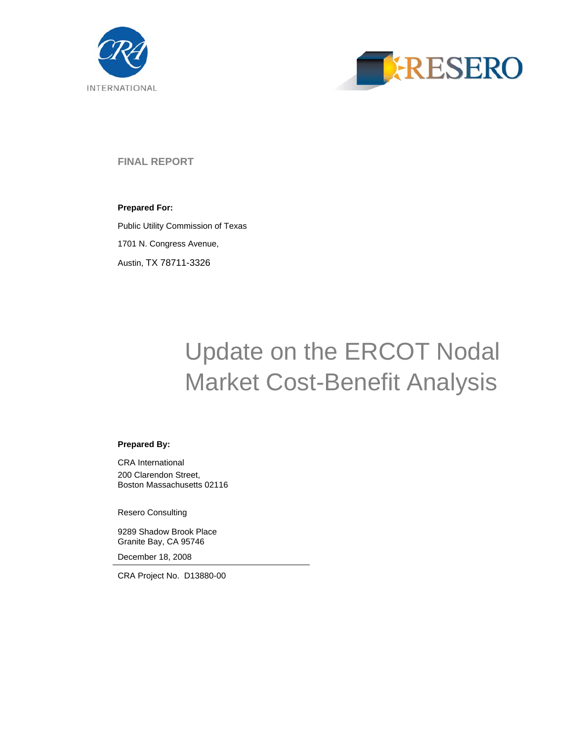CRA INTERNATIONAL

RESERO

**FINAL REPORT**

**Prepared For:**

Public Utility Commission of Texas

1701 N. Congress Avenue,

Austin, TX 78711-3326

# Update on the ERCOT Nodal Market Cost-Benefit Analysis

**Prepared By:**

CRA International
200 Clarendon Street,
Boston Massachusetts 02116

Resero Consulting

9289 Shadow Brook Place
Granite Bay, CA 95746

December 18, 2008

CRA Project No. D13880-00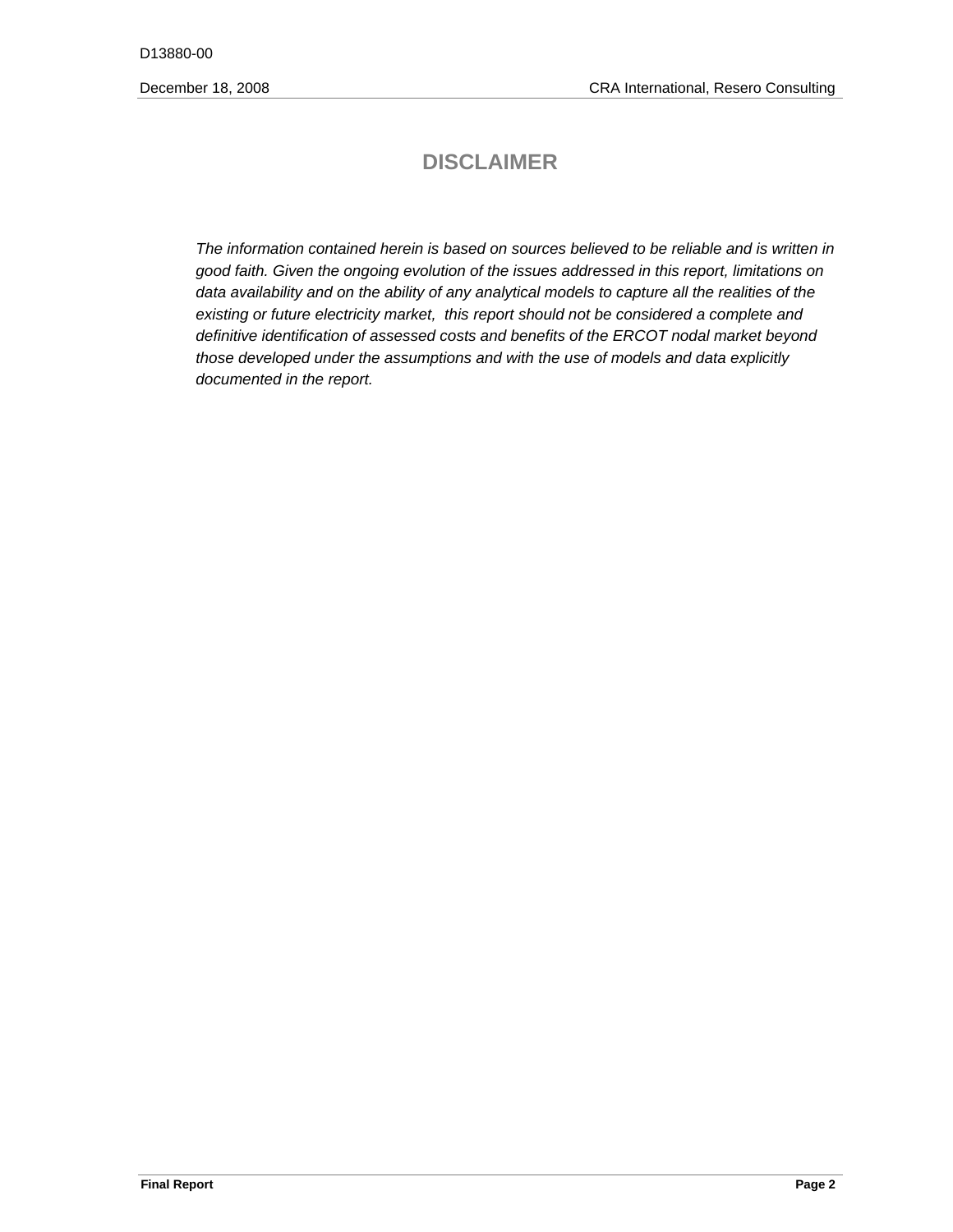# DISCLAIMER

*The information contained herein is based on sources believed to be reliable and is written in good faith. Given the ongoing evolution of the issues addressed in this report, limitations on data availability and on the ability of any analytical models to capture all the realities of the existing or future electricity market, this report should not be considered a complete and definitive identification of assessed costs and benefits of the ERCOT nodal market beyond those developed under the assumptions and with the use of models and data explicitly documented in the report.*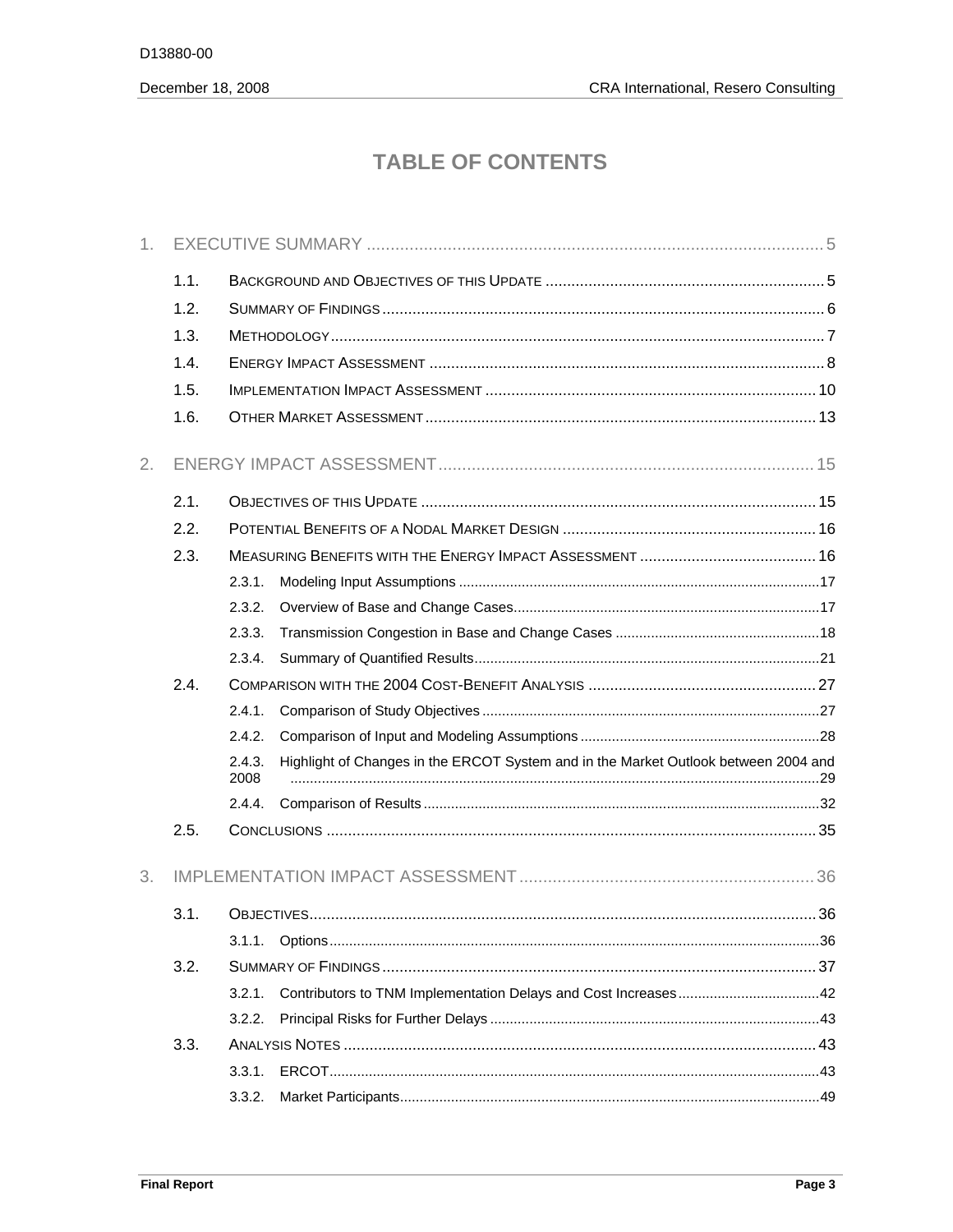# TABLE OF CONTENTS

1. EXECUTIVE SUMMARY .......... 5
   - 1.1. BACKGROUND AND OBJECTIVES OF THIS UPDATE .......... 5
   - 1.2. SUMMARY OF FINDINGS .......... 6
   - 1.3. METHODOLOGY .......... 7
   - 1.4. ENERGY IMPACT ASSESSMENT .......... 8
   - 1.5. IMPLEMENTATION IMPACT ASSESSMENT .......... 10
   - 1.6. OTHER MARKET ASSESSMENT .......... 13

2. ENERGY IMPACT ASSESSMENT .......... 15
   - 2.1. OBJECTIVES OF THIS UPDATE .......... 15
   - 2.2. POTENTIAL BENEFITS OF A NODAL MARKET DESIGN .......... 16
   - 2.3. MEASURING BENEFITS WITH THE ENERGY IMPACT ASSESSMENT .......... 16
     - 2.3.1. Modeling Input Assumptions .......... 17
     - 2.3.2. Overview of Base and Change Cases .......... 17
     - 2.3.3. Transmission Congestion in Base and Change Cases .......... 18
     - 2.3.4. Summary of Quantified Results .......... 21
   - 2.4. COMPARISON WITH THE 2004 COST-BENEFIT ANALYSIS .......... 27
     - 2.4.1. Comparison of Study Objectives .......... 27
     - 2.4.2. Comparison of Input and Modeling Assumptions .......... 28
     - 2.4.3. Highlight of Changes in the ERCOT System and in the Market Outlook between 2004 and 2008 .......... 29
     - 2.4.4. Comparison of Results .......... 32
   - 2.5. CONCLUSIONS .......... 35

3. IMPLEMENTATION IMPACT ASSESSMENT .......... 36
   - 3.1. OBJECTIVES .......... 36
     - 3.1.1. Options .......... 36
   - 3.2. SUMMARY OF FINDINGS .......... 37
     - 3.2.1. Contributors to TNM Implementation Delays and Cost Increases .......... 42
     - 3.2.2. Principal Risks for Further Delays .......... 43
   - 3.3. ANALYSIS NOTES .......... 43
     - 3.3.1. ERCOT .......... 43
     - 3.3.2. Market Participants .......... 49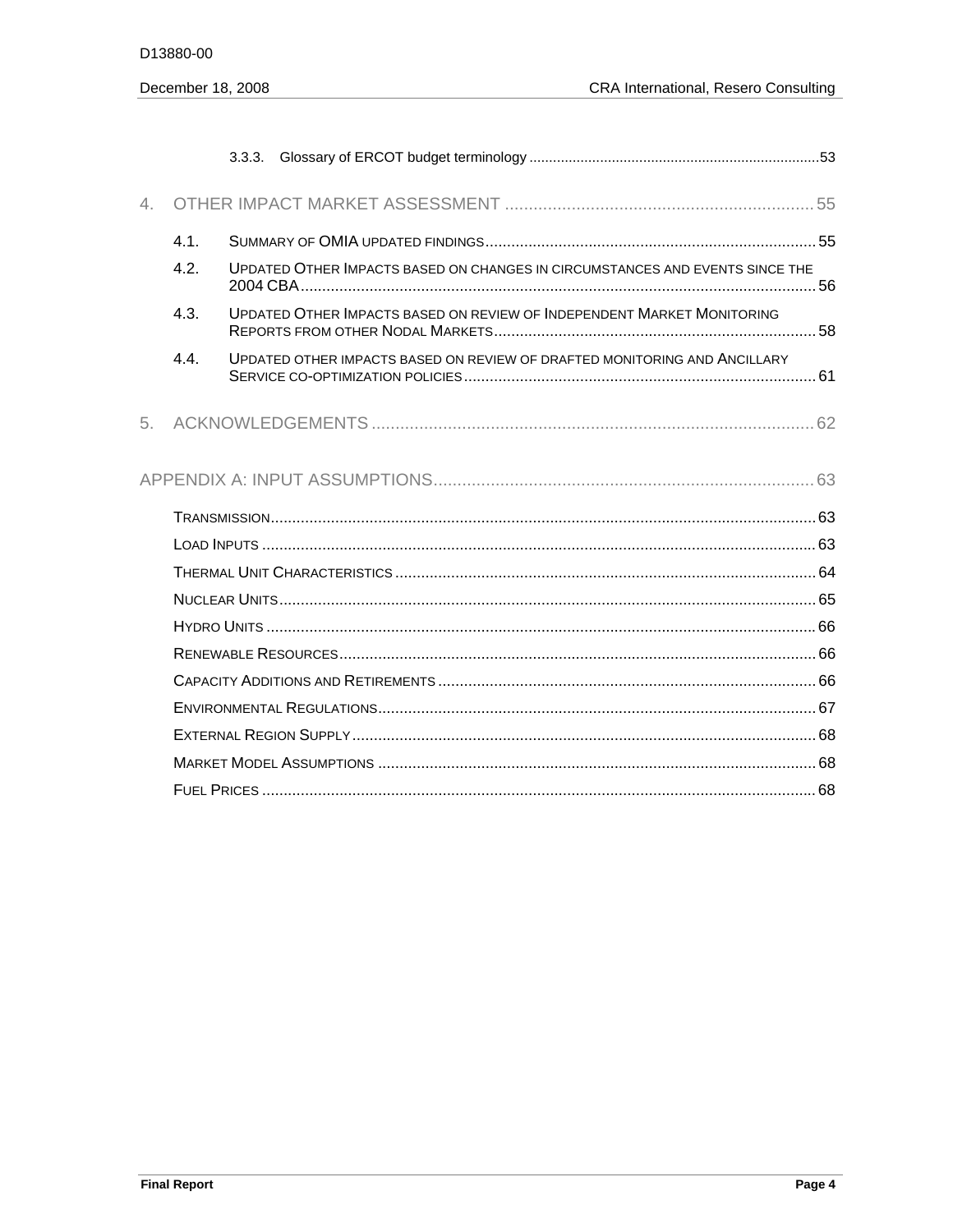3.3.3. Glossary of ERCOT budget terminology ....................................................................53

4. OTHER IMPACT MARKET ASSESSMENT ....................................................................55

4.1. SUMMARY OF OMIA UPDATED FINDINGS ....................................................................55

4.2. UPDATED OTHER IMPACTS BASED ON CHANGES IN CIRCUMSTANCES AND EVENTS SINCE THE 2004 CBA ....................................................................56

4.3. UPDATED OTHER IMPACTS BASED ON REVIEW OF INDEPENDENT MARKET MONITORING REPORTS FROM OTHER NODAL MARKETS ....................................................................58

4.4. UPDATED OTHER IMPACTS BASED ON REVIEW OF DRAFTED MONITORING AND ANCILLARY SERVICE CO-OPTIMIZATION POLICIES ....................................................................61

5. ACKNOWLEDGEMENTS ....................................................................62

APPENDIX A: INPUT ASSUMPTIONS ....................................................................63

TRANSMISSION ....................................................................63

LOAD INPUTS ....................................................................63

THERMAL UNIT CHARACTERISTICS ....................................................................64

NUCLEAR UNITS ....................................................................65

HYDRO UNITS ....................................................................66

RENEWABLE RESOURCES ....................................................................66

CAPACITY ADDITIONS AND RETIREMENTS ....................................................................66

ENVIRONMENTAL REGULATIONS ....................................................................67

EXTERNAL REGION SUPPLY ....................................................................68

MARKET MODEL ASSUMPTIONS ....................................................................68

FUEL PRICES ....................................................................68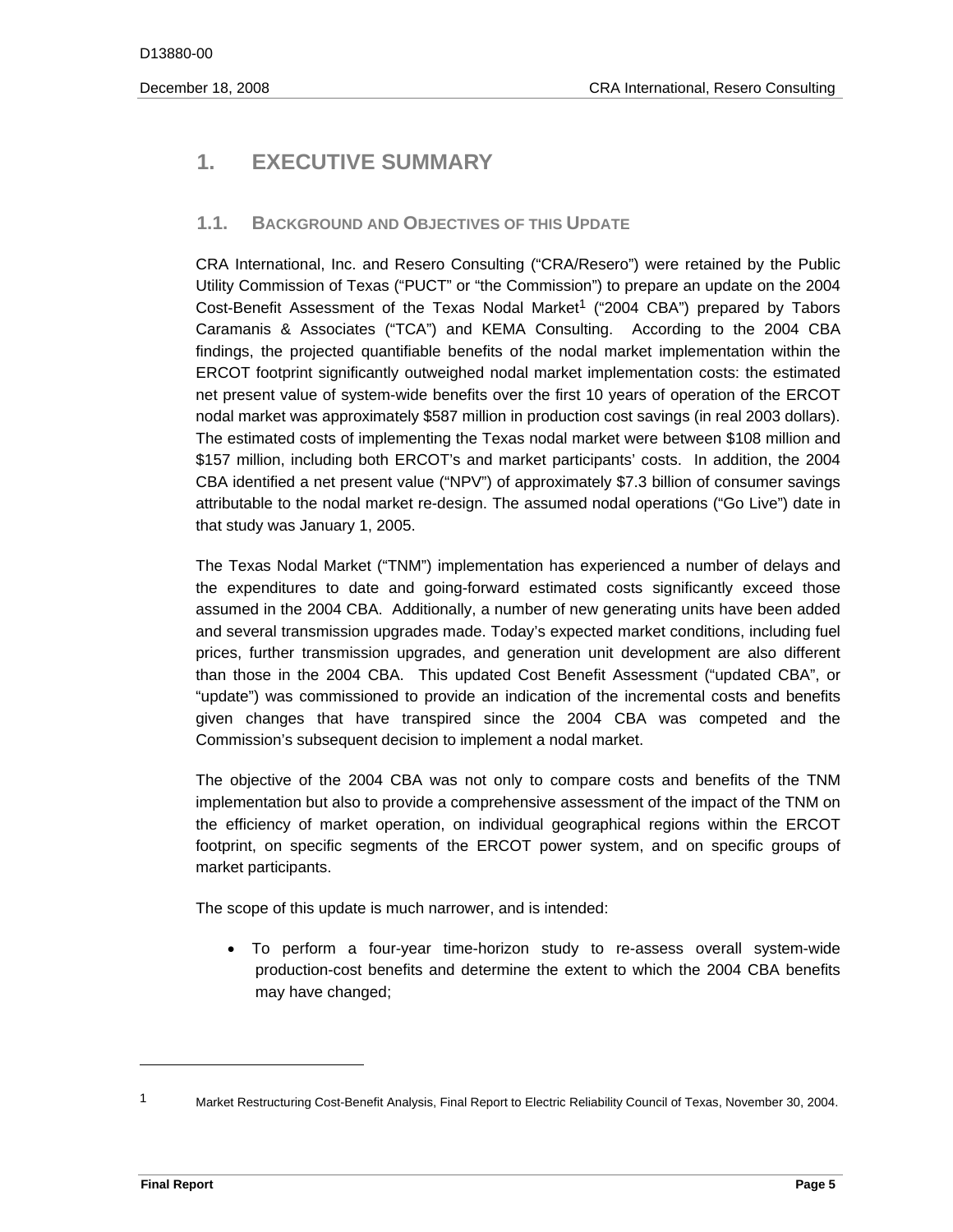# 1. EXECUTIVE SUMMARY

## 1.1. BACKGROUND AND OBJECTIVES OF THIS UPDATE

CRA International, Inc. and Resero Consulting ("CRA/Resero") were retained by the Public Utility Commission of Texas ("PUCT" or "the Commission") to prepare an update on the 2004 Cost-Benefit Assessment of the Texas Nodal Market[1] ("2004 CBA") prepared by Tabors Caramanis & Associates ("TCA") and KEMA Consulting. According to the 2004 CBA findings, the projected quantifiable benefits of the nodal market implementation within the ERCOT footprint significantly outweighed nodal market implementation costs: the estimated net present value of system-wide benefits over the first 10 years of operation of the ERCOT nodal market was approximately $587 million in production cost savings (in real 2003 dollars). The estimated costs of implementing the Texas nodal market were between $108 million and $157 million, including both ERCOT's and market participants' costs. In addition, the 2004 CBA identified a net present value ("NPV") of approximately $7.3 billion of consumer savings attributable to the nodal market re-design. The assumed nodal operations ("Go Live") date in that study was January 1, 2005.

The Texas Nodal Market ("TNM") implementation has experienced a number of delays and the expenditures to date and going-forward estimated costs significantly exceed those assumed in the 2004 CBA. Additionally, a number of new generating units have been added and several transmission upgrades made. Today's expected market conditions, including fuel prices, further transmission upgrades, and generation unit development are also different than those in the 2004 CBA. This updated Cost Benefit Assessment ("updated CBA", or "update") was commissioned to provide an indication of the incremental costs and benefits given changes that have transpired since the 2004 CBA was competed and the Commission's subsequent decision to implement a nodal market.

The objective of the 2004 CBA was not only to compare costs and benefits of the TNM implementation but also to provide a comprehensive assessment of the impact of the TNM on the efficiency of market operation, on individual geographical regions within the ERCOT footprint, on specific segments of the ERCOT power system, and on specific groups of market participants.

The scope of this update is much narrower, and is intended:

- To perform a four-year time-horizon study to re-assess overall system-wide production-cost benefits and determine the extent to which the 2004 CBA benefits may have changed;

[1] Market Restructuring Cost-Benefit Analysis, Final Report to Electric Reliability Council of Texas, November 30, 2004.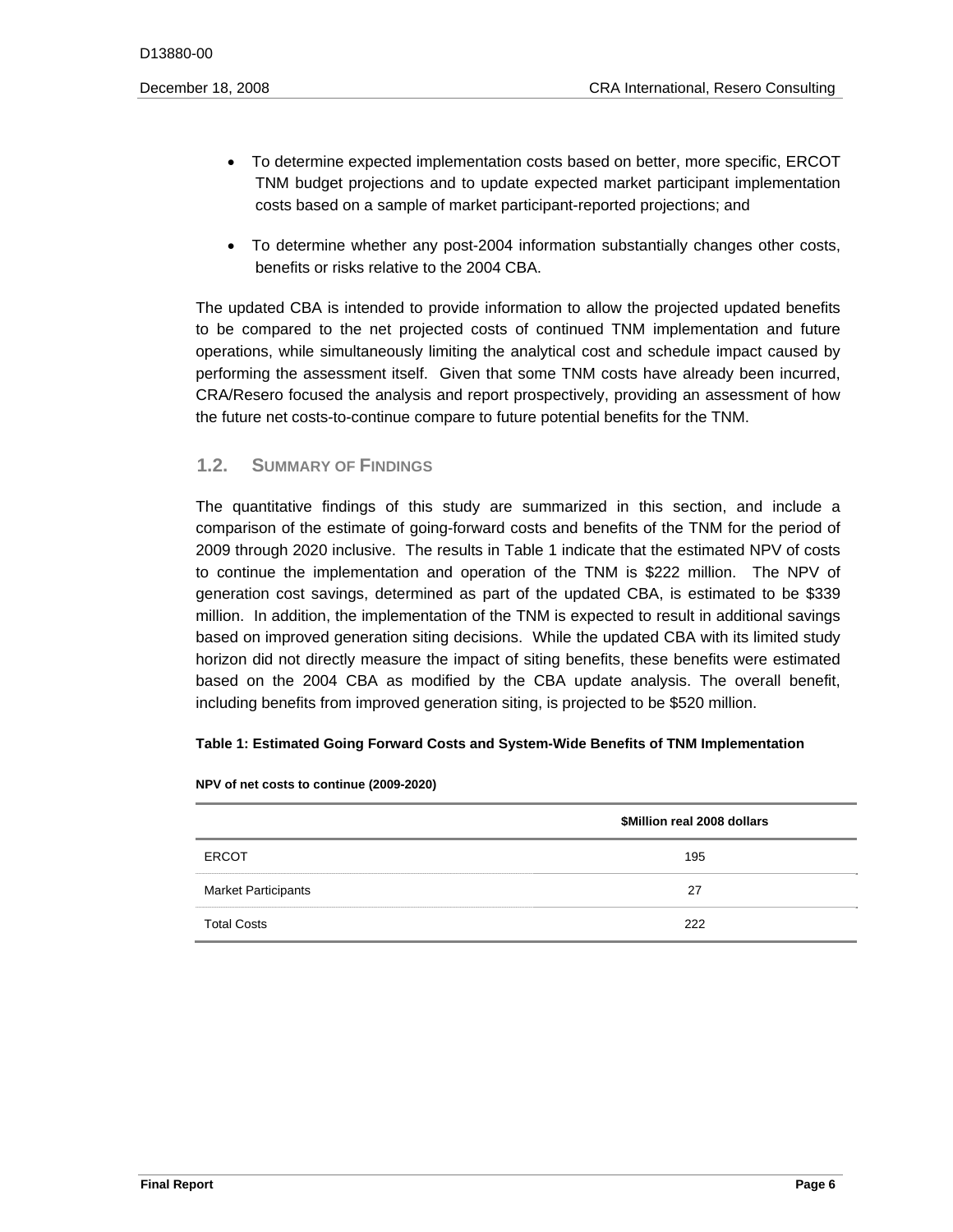- To determine expected implementation costs based on better, more specific, ERCOT TNM budget projections and to update expected market participant implementation costs based on a sample of market participant-reported projections; and

- To determine whether any post-2004 information substantially changes other costs, benefits or risks relative to the 2004 CBA.

The updated CBA is intended to provide information to allow the projected updated benefits to be compared to the net projected costs of continued TNM implementation and future operations, while simultaneously limiting the analytical cost and schedule impact caused by performing the assessment itself. Given that some TNM costs have already been incurred, CRA/Resero focused the analysis and report prospectively, providing an assessment of how the future net costs-to-continue compare to future potential benefits for the TNM.

## 1.2. Summary of Findings

The quantitative findings of this study are summarized in this section, and include a comparison of the estimate of going-forward costs and benefits of the TNM for the period of 2009 through 2020 inclusive. The results in Table 1 indicate that the estimated NPV of costs to continue the implementation and operation of the TNM is $222 million. The NPV of generation cost savings, determined as part of the updated CBA, is estimated to be $339 million. In addition, the implementation of the TNM is expected to result in additional savings based on improved generation siting decisions. While the updated CBA with its limited study horizon did not directly measure the impact of siting benefits, these benefits were estimated based on the 2004 CBA as modified by the CBA update analysis. The overall benefit, including benefits from improved generation siting, is projected to be $520 million.

**Table 1: Estimated Going Forward Costs and System-Wide Benefits of TNM Implementation**

**NPV of net costs to continue (2009-2020)**

| | $Million real 2008 dollars |
|---|---|
| ERCOT | 195 |
| Market Participants | 27 |
| Total Costs | 222 |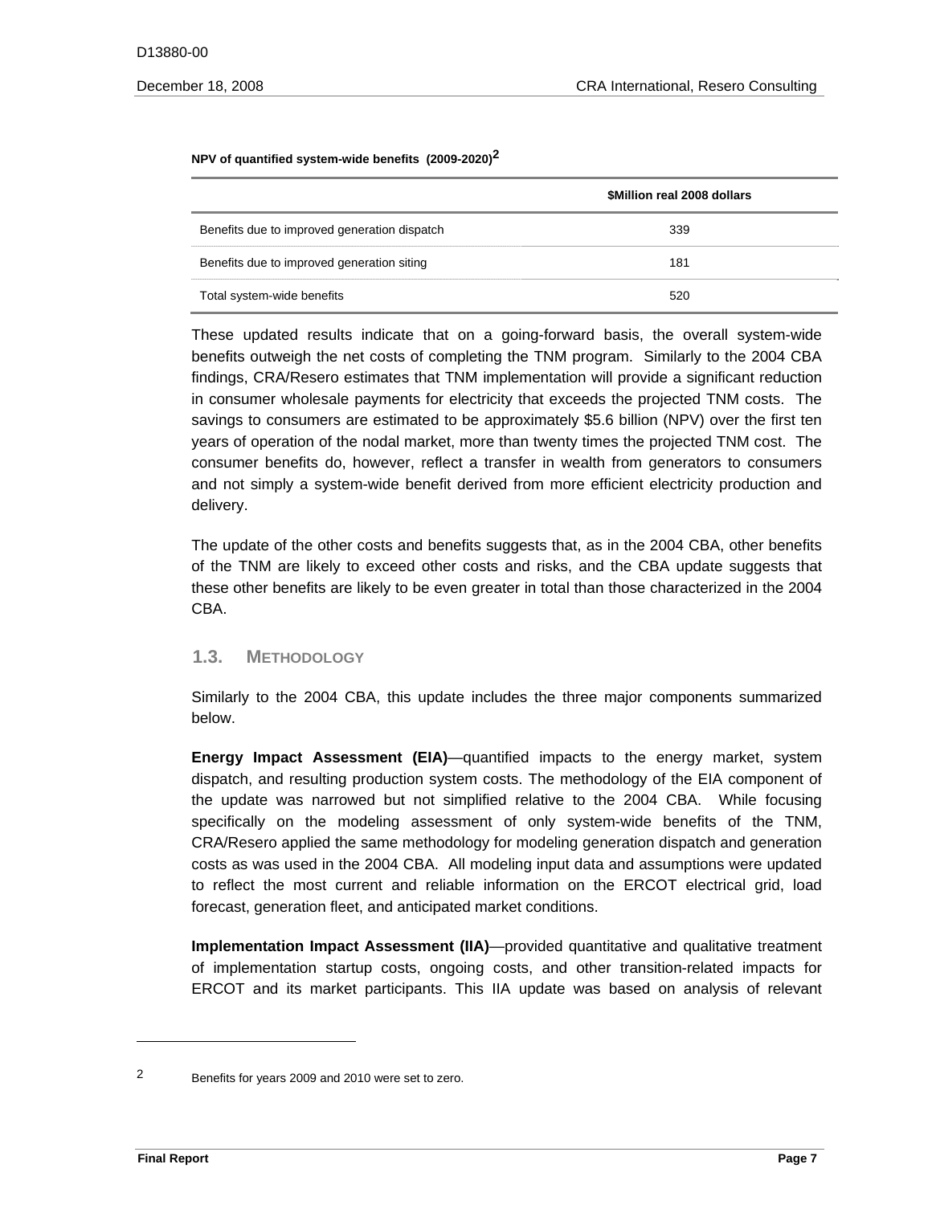**NPV of quantified system-wide benefits (2009-2020)[2]**

| | \$Million real 2008 dollars |
|---|---|
| Benefits due to improved generation dispatch | 339 |
| Benefits due to improved generation siting | 181 |
| Total system-wide benefits | 520 |

These updated results indicate that on a going-forward basis, the overall system-wide benefits outweigh the net costs of completing the TNM program. Similarly to the 2004 CBA findings, CRA/Resero estimates that TNM implementation will provide a significant reduction in consumer wholesale payments for electricity that exceeds the projected TNM costs. The savings to consumers are estimated to be approximately $5.6 billion (NPV) over the first ten years of operation of the nodal market, more than twenty times the projected TNM cost. The consumer benefits do, however, reflect a transfer in wealth from generators to consumers and not simply a system-wide benefit derived from more efficient electricity production and delivery.

The update of the other costs and benefits suggests that, as in the 2004 CBA, other benefits of the TNM are likely to exceed other costs and risks, and the CBA update suggests that these other benefits are likely to be even greater in total than those characterized in the 2004 CBA.

## 1.3. Methodology

Similarly to the 2004 CBA, this update includes the three major components summarized below.

**Energy Impact Assessment (EIA)**—quantified impacts to the energy market, system dispatch, and resulting production system costs. The methodology of the EIA component of the update was narrowed but not simplified relative to the 2004 CBA. While focusing specifically on the modeling assessment of only system-wide benefits of the TNM, CRA/Resero applied the same methodology for modeling generation dispatch and generation costs as was used in the 2004 CBA. All modeling input data and assumptions were updated to reflect the most current and reliable information on the ERCOT electrical grid, load forecast, generation fleet, and anticipated market conditions.

**Implementation Impact Assessment (IIA)**—provided quantitative and qualitative treatment of implementation startup costs, ongoing costs, and other transition-related impacts for ERCOT and its market participants. This IIA update was based on analysis of relevant

---

2 Benefits for years 2009 and 2010 were set to zero.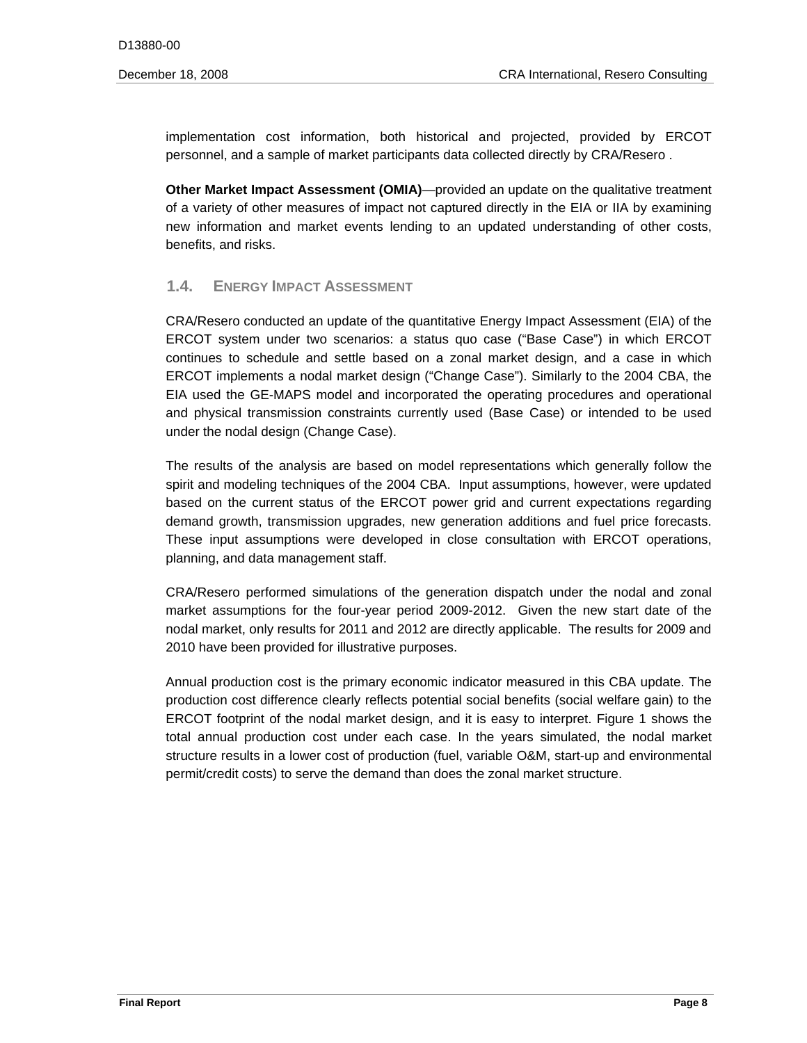implementation cost information, both historical and projected, provided by ERCOT personnel, and a sample of market participants data collected directly by CRA/Resero .

**Other Market Impact Assessment (OMIA)**—provided an update on the qualitative treatment of a variety of other measures of impact not captured directly in the EIA or IIA by examining new information and market events lending to an updated understanding of other costs, benefits, and risks.

## 1.4. Energy Impact Assessment

CRA/Resero conducted an update of the quantitative Energy Impact Assessment (EIA) of the ERCOT system under two scenarios: a status quo case ("Base Case") in which ERCOT continues to schedule and settle based on a zonal market design, and a case in which ERCOT implements a nodal market design ("Change Case"). Similarly to the 2004 CBA, the EIA used the GE-MAPS model and incorporated the operating procedures and operational and physical transmission constraints currently used (Base Case) or intended to be used under the nodal design (Change Case).

The results of the analysis are based on model representations which generally follow the spirit and modeling techniques of the 2004 CBA. Input assumptions, however, were updated based on the current status of the ERCOT power grid and current expectations regarding demand growth, transmission upgrades, new generation additions and fuel price forecasts. These input assumptions were developed in close consultation with ERCOT operations, planning, and data management staff.

CRA/Resero performed simulations of the generation dispatch under the nodal and zonal market assumptions for the four-year period 2009-2012. Given the new start date of the nodal market, only results for 2011 and 2012 are directly applicable. The results for 2009 and 2010 have been provided for illustrative purposes.

Annual production cost is the primary economic indicator measured in this CBA update. The production cost difference clearly reflects potential social benefits (social welfare gain) to the ERCOT footprint of the nodal market design, and it is easy to interpret. Figure 1 shows the total annual production cost under each case. In the years simulated, the nodal market structure results in a lower cost of production (fuel, variable O&M, start-up and environmental permit/credit costs) to serve the demand than does the zonal market structure.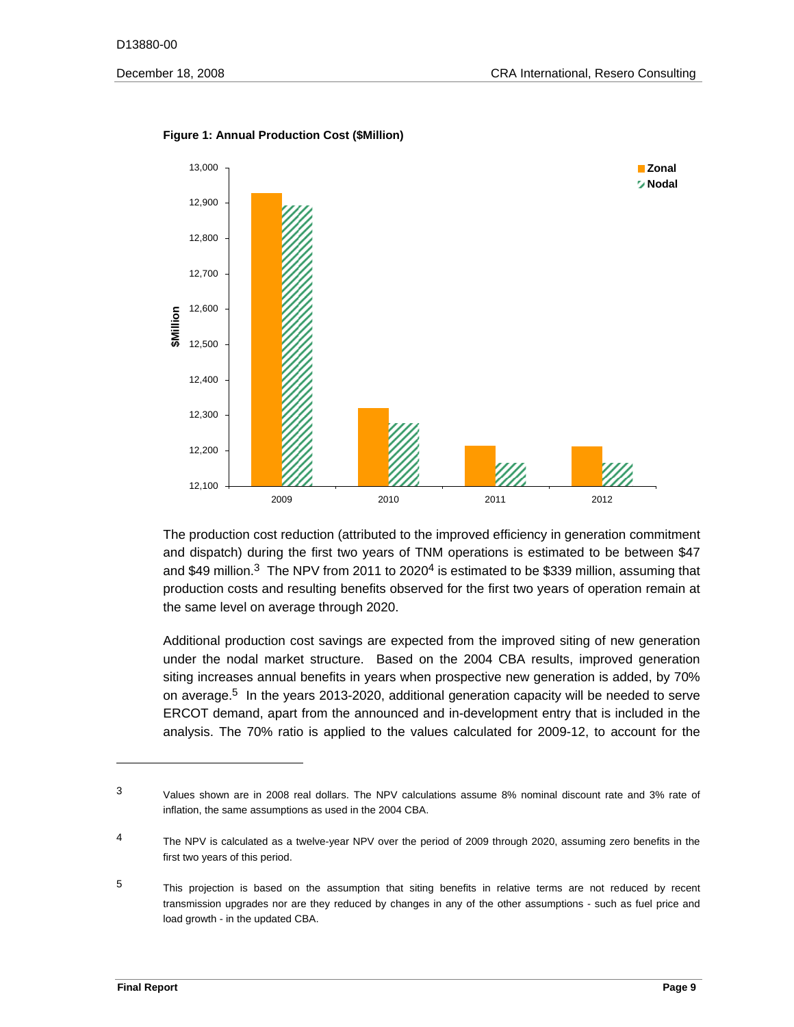**Figure 1: Annual Production Cost ($Million)**

The production cost reduction (attributed to the improved efficiency in generation commitment and dispatch) during the first two years of TNM operations is estimated to be between $47 and $49 million.[3] The NPV from 2011 to 2020[4] is estimated to be $339 million, assuming that production costs and resulting benefits observed for the first two years of operation remain at the same level on average through 2020.

Additional production cost savings are expected from the improved siting of new generation under the nodal market structure. Based on the 2004 CBA results, improved generation siting increases annual benefits in years when prospective new generation is added, by 70% on average.[5] In the years 2013-2020, additional generation capacity will be needed to serve ERCOT demand, apart from the announced and in-development entry that is included in the analysis. The 70% ratio is applied to the values calculated for 2009-12, to account for the

---

3 Values shown are in 2008 real dollars. The NPV calculations assume 8% nominal discount rate and 3% rate of inflation, the same assumptions as used in the 2004 CBA.

4 The NPV is calculated as a twelve-year NPV over the period of 2009 through 2020, assuming zero benefits in the first two years of this period.

5 This projection is based on the assumption that siting benefits in relative terms are not reduced by recent transmission upgrades nor are they reduced by changes in any of the other assumptions - such as fuel price and load growth - in the updated CBA.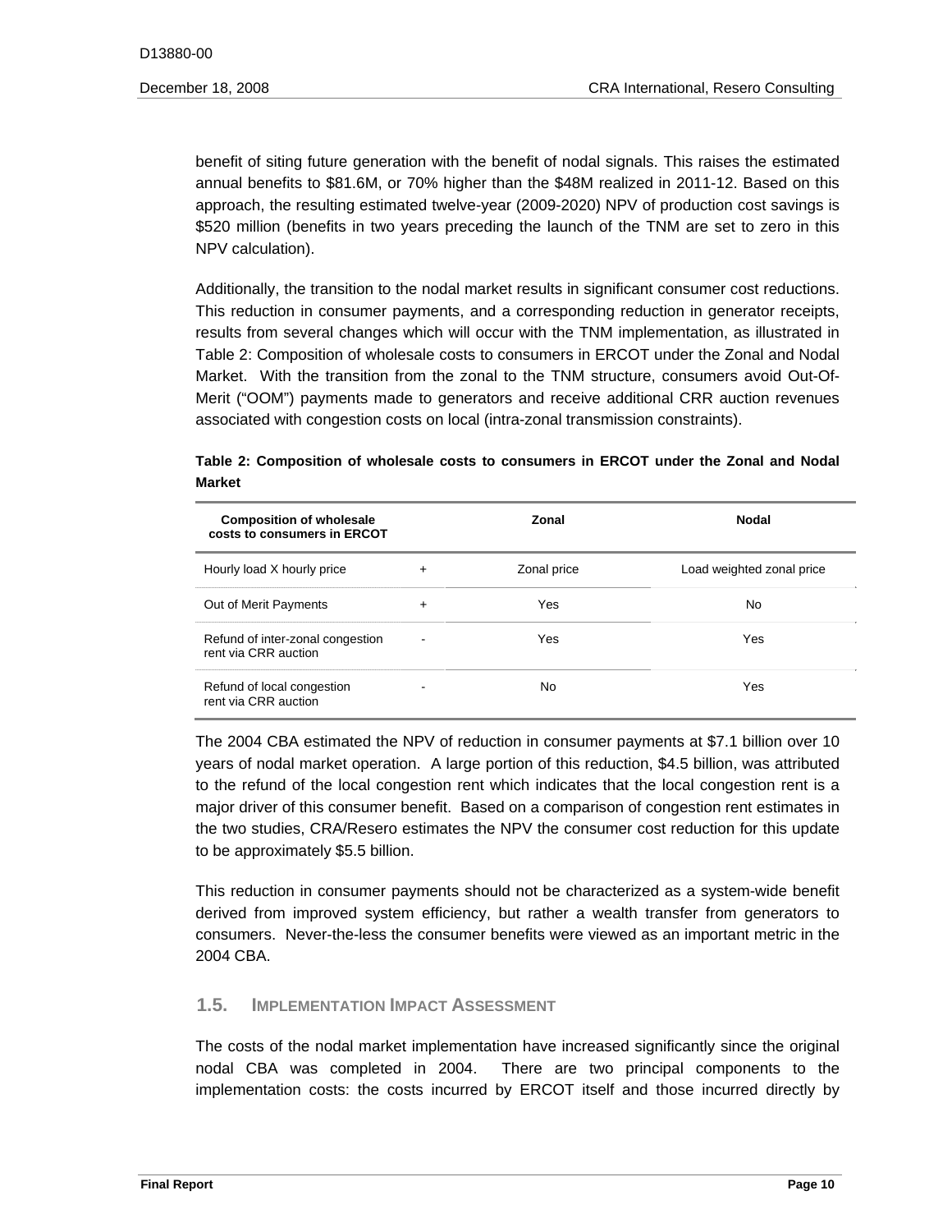benefit of siting future generation with the benefit of nodal signals. This raises the estimated annual benefits to $81.6M, or 70% higher than the $48M realized in 2011-12. Based on this approach, the resulting estimated twelve-year (2009-2020) NPV of production cost savings is $520 million (benefits in two years preceding the launch of the TNM are set to zero in this NPV calculation).

Additionally, the transition to the nodal market results in significant consumer cost reductions. This reduction in consumer payments, and a corresponding reduction in generator receipts, results from several changes which will occur with the TNM implementation, as illustrated in Table 2: Composition of wholesale costs to consumers in ERCOT under the Zonal and Nodal Market. With the transition from the zonal to the TNM structure, consumers avoid Out-Of-Merit ("OOM") payments made to generators and receive additional CRR auction revenues associated with congestion costs on local (intra-zonal transmission constraints).

**Table 2: Composition of wholesale costs to consumers in ERCOT under the Zonal and Nodal Market**

| Composition of wholesale costs to consumers in ERCOT | | Zonal | Nodal |
|---|---|---|---|
| Hourly load X hourly price | + | Zonal price | Load weighted zonal price |
| Out of Merit Payments | + | Yes | No |
| Refund of inter-zonal congestion rent via CRR auction | - | Yes | Yes |
| Refund of local congestion rent via CRR auction | - | No | Yes |

The 2004 CBA estimated the NPV of reduction in consumer payments at $7.1 billion over 10 years of nodal market operation. A large portion of this reduction, $4.5 billion, was attributed to the refund of the local congestion rent which indicates that the local congestion rent is a major driver of this consumer benefit. Based on a comparison of congestion rent estimates in the two studies, CRA/Resero estimates the NPV the consumer cost reduction for this update to be approximately $5.5 billion.

This reduction in consumer payments should not be characterized as a system-wide benefit derived from improved system efficiency, but rather a wealth transfer from generators to consumers. Never-the-less the consumer benefits were viewed as an important metric in the 2004 CBA.

## 1.5. Implementation Impact Assessment

The costs of the nodal market implementation have increased significantly since the original nodal CBA was completed in 2004. There are two principal components to the implementation costs: the costs incurred by ERCOT itself and those incurred directly by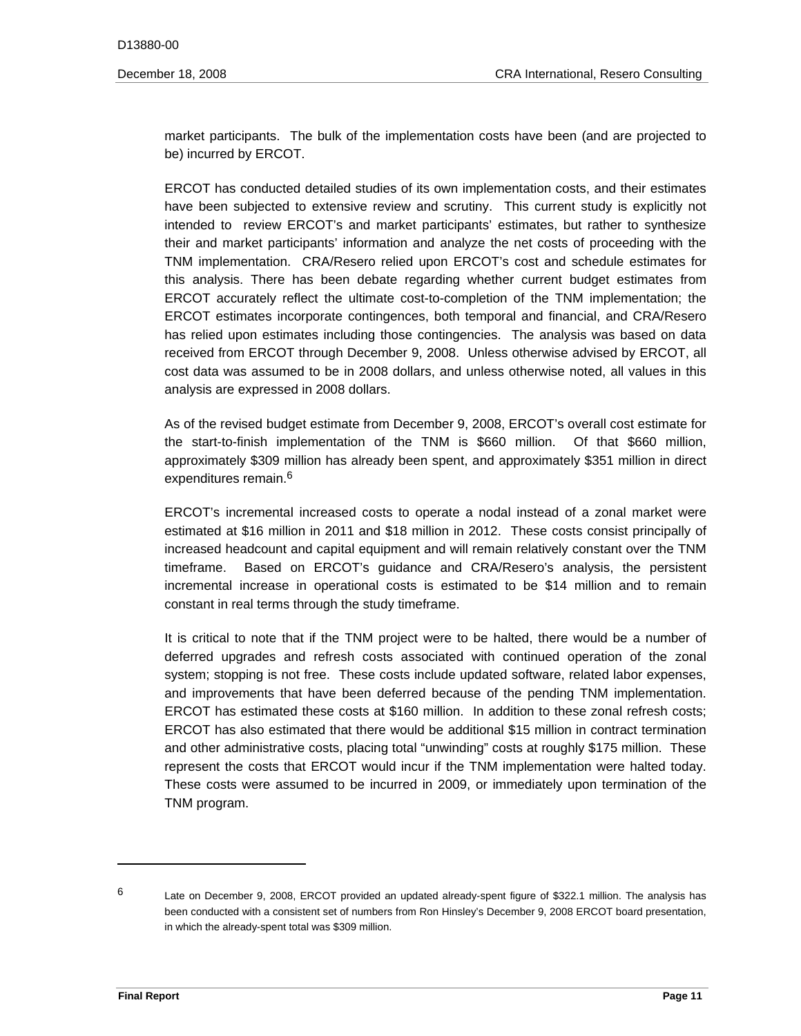market participants. The bulk of the implementation costs have been (and are projected to be) incurred by ERCOT.

ERCOT has conducted detailed studies of its own implementation costs, and their estimates have been subjected to extensive review and scrutiny. This current study is explicitly not intended to review ERCOT's and market participants' estimates, but rather to synthesize their and market participants' information and analyze the net costs of proceeding with the TNM implementation. CRA/Resero relied upon ERCOT's cost and schedule estimates for this analysis. There has been debate regarding whether current budget estimates from ERCOT accurately reflect the ultimate cost-to-completion of the TNM implementation; the ERCOT estimates incorporate contingences, both temporal and financial, and CRA/Resero has relied upon estimates including those contingencies. The analysis was based on data received from ERCOT through December 9, 2008. Unless otherwise advised by ERCOT, all cost data was assumed to be in 2008 dollars, and unless otherwise noted, all values in this analysis are expressed in 2008 dollars.

As of the revised budget estimate from December 9, 2008, ERCOT's overall cost estimate for the start-to-finish implementation of the TNM is $660 million. Of that $660 million, approximately $309 million has already been spent, and approximately $351 million in direct expenditures remain.[6]

ERCOT's incremental increased costs to operate a nodal instead of a zonal market were estimated at $16 million in 2011 and $18 million in 2012. These costs consist principally of increased headcount and capital equipment and will remain relatively constant over the TNM timeframe. Based on ERCOT's guidance and CRA/Resero's analysis, the persistent incremental increase in operational costs is estimated to be $14 million and to remain constant in real terms through the study timeframe.

It is critical to note that if the TNM project were to be halted, there would be a number of deferred upgrades and refresh costs associated with continued operation of the zonal system; stopping is not free. These costs include updated software, related labor expenses, and improvements that have been deferred because of the pending TNM implementation. ERCOT has estimated these costs at $160 million. In addition to these zonal refresh costs; ERCOT has also estimated that there would be additional $15 million in contract termination and other administrative costs, placing total "unwinding" costs at roughly $175 million. These represent the costs that ERCOT would incur if the TNM implementation were halted today. These costs were assumed to be incurred in 2009, or immediately upon termination of the TNM program.

---

[6] Late on December 9, 2008, ERCOT provided an updated already-spent figure of $322.1 million. The analysis has been conducted with a consistent set of numbers from Ron Hinsley's December 9, 2008 ERCOT board presentation, in which the already-spent total was $309 million.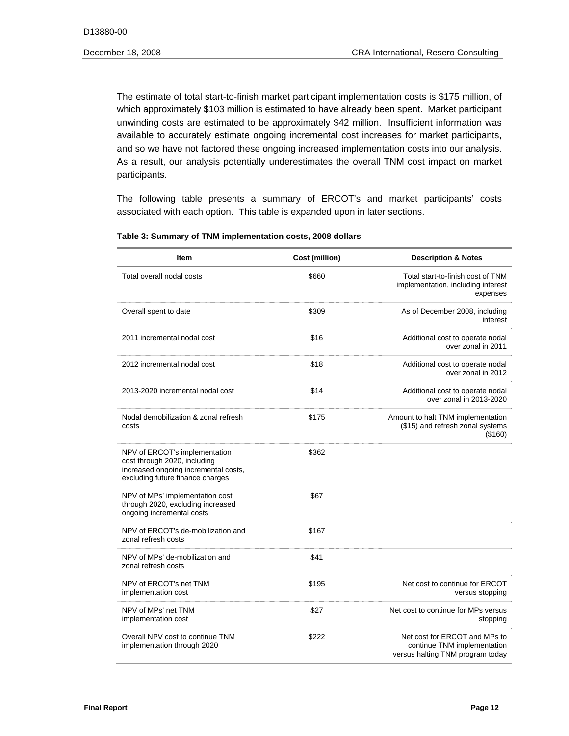The estimate of total start-to-finish market participant implementation costs is $175 million, of which approximately $103 million is estimated to have already been spent. Market participant unwinding costs are estimated to be approximately $42 million. Insufficient information was available to accurately estimate ongoing incremental cost increases for market participants, and so we have not factored these ongoing increased implementation costs into our analysis. As a result, our analysis potentially underestimates the overall TNM cost impact on market participants.

The following table presents a summary of ERCOT's and market participants' costs associated with each option. This table is expanded upon in later sections.

**Table 3: Summary of TNM implementation costs, 2008 dollars**

| Item | Cost (million) | Description & Notes |
|---|---|---|
| Total overall nodal costs | $660 | Total start-to-finish cost of TNM implementation, including interest expenses |
| Overall spent to date | $309 | As of December 2008, including interest |
| 2011 incremental nodal cost | $16 | Additional cost to operate nodal over zonal in 2011 |
| 2012 incremental nodal cost | $18 | Additional cost to operate nodal over zonal in 2012 |
| 2013-2020 incremental nodal cost | $14 | Additional cost to operate nodal over zonal in 2013-2020 |
| Nodal demobilization & zonal refresh costs | $175 | Amount to halt TNM implementation ($15) and refresh zonal systems ($160) |
| NPV of ERCOT's implementation cost through 2020, including increased ongoing incremental costs, excluding future finance charges | $362 | |
| NPV of MPs' implementation cost through 2020, excluding increased ongoing incremental costs | $67 | |
| NPV of ERCOT's de-mobilization and zonal refresh costs | $167 | |
| NPV of MPs' de-mobilization and zonal refresh costs | $41 | |
| NPV of ERCOT's net TNM implementation cost | $195 | Net cost to continue for ERCOT versus stopping |
| NPV of MPs' net TNM implementation cost | $27 | Net cost to continue for MPs versus stopping |
| Overall NPV cost to continue TNM implementation through 2020 | $222 | Net cost for ERCOT and MPs to continue TNM implementation versus halting TNM program today |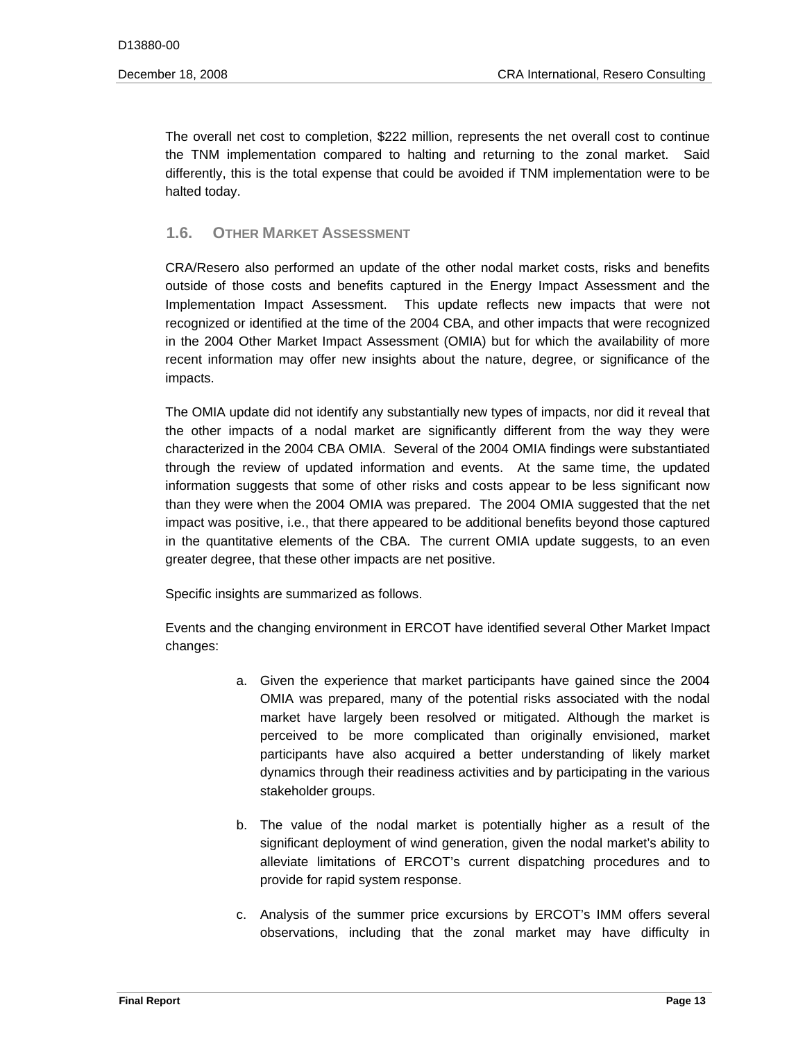The overall net cost to completion, $222 million, represents the net overall cost to continue the TNM implementation compared to halting and returning to the zonal market. Said differently, this is the total expense that could be avoided if TNM implementation were to be halted today.

## 1.6. Other Market Assessment

CRA/Resero also performed an update of the other nodal market costs, risks and benefits outside of those costs and benefits captured in the Energy Impact Assessment and the Implementation Impact Assessment. This update reflects new impacts that were not recognized or identified at the time of the 2004 CBA, and other impacts that were recognized in the 2004 Other Market Impact Assessment (OMIA) but for which the availability of more recent information may offer new insights about the nature, degree, or significance of the impacts.

The OMIA update did not identify any substantially new types of impacts, nor did it reveal that the other impacts of a nodal market are significantly different from the way they were characterized in the 2004 CBA OMIA. Several of the 2004 OMIA findings were substantiated through the review of updated information and events. At the same time, the updated information suggests that some of other risks and costs appear to be less significant now than they were when the 2004 OMIA was prepared. The 2004 OMIA suggested that the net impact was positive, i.e., that there appeared to be additional benefits beyond those captured in the quantitative elements of the CBA. The current OMIA update suggests, to an even greater degree, that these other impacts are net positive.

Specific insights are summarized as follows.

Events and the changing environment in ERCOT have identified several Other Market Impact changes:

a. Given the experience that market participants have gained since the 2004 OMIA was prepared, many of the potential risks associated with the nodal market have largely been resolved or mitigated. Although the market is perceived to be more complicated than originally envisioned, market participants have also acquired a better understanding of likely market dynamics through their readiness activities and by participating in the various stakeholder groups.

b. The value of the nodal market is potentially higher as a result of the significant deployment of wind generation, given the nodal market's ability to alleviate limitations of ERCOT's current dispatching procedures and to provide for rapid system response.

c. Analysis of the summer price excursions by ERCOT's IMM offers several observations, including that the zonal market may have difficulty in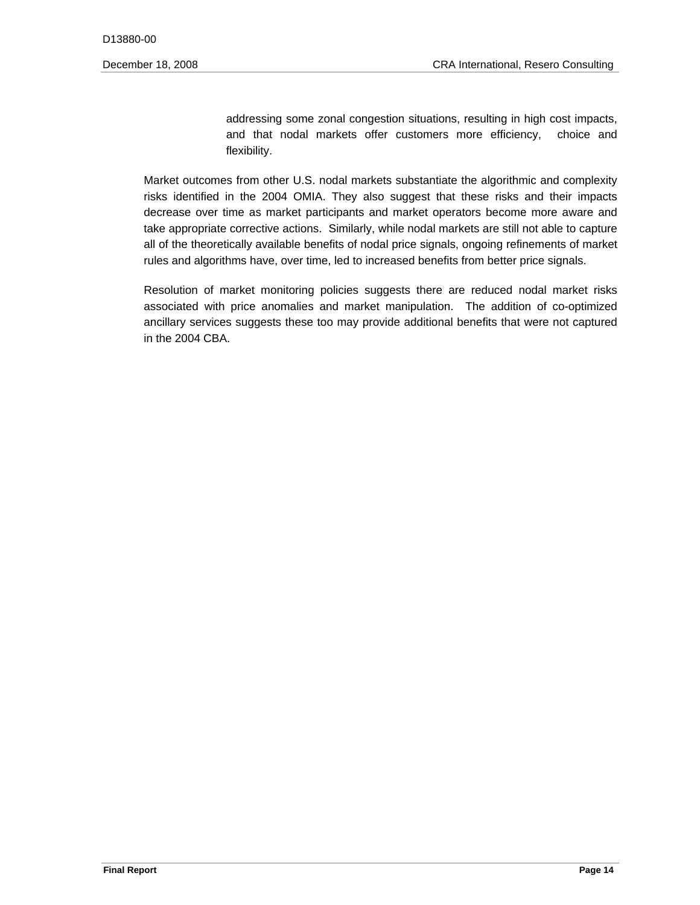addressing some zonal congestion situations, resulting in high cost impacts, and that nodal markets offer customers more efficiency, choice and flexibility.

Market outcomes from other U.S. nodal markets substantiate the algorithmic and complexity risks identified in the 2004 OMIA. They also suggest that these risks and their impacts decrease over time as market participants and market operators become more aware and take appropriate corrective actions. Similarly, while nodal markets are still not able to capture all of the theoretically available benefits of nodal price signals, ongoing refinements of market rules and algorithms have, over time, led to increased benefits from better price signals.

Resolution of market monitoring policies suggests there are reduced nodal market risks associated with price anomalies and market manipulation. The addition of co-optimized ancillary services suggests these too may provide additional benefits that were not captured in the 2004 CBA.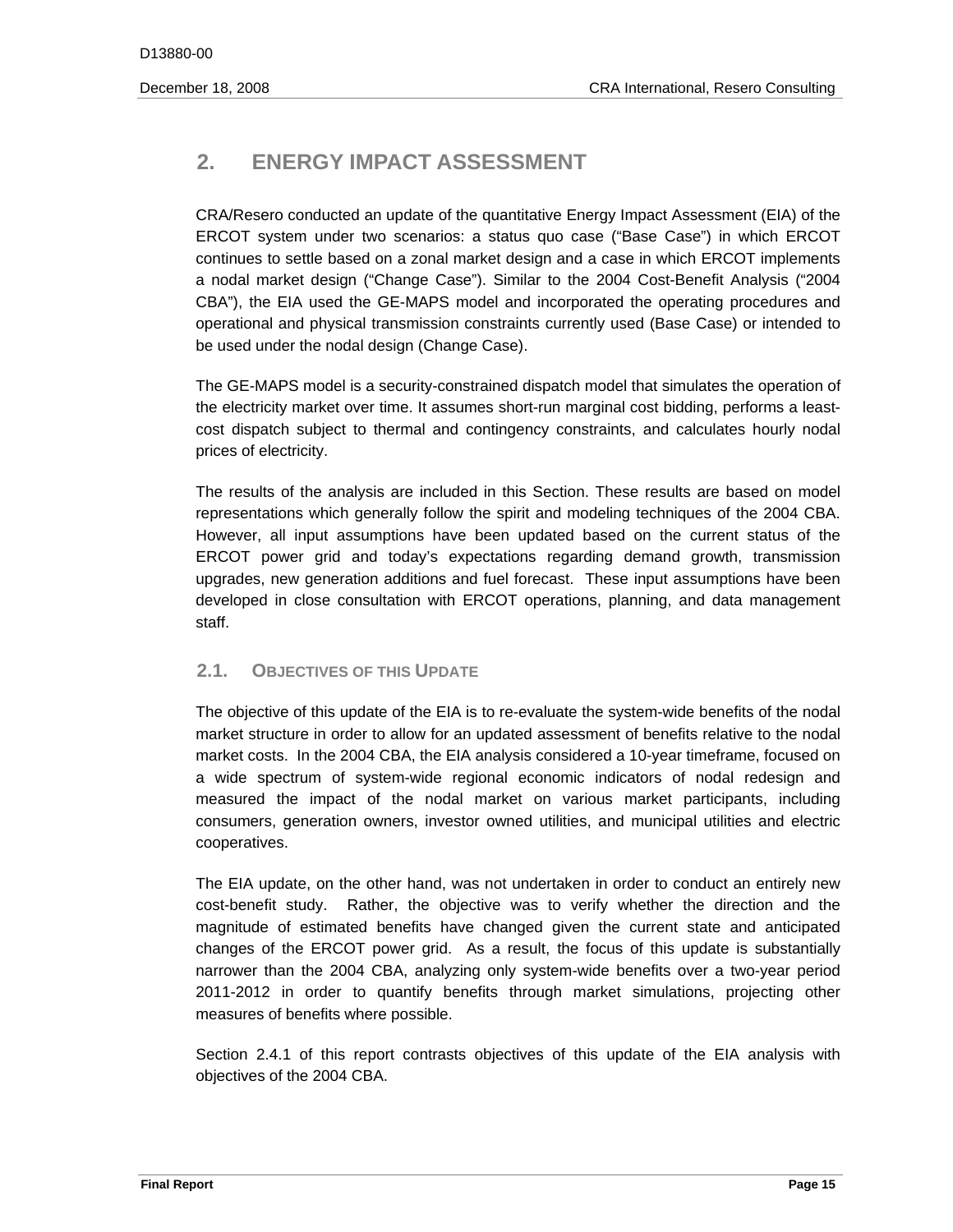## 2. ENERGY IMPACT ASSESSMENT

CRA/Resero conducted an update of the quantitative Energy Impact Assessment (EIA) of the ERCOT system under two scenarios: a status quo case ("Base Case") in which ERCOT continues to settle based on a zonal market design and a case in which ERCOT implements a nodal market design ("Change Case"). Similar to the 2004 Cost-Benefit Analysis ("2004 CBA"), the EIA used the GE-MAPS model and incorporated the operating procedures and operational and physical transmission constraints currently used (Base Case) or intended to be used under the nodal design (Change Case).

The GE-MAPS model is a security-constrained dispatch model that simulates the operation of the electricity market over time. It assumes short-run marginal cost bidding, performs a least-cost dispatch subject to thermal and contingency constraints, and calculates hourly nodal prices of electricity.

The results of the analysis are included in this Section. These results are based on model representations which generally follow the spirit and modeling techniques of the 2004 CBA. However, all input assumptions have been updated based on the current status of the ERCOT power grid and today's expectations regarding demand growth, transmission upgrades, new generation additions and fuel forecast. These input assumptions have been developed in close consultation with ERCOT operations, planning, and data management staff.

### 2.1. OBJECTIVES OF THIS UPDATE

The objective of this update of the EIA is to re-evaluate the system-wide benefits of the nodal market structure in order to allow for an updated assessment of benefits relative to the nodal market costs. In the 2004 CBA, the EIA analysis considered a 10-year timeframe, focused on a wide spectrum of system-wide regional economic indicators of nodal redesign and measured the impact of the nodal market on various market participants, including consumers, generation owners, investor owned utilities, and municipal utilities and electric cooperatives.

The EIA update, on the other hand, was not undertaken in order to conduct an entirely new cost-benefit study. Rather, the objective was to verify whether the direction and the magnitude of estimated benefits have changed given the current state and anticipated changes of the ERCOT power grid. As a result, the focus of this update is substantially narrower than the 2004 CBA, analyzing only system-wide benefits over a two-year period 2011-2012 in order to quantify benefits through market simulations, projecting other measures of benefits where possible.

Section 2.4.1 of this report contrasts objectives of this update of the EIA analysis with objectives of the 2004 CBA.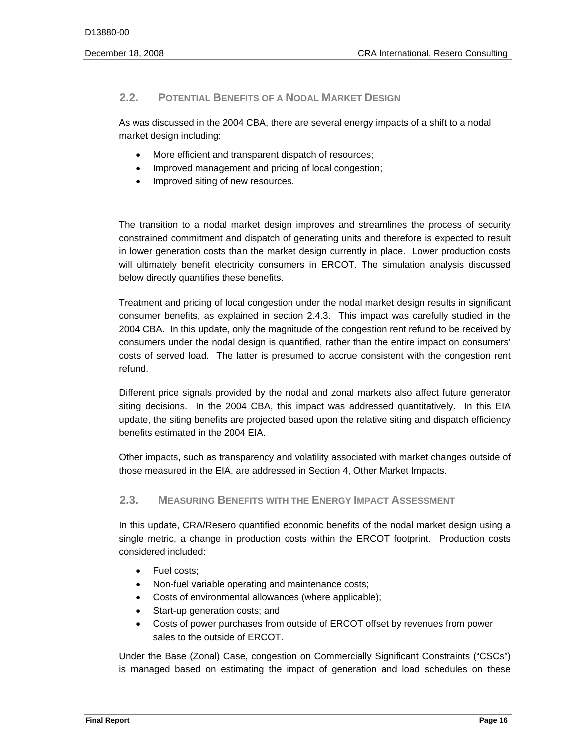## 2.2. Potential Benefits of a Nodal Market Design

As was discussed in the 2004 CBA, there are several energy impacts of a shift to a nodal market design including:

- More efficient and transparent dispatch of resources;
- Improved management and pricing of local congestion;
- Improved siting of new resources.

The transition to a nodal market design improves and streamlines the process of security constrained commitment and dispatch of generating units and therefore is expected to result in lower generation costs than the market design currently in place. Lower production costs will ultimately benefit electricity consumers in ERCOT. The simulation analysis discussed below directly quantifies these benefits.

Treatment and pricing of local congestion under the nodal market design results in significant consumer benefits, as explained in section 2.4.3. This impact was carefully studied in the 2004 CBA. In this update, only the magnitude of the congestion rent refund to be received by consumers under the nodal design is quantified, rather than the entire impact on consumers' costs of served load. The latter is presumed to accrue consistent with the congestion rent refund.

Different price signals provided by the nodal and zonal markets also affect future generator siting decisions. In the 2004 CBA, this impact was addressed quantitatively. In this EIA update, the siting benefits are projected based upon the relative siting and dispatch efficiency benefits estimated in the 2004 EIA.

Other impacts, such as transparency and volatility associated with market changes outside of those measured in the EIA, are addressed in Section 4, Other Market Impacts.

## 2.3. Measuring Benefits with the Energy Impact Assessment

In this update, CRA/Resero quantified economic benefits of the nodal market design using a single metric, a change in production costs within the ERCOT footprint. Production costs considered included:

- Fuel costs;
- Non-fuel variable operating and maintenance costs;
- Costs of environmental allowances (where applicable);
- Start-up generation costs; and
- Costs of power purchases from outside of ERCOT offset by revenues from power sales to the outside of ERCOT.

Under the Base (Zonal) Case, congestion on Commercially Significant Constraints ("CSCs") is managed based on estimating the impact of generation and load schedules on these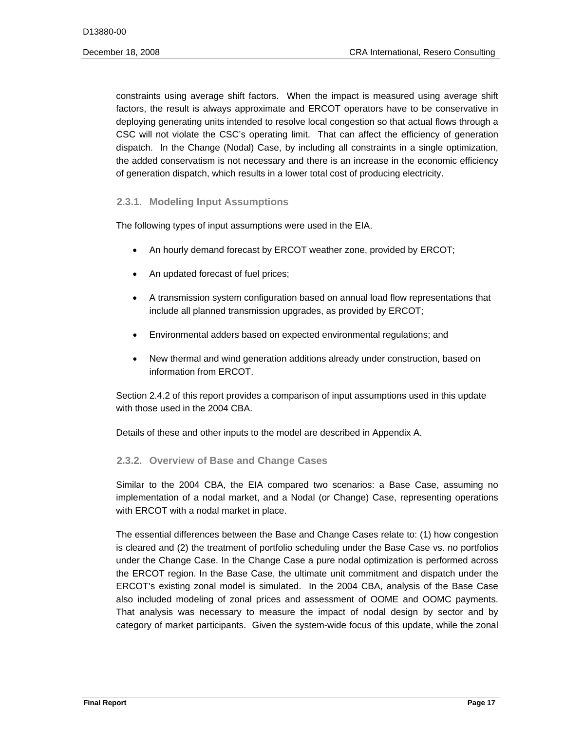constraints using average shift factors. When the impact is measured using average shift factors, the result is always approximate and ERCOT operators have to be conservative in deploying generating units intended to resolve local congestion so that actual flows through a CSC will not violate the CSC's operating limit. That can affect the efficiency of generation dispatch. In the Change (Nodal) Case, by including all constraints in a single optimization, the added conservatism is not necessary and there is an increase in the economic efficiency of generation dispatch, which results in a lower total cost of producing electricity.

### 2.3.1. Modeling Input Assumptions

The following types of input assumptions were used in the EIA.

- An hourly demand forecast by ERCOT weather zone, provided by ERCOT;
- An updated forecast of fuel prices;
- A transmission system configuration based on annual load flow representations that include all planned transmission upgrades, as provided by ERCOT;
- Environmental adders based on expected environmental regulations; and
- New thermal and wind generation additions already under construction, based on information from ERCOT.

Section 2.4.2 of this report provides a comparison of input assumptions used in this update with those used in the 2004 CBA.

Details of these and other inputs to the model are described in Appendix A.

### 2.3.2. Overview of Base and Change Cases

Similar to the 2004 CBA, the EIA compared two scenarios: a Base Case, assuming no implementation of a nodal market, and a Nodal (or Change) Case, representing operations with ERCOT with a nodal market in place.

The essential differences between the Base and Change Cases relate to: (1) how congestion is cleared and (2) the treatment of portfolio scheduling under the Base Case vs. no portfolios under the Change Case. In the Change Case a pure nodal optimization is performed across the ERCOT region. In the Base Case, the ultimate unit commitment and dispatch under the ERCOT's existing zonal model is simulated. In the 2004 CBA, analysis of the Base Case also included modeling of zonal prices and assessment of OOME and OOMC payments. That analysis was necessary to measure the impact of nodal design by sector and by category of market participants. Given the system-wide focus of this update, while the zonal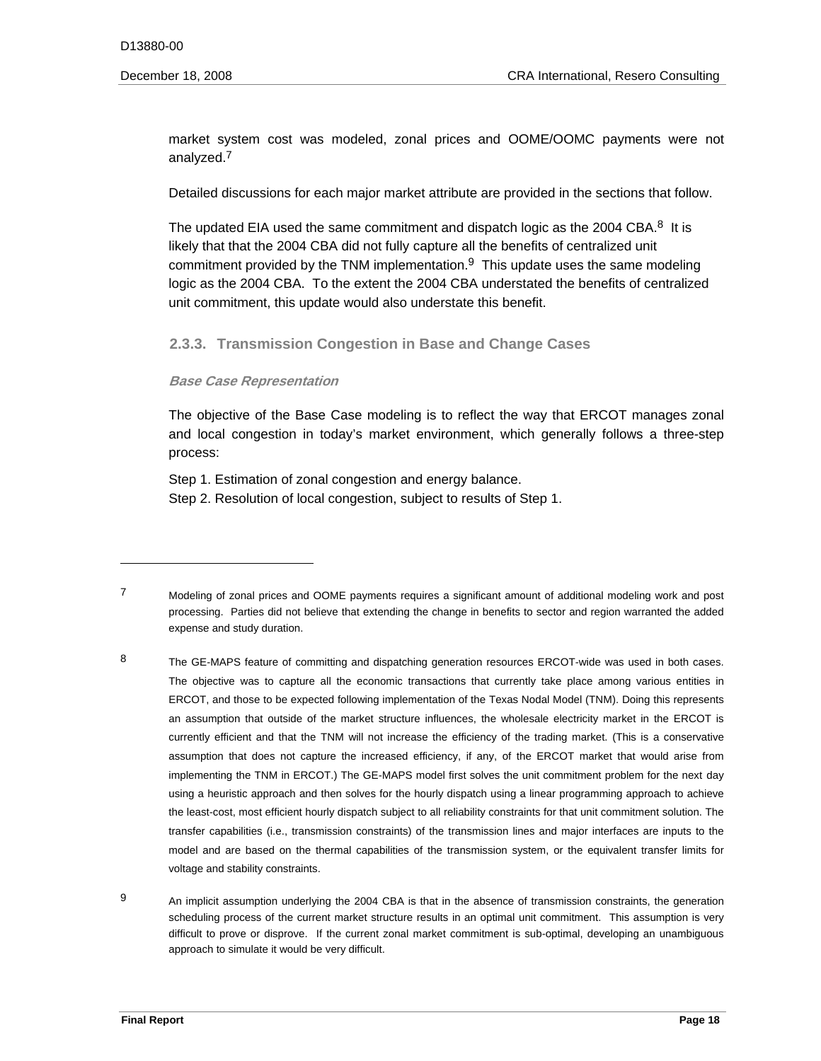market system cost was modeled, zonal prices and OOME/OOMC payments were not analyzed.[7]

Detailed discussions for each major market attribute are provided in the sections that follow.

The updated EIA used the same commitment and dispatch logic as the 2004 CBA.[8] It is likely that that the 2004 CBA did not fully capture all the benefits of centralized unit commitment provided by the TNM implementation.[9] This update uses the same modeling logic as the 2004 CBA. To the extent the 2004 CBA understated the benefits of centralized unit commitment, this update would also understate this benefit.

### 2.3.3. Transmission Congestion in Base and Change Cases

***Base Case Representation***

The objective of the Base Case modeling is to reflect the way that ERCOT manages zonal and local congestion in today's market environment, which generally follows a three-step process:

Step 1. Estimation of zonal congestion and energy balance.
Step 2. Resolution of local congestion, subject to results of Step 1.

---

[7] Modeling of zonal prices and OOME payments requires a significant amount of additional modeling work and post processing. Parties did not believe that extending the change in benefits to sector and region warranted the added expense and study duration.

[8] The GE-MAPS feature of committing and dispatching generation resources ERCOT-wide was used in both cases. The objective was to capture all the economic transactions that currently take place among various entities in ERCOT, and those to be expected following implementation of the Texas Nodal Model (TNM). Doing this represents an assumption that outside of the market structure influences, the wholesale electricity market in the ERCOT is currently efficient and that the TNM will not increase the efficiency of the trading market. (This is a conservative assumption that does not capture the increased efficiency, if any, of the ERCOT market that would arise from implementing the TNM in ERCOT.) The GE-MAPS model first solves the unit commitment problem for the next day using a heuristic approach and then solves for the hourly dispatch using a linear programming approach to achieve the least-cost, most efficient hourly dispatch subject to all reliability constraints for that unit commitment solution. The transfer capabilities (i.e., transmission constraints) of the transmission lines and major interfaces are inputs to the model and are based on the thermal capabilities of the transmission system, or the equivalent transfer limits for voltage and stability constraints.

[9] An implicit assumption underlying the 2004 CBA is that in the absence of transmission constraints, the generation scheduling process of the current market structure results in an optimal unit commitment. This assumption is very difficult to prove or disprove. If the current zonal market commitment is sub-optimal, developing an unambiguous approach to simulate it would be very difficult.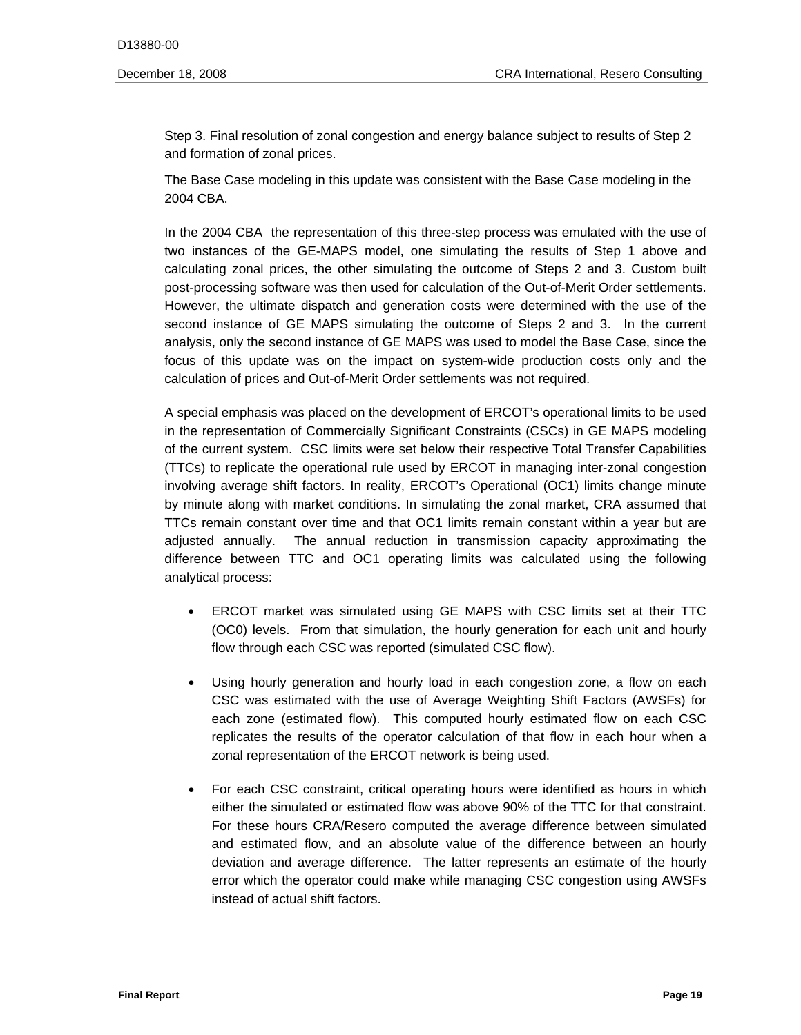Step 3. Final resolution of zonal congestion and energy balance subject to results of Step 2 and formation of zonal prices.

The Base Case modeling in this update was consistent with the Base Case modeling in the 2004 CBA.

In the 2004 CBA the representation of this three-step process was emulated with the use of two instances of the GE-MAPS model, one simulating the results of Step 1 above and calculating zonal prices, the other simulating the outcome of Steps 2 and 3. Custom built post-processing software was then used for calculation of the Out-of-Merit Order settlements. However, the ultimate dispatch and generation costs were determined with the use of the second instance of GE MAPS simulating the outcome of Steps 2 and 3. In the current analysis, only the second instance of GE MAPS was used to model the Base Case, since the focus of this update was on the impact on system-wide production costs only and the calculation of prices and Out-of-Merit Order settlements was not required.

A special emphasis was placed on the development of ERCOT's operational limits to be used in the representation of Commercially Significant Constraints (CSCs) in GE MAPS modeling of the current system. CSC limits were set below their respective Total Transfer Capabilities (TTCs) to replicate the operational rule used by ERCOT in managing inter-zonal congestion involving average shift factors. In reality, ERCOT's Operational (OC1) limits change minute by minute along with market conditions. In simulating the zonal market, CRA assumed that TTCs remain constant over time and that OC1 limits remain constant within a year but are adjusted annually. The annual reduction in transmission capacity approximating the difference between TTC and OC1 operating limits was calculated using the following analytical process:

- ERCOT market was simulated using GE MAPS with CSC limits set at their TTC (OC0) levels. From that simulation, the hourly generation for each unit and hourly flow through each CSC was reported (simulated CSC flow).

- Using hourly generation and hourly load in each congestion zone, a flow on each CSC was estimated with the use of Average Weighting Shift Factors (AWSFs) for each zone (estimated flow). This computed hourly estimated flow on each CSC replicates the results of the operator calculation of that flow in each hour when a zonal representation of the ERCOT network is being used.

- For each CSC constraint, critical operating hours were identified as hours in which either the simulated or estimated flow was above 90% of the TTC for that constraint. For these hours CRA/Resero computed the average difference between simulated and estimated flow, and an absolute value of the difference between an hourly deviation and average difference. The latter represents an estimate of the hourly error which the operator could make while managing CSC congestion using AWSFs instead of actual shift factors.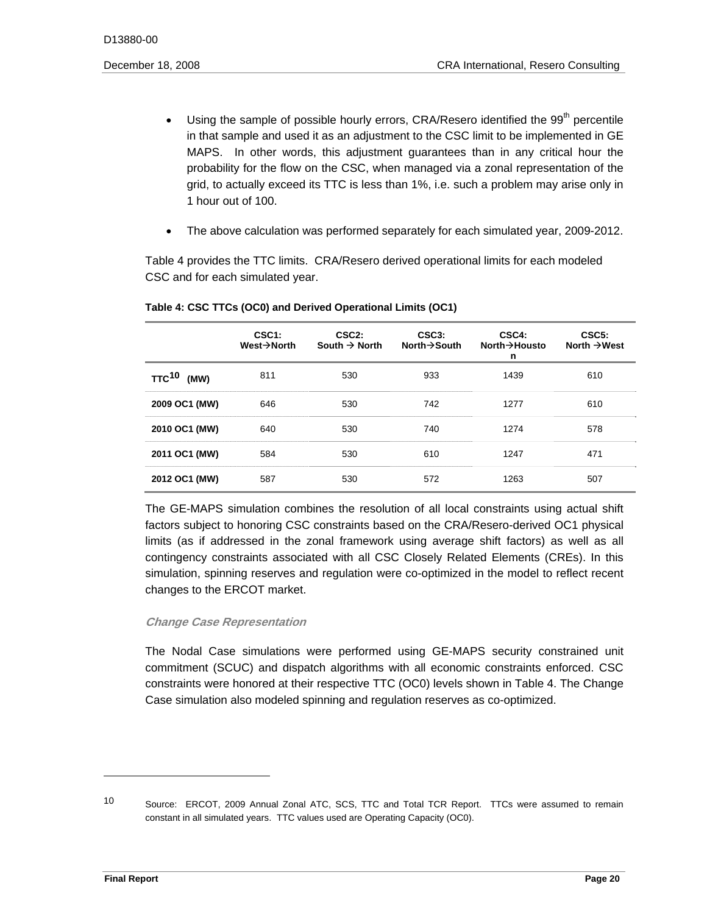- Using the sample of possible hourly errors, CRA/Resero identified the 99th percentile in that sample and used it as an adjustment to the CSC limit to be implemented in GE MAPS. In other words, this adjustment guarantees than in any critical hour the probability for the flow on the CSC, when managed via a zonal representation of the grid, to actually exceed its TTC is less than 1%, i.e. such a problem may arise only in 1 hour out of 100.

- The above calculation was performed separately for each simulated year, 2009-2012.

Table 4 provides the TTC limits. CRA/Resero derived operational limits for each modeled CSC and for each simulated year.

**Table 4: CSC TTCs (OC0) and Derived Operational Limits (OC1)**

| | CSC1: West→North | CSC2: South → North | CSC3: North→South | CSC4: North→Houston | CSC5: North →West |
|---|---|---|---|---|---|
| **TTC[10] (MW)** | 811 | 530 | 933 | 1439 | 610 |
| **2009 OC1 (MW)** | 646 | 530 | 742 | 1277 | 610 |
| **2010 OC1 (MW)** | 640 | 530 | 740 | 1274 | 578 |
| **2011 OC1 (MW)** | 584 | 530 | 610 | 1247 | 471 |
| **2012 OC1 (MW)** | 587 | 530 | 572 | 1263 | 507 |

The GE-MAPS simulation combines the resolution of all local constraints using actual shift factors subject to honoring CSC constraints based on the CRA/Resero-derived OC1 physical limits (as if addressed in the zonal framework using average shift factors) as well as all contingency constraints associated with all CSC Closely Related Elements (CREs). In this simulation, spinning reserves and regulation were co-optimized in the model to reflect recent changes to the ERCOT market.

### *Change Case Representation*

The Nodal Case simulations were performed using GE-MAPS security constrained unit commitment (SCUC) and dispatch algorithms with all economic constraints enforced. CSC constraints were honored at their respective TTC (OC0) levels shown in Table 4. The Change Case simulation also modeled spinning and regulation reserves as co-optimized.

---

10 Source: ERCOT, 2009 Annual Zonal ATC, SCS, TTC and Total TCR Report. TTCs were assumed to remain constant in all simulated years. TTC values used are Operating Capacity (OC0).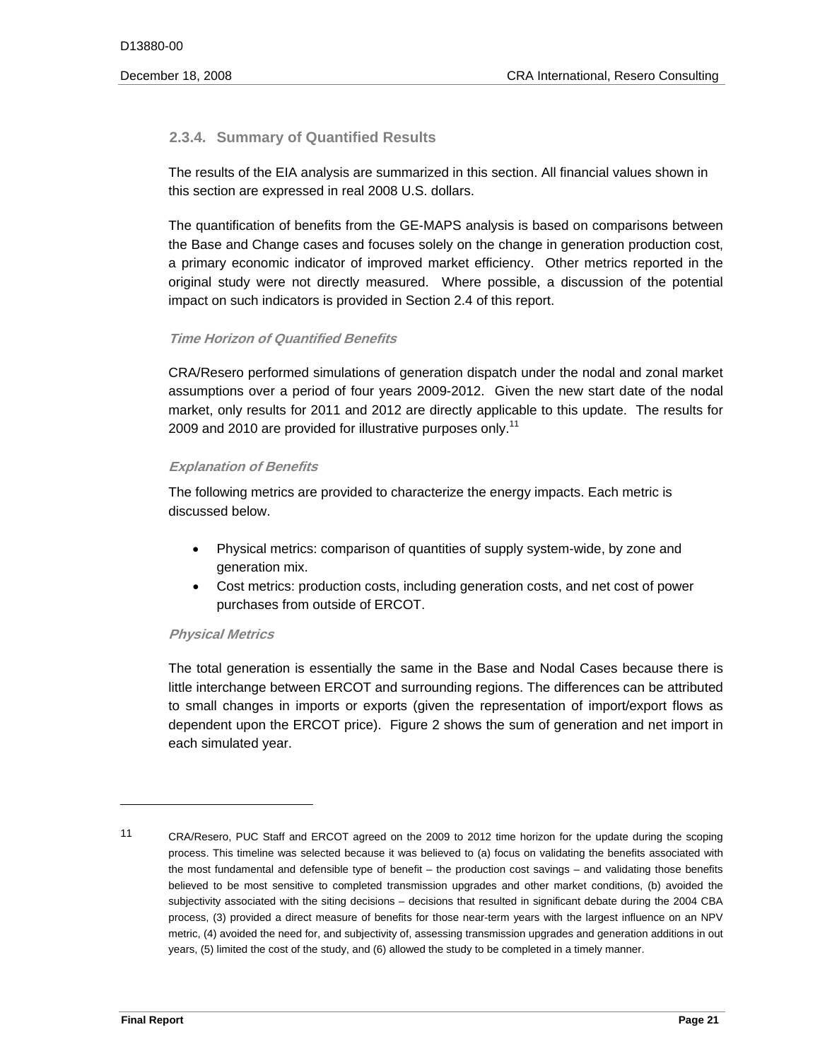### 2.3.4. Summary of Quantified Results

The results of the EIA analysis are summarized in this section. All financial values shown in this section are expressed in real 2008 U.S. dollars.

The quantification of benefits from the GE-MAPS analysis is based on comparisons between the Base and Change cases and focuses solely on the change in generation production cost, a primary economic indicator of improved market efficiency. Other metrics reported in the original study were not directly measured. Where possible, a discussion of the potential impact on such indicators is provided in Section 2.4 of this report.

#### *Time Horizon of Quantified Benefits*

CRA/Resero performed simulations of generation dispatch under the nodal and zonal market assumptions over a period of four years 2009-2012. Given the new start date of the nodal market, only results for 2011 and 2012 are directly applicable to this update. The results for 2009 and 2010 are provided for illustrative purposes only.[11]

#### *Explanation of Benefits*

The following metrics are provided to characterize the energy impacts. Each metric is discussed below.

- Physical metrics: comparison of quantities of supply system-wide, by zone and generation mix.
- Cost metrics: production costs, including generation costs, and net cost of power purchases from outside of ERCOT.

#### *Physical Metrics*

The total generation is essentially the same in the Base and Nodal Cases because there is little interchange between ERCOT and surrounding regions. The differences can be attributed to small changes in imports or exports (given the representation of import/export flows as dependent upon the ERCOT price). Figure 2 shows the sum of generation and net import in each simulated year.

---

11 CRA/Resero, PUC Staff and ERCOT agreed on the 2009 to 2012 time horizon for the update during the scoping process. This timeline was selected because it was believed to (a) focus on validating the benefits associated with the most fundamental and defensible type of benefit – the production cost savings – and validating those benefits believed to be most sensitive to completed transmission upgrades and other market conditions, (b) avoided the subjectivity associated with the siting decisions – decisions that resulted in significant debate during the 2004 CBA process, (3) provided a direct measure of benefits for those near-term years with the largest influence on an NPV metric, (4) avoided the need for, and subjectivity of, assessing transmission upgrades and generation additions in out years, (5) limited the cost of the study, and (6) allowed the study to be completed in a timely manner.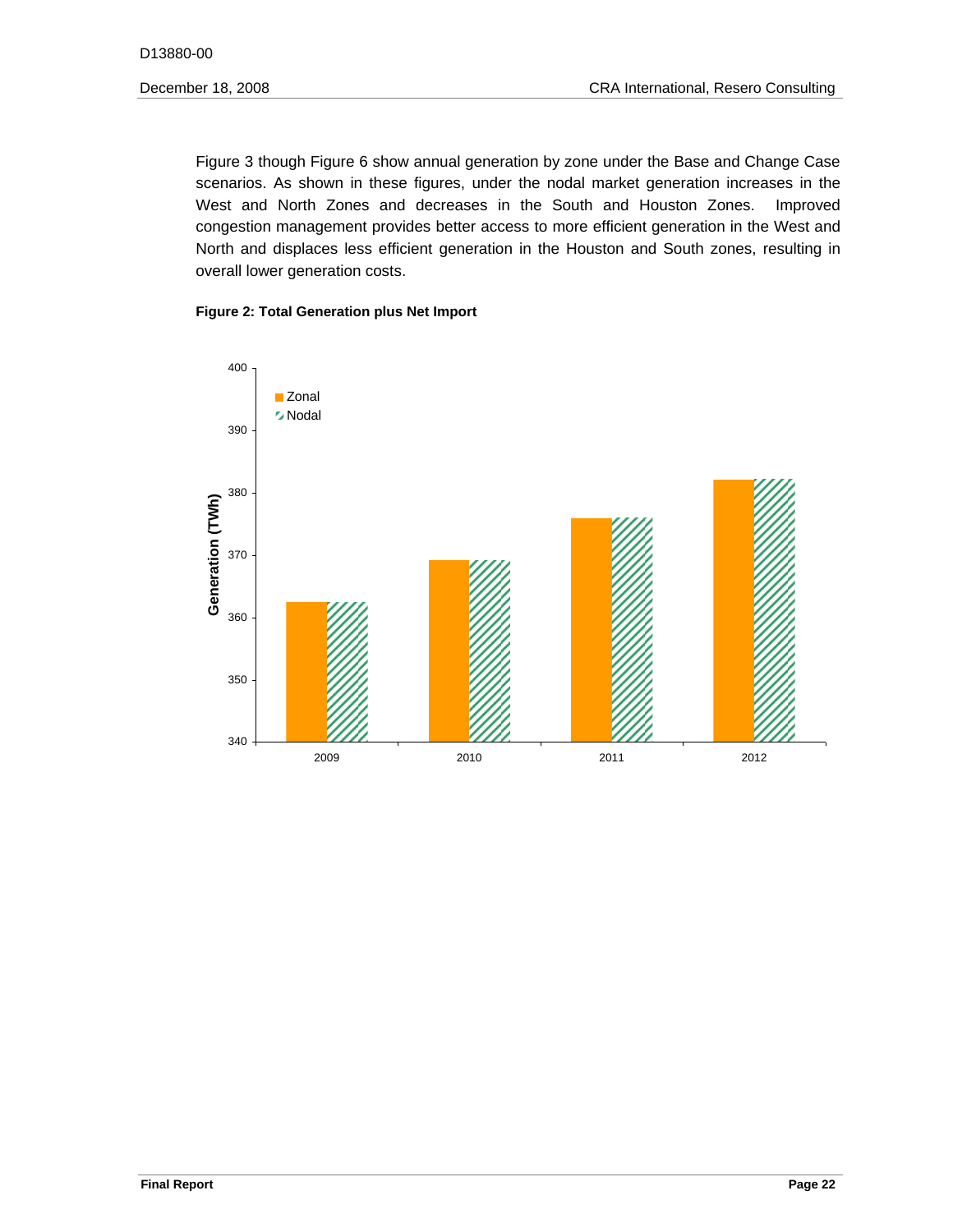Figure 3 though Figure 6 show annual generation by zone under the Base and Change Case scenarios. As shown in these figures, under the nodal market generation increases in the West and North Zones and decreases in the South and Houston Zones. Improved congestion management provides better access to more efficient generation in the West and North and displaces less efficient generation in the Houston and South zones, resulting in overall lower generation costs.

**Figure 2: Total Generation plus Net Import**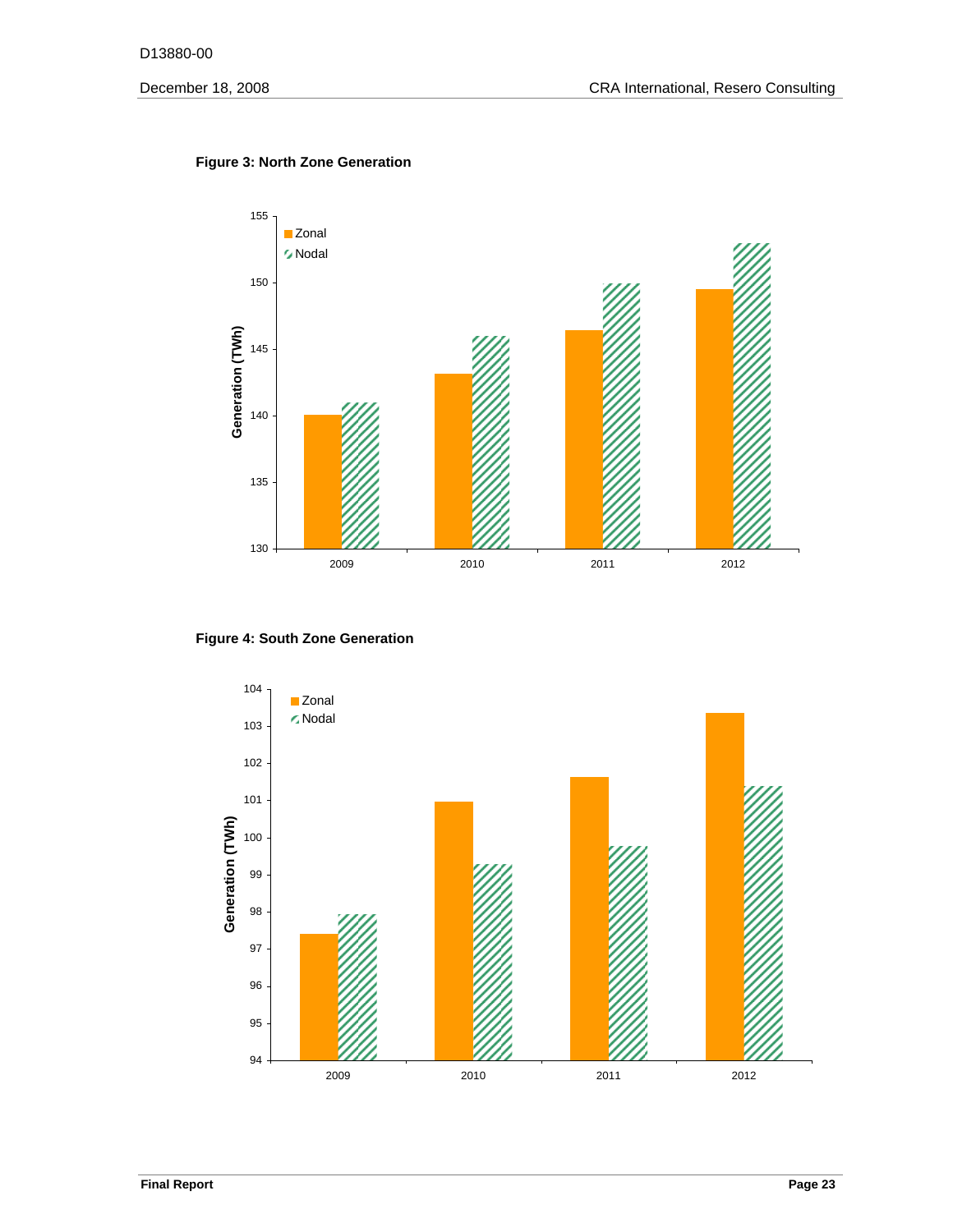**Figure 3: North Zone Generation**

**Figure 4: South Zone Generation**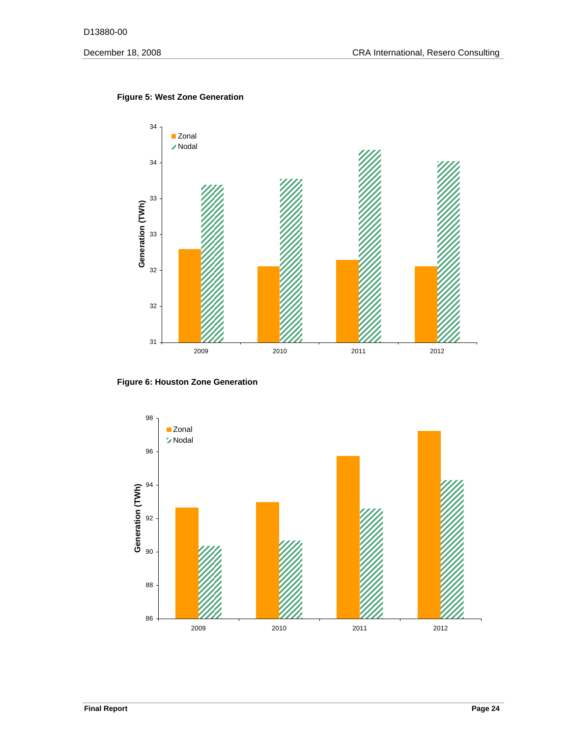**Figure 5: West Zone Generation**

**Figure 6: Houston Zone Generation**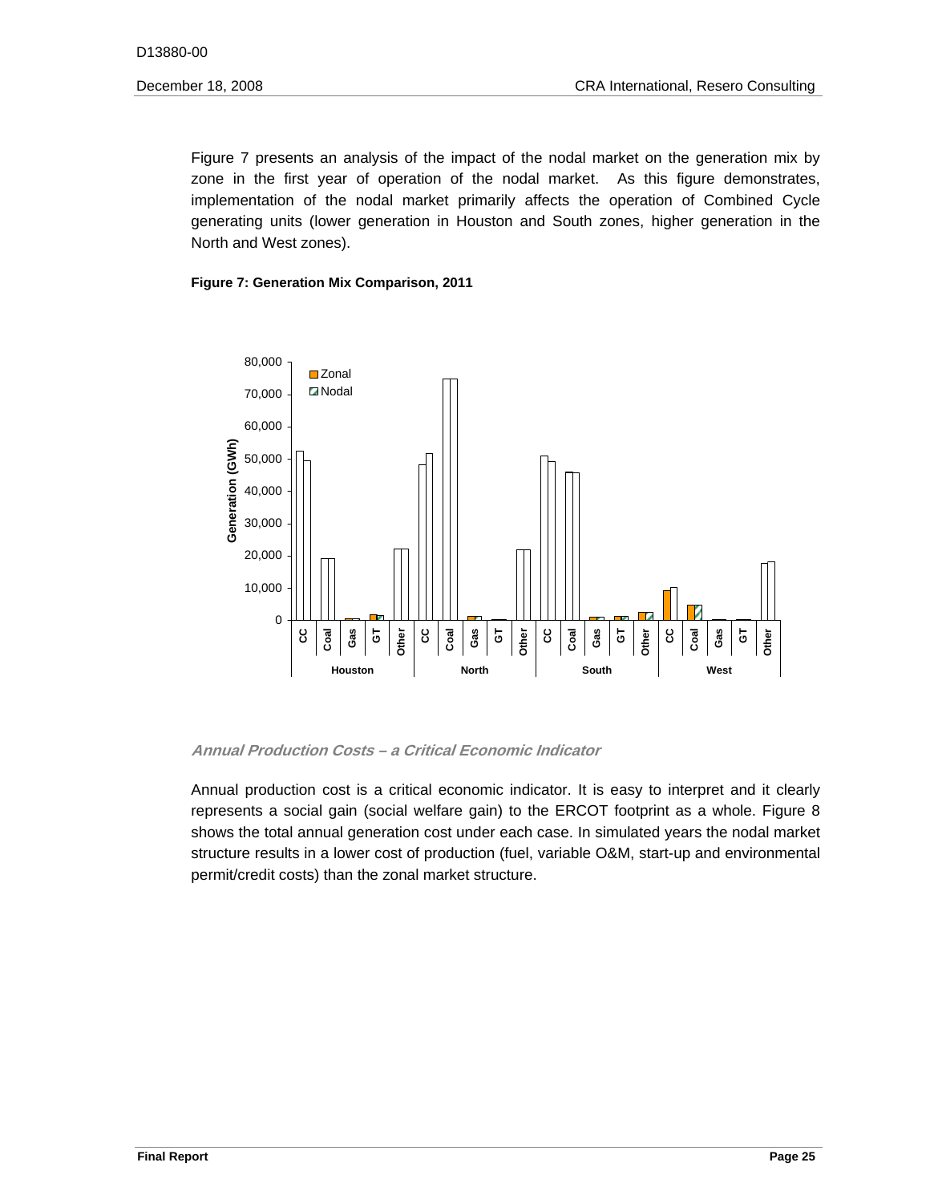Figure 7 presents an analysis of the impact of the nodal market on the generation mix by zone in the first year of operation of the nodal market. As this figure demonstrates, implementation of the nodal market primarily affects the operation of Combined Cycle generating units (lower generation in Houston and South zones, higher generation in the North and West zones).

**Figure 7: Generation Mix Comparison, 2011**

### *Annual Production Costs – a Critical Economic Indicator*

Annual production cost is a critical economic indicator. It is easy to interpret and it clearly represents a social gain (social welfare gain) to the ERCOT footprint as a whole. Figure 8 shows the total annual generation cost under each case. In simulated years the nodal market structure results in a lower cost of production (fuel, variable O&M, start-up and environmental permit/credit costs) than the zonal market structure.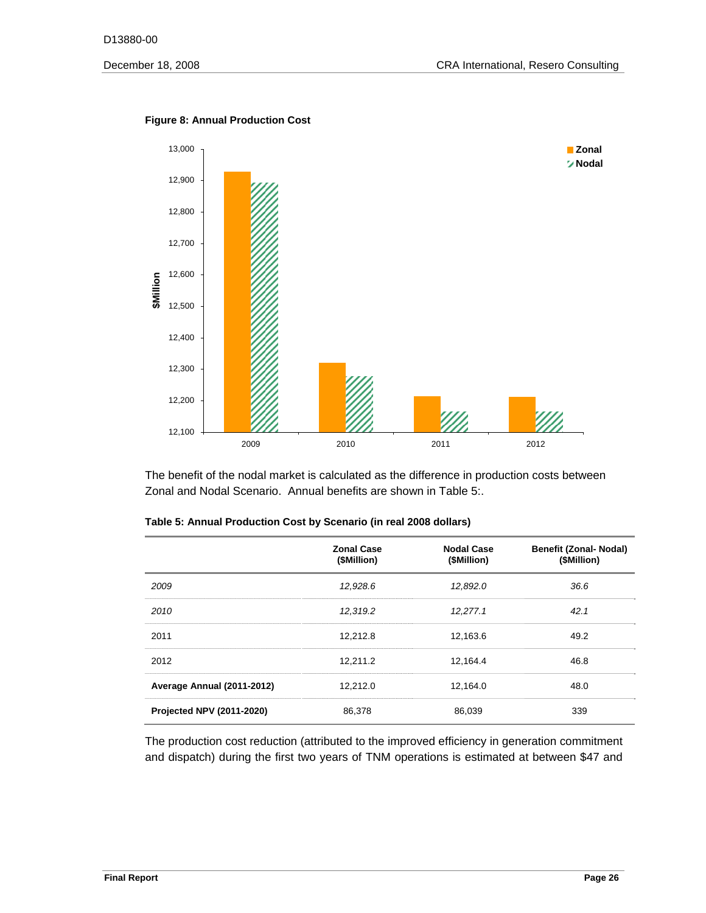**Figure 8: Annual Production Cost**

The benefit of the nodal market is calculated as the difference in production costs between Zonal and Nodal Scenario. Annual benefits are shown in Table 5:.

**Table 5: Annual Production Cost by Scenario (in real 2008 dollars)**

| | Zonal Case ($Million) | Nodal Case ($Million) | Benefit (Zonal- Nodal) ($Million) |
|---|---|---|---|
| *2009* | *12,928.6* | *12,892.0* | *36.6* |
| *2010* | *12,319.2* | *12,277.1* | *42.1* |
| 2011 | 12,212.8 | 12,163.6 | 49.2 |
| 2012 | 12,211.2 | 12,164.4 | 46.8 |
| **Average Annual (2011-2012)** | 12,212.0 | 12,164.0 | 48.0 |
| **Projected NPV (2011-2020)** | 86,378 | 86,039 | 339 |

The production cost reduction (attributed to the improved efficiency in generation commitment and dispatch) during the first two years of TNM operations is estimated at between $47 and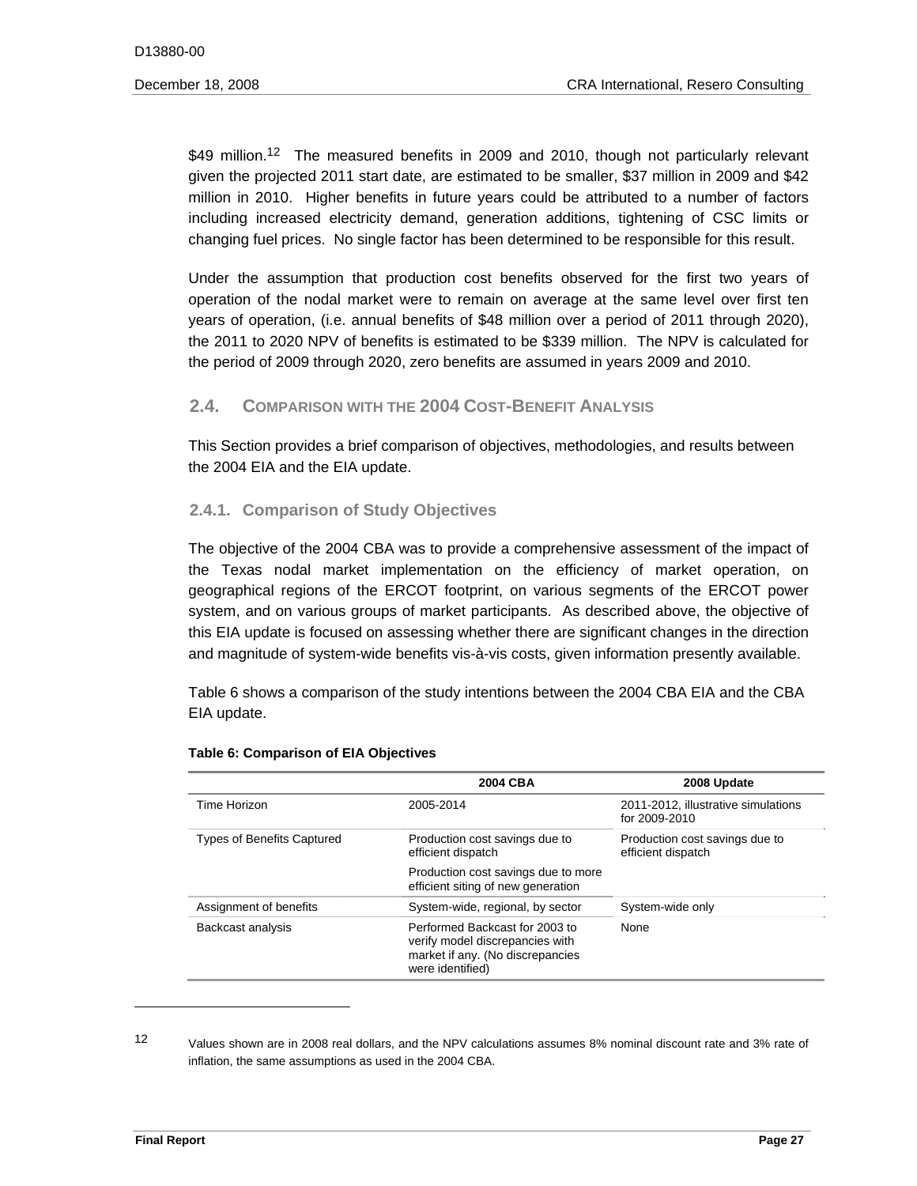$49 million.[12] The measured benefits in 2009 and 2010, though not particularly relevant given the projected 2011 start date, are estimated to be smaller, $37 million in 2009 and $42 million in 2010. Higher benefits in future years could be attributed to a number of factors including increased electricity demand, generation additions, tightening of CSC limits or changing fuel prices. No single factor has been determined to be responsible for this result.

Under the assumption that production cost benefits observed for the first two years of operation of the nodal market were to remain on average at the same level over first ten years of operation, (i.e. annual benefits of $48 million over a period of 2011 through 2020), the 2011 to 2020 NPV of benefits is estimated to be $339 million. The NPV is calculated for the period of 2009 through 2020, zero benefits are assumed in years 2009 and 2010.

## 2.4. Comparison with the 2004 Cost-Benefit Analysis

This Section provides a brief comparison of objectives, methodologies, and results between the 2004 EIA and the EIA update.

### 2.4.1. Comparison of Study Objectives

The objective of the 2004 CBA was to provide a comprehensive assessment of the impact of the Texas nodal market implementation on the efficiency of market operation, on geographical regions of the ERCOT footprint, on various segments of the ERCOT power system, and on various groups of market participants. As described above, the objective of this EIA update is focused on assessing whether there are significant changes in the direction and magnitude of system-wide benefits vis-à-vis costs, given information presently available.

Table 6 shows a comparison of the study intentions between the 2004 CBA EIA and the CBA EIA update.

**Table 6: Comparison of EIA Objectives**

| | 2004 CBA | 2008 Update |
|---|---|---|
| Time Horizon | 2005-2014 | 2011-2012, illustrative simulations for 2009-2010 |
| Types of Benefits Captured | Production cost savings due to efficient dispatch<br>Production cost savings due to more efficient siting of new generation | Production cost savings due to efficient dispatch |
| Assignment of benefits | System-wide, regional, by sector | System-wide only |
| Backcast analysis | Performed Backcast for 2003 to verify model discrepancies with market if any. (No discrepancies were identified) | None |

[12] Values shown are in 2008 real dollars, and the NPV calculations assumes 8% nominal discount rate and 3% rate of inflation, the same assumptions as used in the 2004 CBA.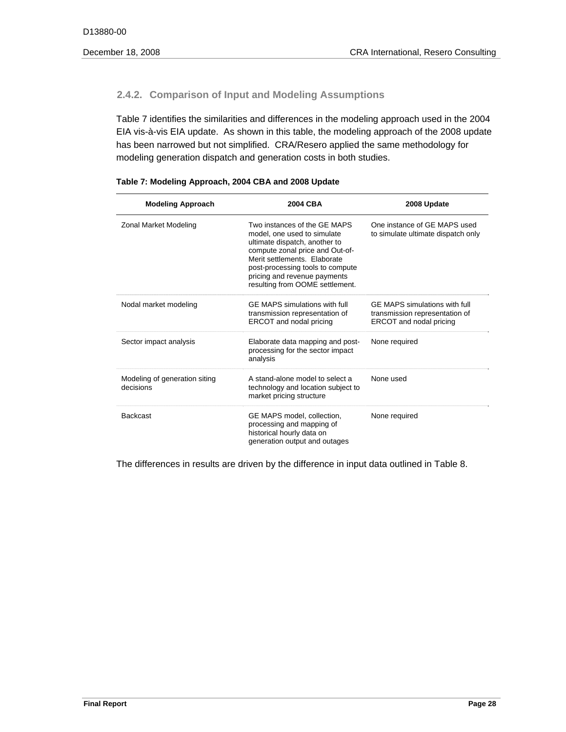### 2.4.2. Comparison of Input and Modeling Assumptions

Table 7 identifies the similarities and differences in the modeling approach used in the 2004 EIA vis-à-vis EIA update. As shown in this table, the modeling approach of the 2008 update has been narrowed but not simplified. CRA/Resero applied the same methodology for modeling generation dispatch and generation costs in both studies.

**Table 7: Modeling Approach, 2004 CBA and 2008 Update**

| Modeling Approach | 2004 CBA | 2008 Update |
|---|---|---|
| Zonal Market Modeling | Two instances of the GE MAPS model, one used to simulate ultimate dispatch, another to compute zonal price and Out-of-Merit settlements. Elaborate post-processing tools to compute pricing and revenue payments resulting from OOME settlement. | One instance of GE MAPS used to simulate ultimate dispatch only |
| Nodal market modeling | GE MAPS simulations with full transmission representation of ERCOT and nodal pricing | GE MAPS simulations with full transmission representation of ERCOT and nodal pricing |
| Sector impact analysis | Elaborate data mapping and post-processing for the sector impact analysis | None required |
| Modeling of generation siting decisions | A stand-alone model to select a technology and location subject to market pricing structure | None used |
| Backcast | GE MAPS model, collection, processing and mapping of historical hourly data on generation output and outages | None required |

The differences in results are driven by the difference in input data outlined in Table 8.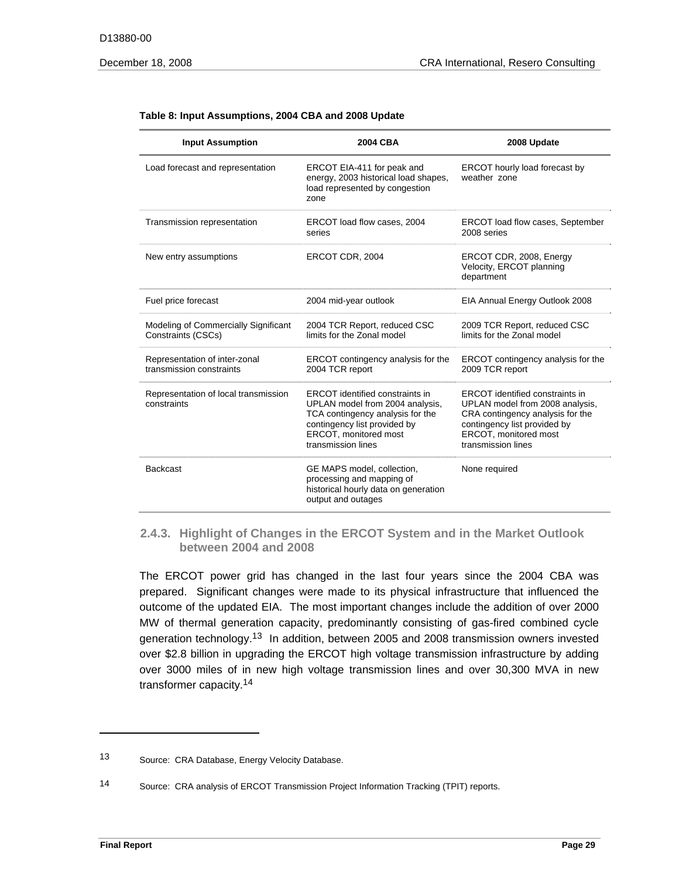**Table 8: Input Assumptions, 2004 CBA and 2008 Update**

| Input Assumption | 2004 CBA | 2008 Update |
|---|---|---|
| Load forecast and representation | ERCOT EIA-411 for peak and energy, 2003 historical load shapes, load represented by congestion zone | ERCOT hourly load forecast by weather zone |
| Transmission representation | ERCOT load flow cases, 2004 series | ERCOT load flow cases, September 2008 series |
| New entry assumptions | ERCOT CDR, 2004 | ERCOT CDR, 2008, Energy Velocity, ERCOT planning department |
| Fuel price forecast | 2004 mid-year outlook | EIA Annual Energy Outlook 2008 |
| Modeling of Commercially Significant Constraints (CSCs) | 2004 TCR Report, reduced CSC limits for the Zonal model | 2009 TCR Report, reduced CSC limits for the Zonal model |
| Representation of inter-zonal transmission constraints | ERCOT contingency analysis for the 2004 TCR report | ERCOT contingency analysis for the 2009 TCR report |
| Representation of local transmission constraints | ERCOT identified constraints in UPLAN model from 2004 analysis, TCA contingency analysis for the contingency list provided by ERCOT, monitored most transmission lines | ERCOT identified constraints in UPLAN model from 2008 analysis, CRA contingency analysis for the contingency list provided by ERCOT, monitored most transmission lines |
| Backcast | GE MAPS model, collection, processing and mapping of historical hourly data on generation output and outages | None required |

### 2.4.3. Highlight of Changes in the ERCOT System and in the Market Outlook between 2004 and 2008

The ERCOT power grid has changed in the last four years since the 2004 CBA was prepared. Significant changes were made to its physical infrastructure that influenced the outcome of the updated EIA. The most important changes include the addition of over 2000 MW of thermal generation capacity, predominantly consisting of gas-fired combined cycle generation technology.[13] In addition, between 2005 and 2008 transmission owners invested over $2.8 billion in upgrading the ERCOT high voltage transmission infrastructure by adding over 3000 miles of in new high voltage transmission lines and over 30,300 MVA in new transformer capacity.[14]

---

13 Source: CRA Database, Energy Velocity Database.

14 Source: CRA analysis of ERCOT Transmission Project Information Tracking (TPIT) reports.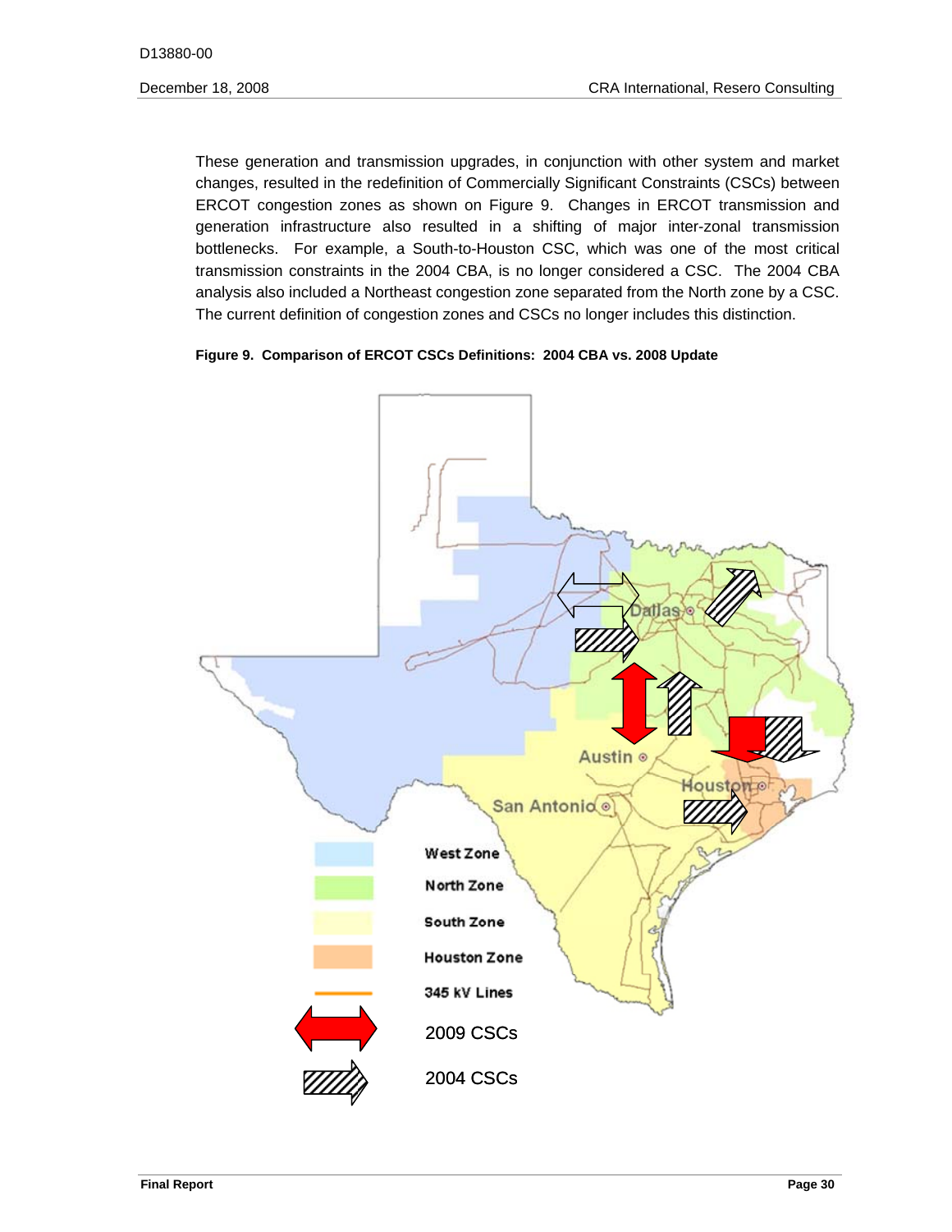These generation and transmission upgrades, in conjunction with other system and market changes, resulted in the redefinition of Commercially Significant Constraints (CSCs) between ERCOT congestion zones as shown on Figure 9. Changes in ERCOT transmission and generation infrastructure also resulted in a shifting of major inter-zonal transmission bottlenecks. For example, a South-to-Houston CSC, which was one of the most critical transmission constraints in the 2004 CBA, is no longer considered a CSC. The 2004 CBA analysis also included a Northeast congestion zone separated from the North zone by a CSC. The current definition of congestion zones and CSCs no longer includes this distinction.

**Figure 9. Comparison of ERCOT CSCs Definitions: 2004 CBA vs. 2008 Update**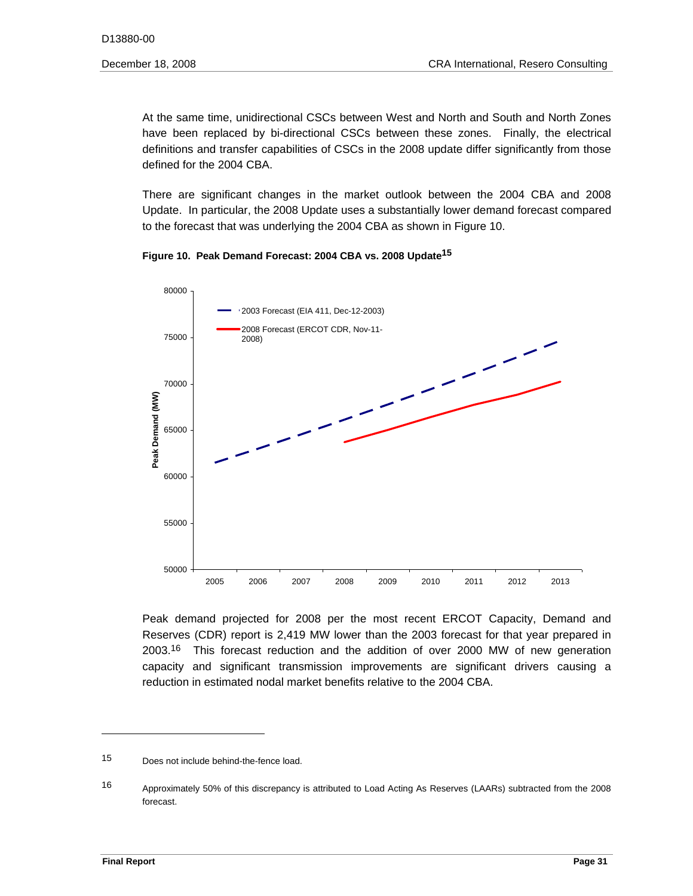At the same time, unidirectional CSCs between West and North and South and North Zones have been replaced by bi-directional CSCs between these zones. Finally, the electrical definitions and transfer capabilities of CSCs in the 2008 update differ significantly from those defined for the 2004 CBA.

There are significant changes in the market outlook between the 2004 CBA and 2008 Update. In particular, the 2008 Update uses a substantially lower demand forecast compared to the forecast that was underlying the 2004 CBA as shown in Figure 10.

**Figure 10. Peak Demand Forecast: 2004 CBA vs. 2008 Update[15]**

Peak demand projected for 2008 per the most recent ERCOT Capacity, Demand and Reserves (CDR) report is 2,419 MW lower than the 2003 forecast for that year prepared in 2003.[16] This forecast reduction and the addition of over 2000 MW of new generation capacity and significant transmission improvements are significant drivers causing a reduction in estimated nodal market benefits relative to the 2004 CBA.

---

15 Does not include behind-the-fence load.

16 Approximately 50% of this discrepancy is attributed to Load Acting As Reserves (LAARs) subtracted from the 2008 forecast.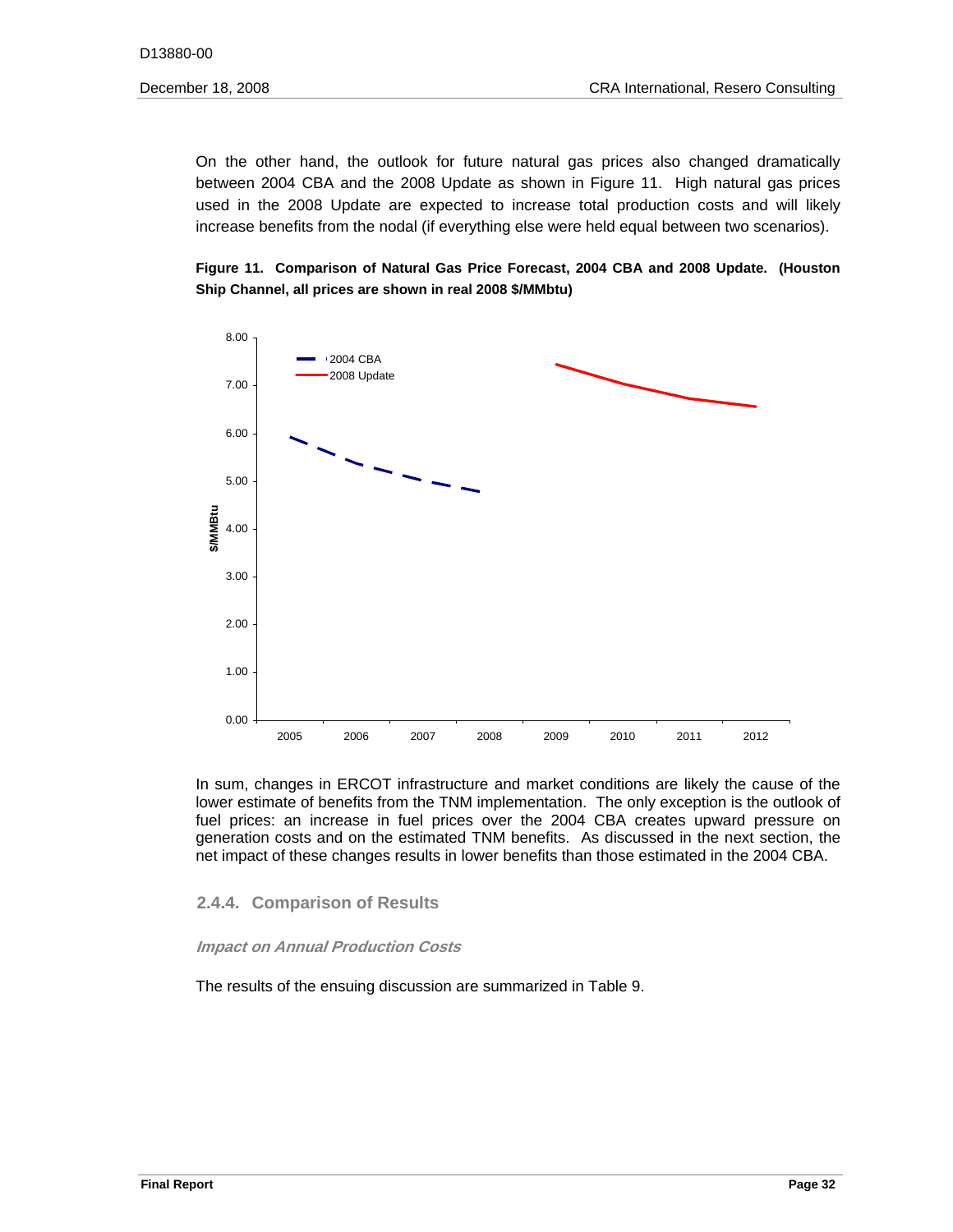On the other hand, the outlook for future natural gas prices also changed dramatically between 2004 CBA and the 2008 Update as shown in Figure 11. High natural gas prices used in the 2008 Update are expected to increase total production costs and will likely increase benefits from the nodal (if everything else were held equal between two scenarios).

**Figure 11. Comparison of Natural Gas Price Forecast, 2004 CBA and 2008 Update. (Houston Ship Channel, all prices are shown in real 2008 $/MMbtu)**

In sum, changes in ERCOT infrastructure and market conditions are likely the cause of the lower estimate of benefits from the TNM implementation. The only exception is the outlook of fuel prices: an increase in fuel prices over the 2004 CBA creates upward pressure on generation costs and on the estimated TNM benefits. As discussed in the next section, the net impact of these changes results in lower benefits than those estimated in the 2004 CBA.

### 2.4.4. Comparison of Results

***Impact on Annual Production Costs***

The results of the ensuing discussion are summarized in Table 9.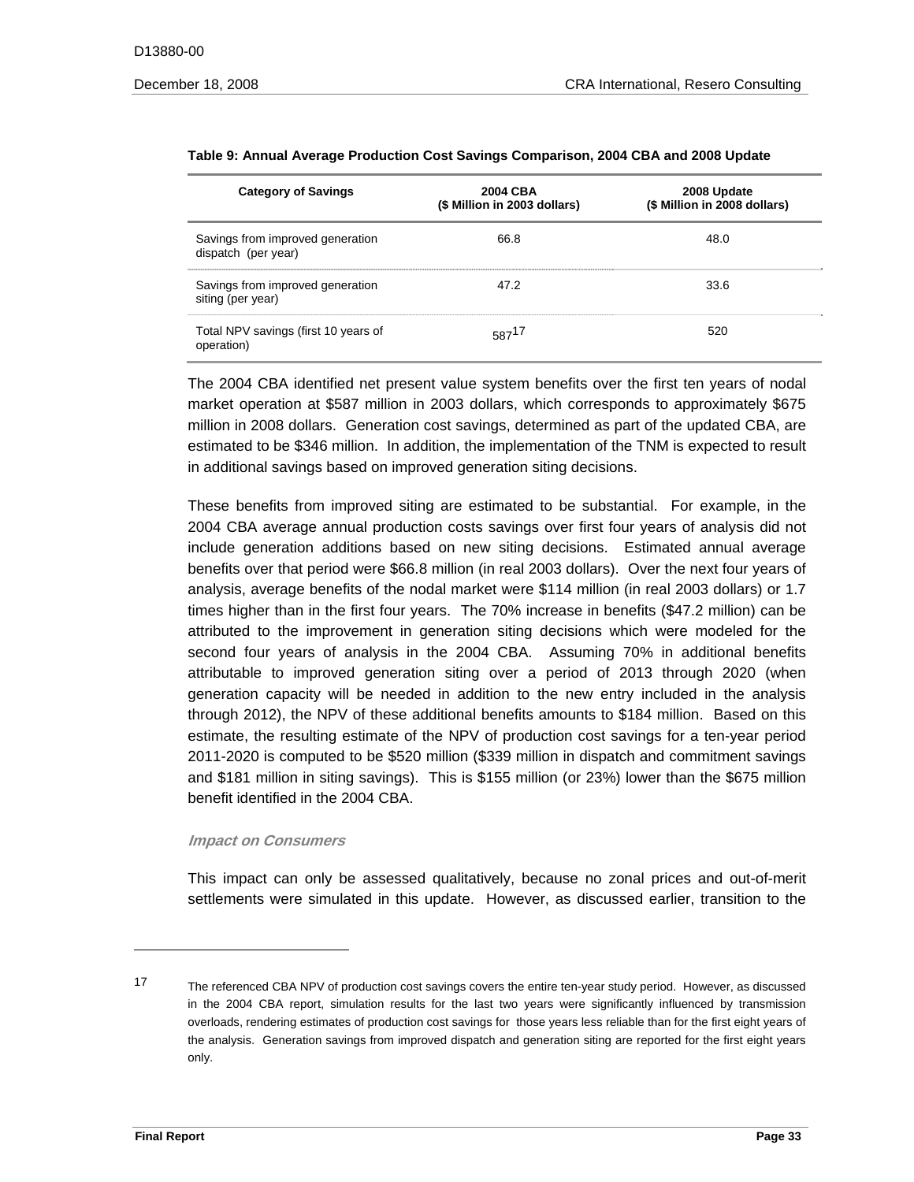**Table 9: Annual Average Production Cost Savings Comparison, 2004 CBA and 2008 Update**

| Category of Savings | 2004 CBA<br>($ Million in 2003 dollars) | 2008 Update<br>($ Million in 2008 dollars) |
|---|---|---|
| Savings from improved generation dispatch (per year) | 66.8 | 48.0 |
| Savings from improved generation siting (per year) | 47.2 | 33.6 |
| Total NPV savings (first 10 years of operation) | 587[17] | 520 |

The 2004 CBA identified net present value system benefits over the first ten years of nodal market operation at $587 million in 2003 dollars, which corresponds to approximately $675 million in 2008 dollars. Generation cost savings, determined as part of the updated CBA, are estimated to be $346 million. In addition, the implementation of the TNM is expected to result in additional savings based on improved generation siting decisions.

These benefits from improved siting are estimated to be substantial. For example, in the 2004 CBA average annual production costs savings over first four years of analysis did not include generation additions based on new siting decisions. Estimated annual average benefits over that period were $66.8 million (in real 2003 dollars). Over the next four years of analysis, average benefits of the nodal market were $114 million (in real 2003 dollars) or 1.7 times higher than in the first four years. The 70% increase in benefits ($47.2 million) can be attributed to the improvement in generation siting decisions which were modeled for the second four years of analysis in the 2004 CBA. Assuming 70% in additional benefits attributable to improved generation siting over a period of 2013 through 2020 (when generation capacity will be needed in addition to the new entry included in the analysis through 2012), the NPV of these additional benefits amounts to $184 million. Based on this estimate, the resulting estimate of the NPV of production cost savings for a ten-year period 2011-2020 is computed to be $520 million ($339 million in dispatch and commitment savings and $181 million in siting savings). This is $155 million (or 23%) lower than the $675 million benefit identified in the 2004 CBA.

***Impact on Consumers***

This impact can only be assessed qualitatively, because no zonal prices and out-of-merit settlements were simulated in this update. However, as discussed earlier, transition to the

---

[17] The referenced CBA NPV of production cost savings covers the entire ten-year study period. However, as discussed in the 2004 CBA report, simulation results for the last two years were significantly influenced by transmission overloads, rendering estimates of production cost savings for those years less reliable than for the first eight years of the analysis. Generation savings from improved dispatch and generation siting are reported for the first eight years only.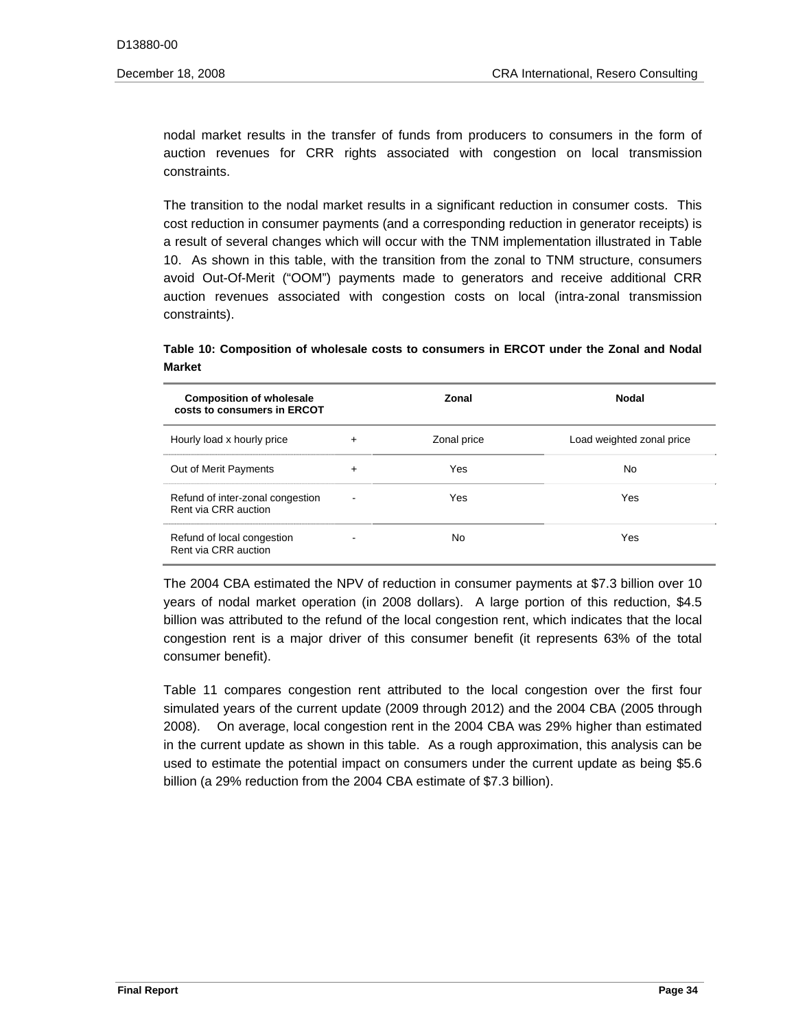nodal market results in the transfer of funds from producers to consumers in the form of auction revenues for CRR rights associated with congestion on local transmission constraints.

The transition to the nodal market results in a significant reduction in consumer costs. This cost reduction in consumer payments (and a corresponding reduction in generator receipts) is a result of several changes which will occur with the TNM implementation illustrated in Table 10. As shown in this table, with the transition from the zonal to TNM structure, consumers avoid Out-Of-Merit ("OOM") payments made to generators and receive additional CRR auction revenues associated with congestion costs on local (intra-zonal transmission constraints).

**Table 10: Composition of wholesale costs to consumers in ERCOT under the Zonal and Nodal Market**

| Composition of wholesale costs to consumers in ERCOT | | Zonal | Nodal |
|---|---|---|---|
| Hourly load x hourly price | + | Zonal price | Load weighted zonal price |
| Out of Merit Payments | + | Yes | No |
| Refund of inter-zonal congestion Rent via CRR auction | - | Yes | Yes |
| Refund of local congestion Rent via CRR auction | - | No | Yes |

The 2004 CBA estimated the NPV of reduction in consumer payments at $7.3 billion over 10 years of nodal market operation (in 2008 dollars). A large portion of this reduction, $4.5 billion was attributed to the refund of the local congestion rent, which indicates that the local congestion rent is a major driver of this consumer benefit (it represents 63% of the total consumer benefit).

Table 11 compares congestion rent attributed to the local congestion over the first four simulated years of the current update (2009 through 2012) and the 2004 CBA (2005 through 2008). On average, local congestion rent in the 2004 CBA was 29% higher than estimated in the current update as shown in this table. As a rough approximation, this analysis can be used to estimate the potential impact on consumers under the current update as being $5.6 billion (a 29% reduction from the 2004 CBA estimate of $7.3 billion).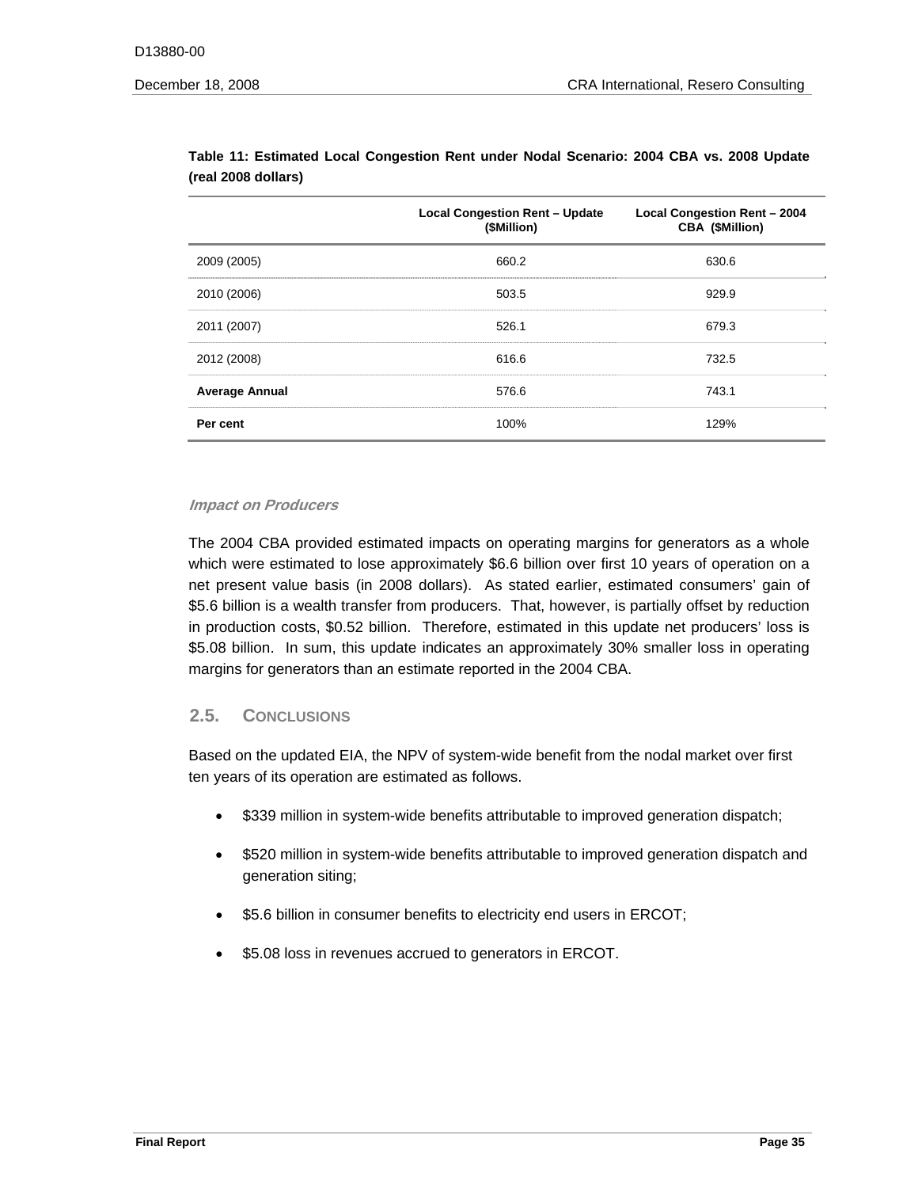**Table 11: Estimated Local Congestion Rent under Nodal Scenario: 2004 CBA vs. 2008 Update (real 2008 dollars)**

| | Local Congestion Rent – Update ($Million) | Local Congestion Rent – 2004 CBA ($Million) |
|---|---|---|
| 2009 (2005) | 660.2 | 630.6 |
| 2010 (2006) | 503.5 | 929.9 |
| 2011 (2007) | 526.1 | 679.3 |
| 2012 (2008) | 616.6 | 732.5 |
| **Average Annual** | 576.6 | 743.1 |
| **Per cent** | 100% | 129% |

***Impact on Producers***

The 2004 CBA provided estimated impacts on operating margins for generators as a whole which were estimated to lose approximately $6.6 billion over first 10 years of operation on a net present value basis (in 2008 dollars). As stated earlier, estimated consumers' gain of $5.6 billion is a wealth transfer from producers. That, however, is partially offset by reduction in production costs, $0.52 billion. Therefore, estimated in this update net producers' loss is $5.08 billion. In sum, this update indicates an approximately 30% smaller loss in operating margins for generators than an estimate reported in the 2004 CBA.

## 2.5. Conclusions

Based on the updated EIA, the NPV of system-wide benefit from the nodal market over first ten years of its operation are estimated as follows.

- $339 million in system-wide benefits attributable to improved generation dispatch;
- $520 million in system-wide benefits attributable to improved generation dispatch and generation siting;
- $5.6 billion in consumer benefits to electricity end users in ERCOT;
- $5.08 loss in revenues accrued to generators in ERCOT.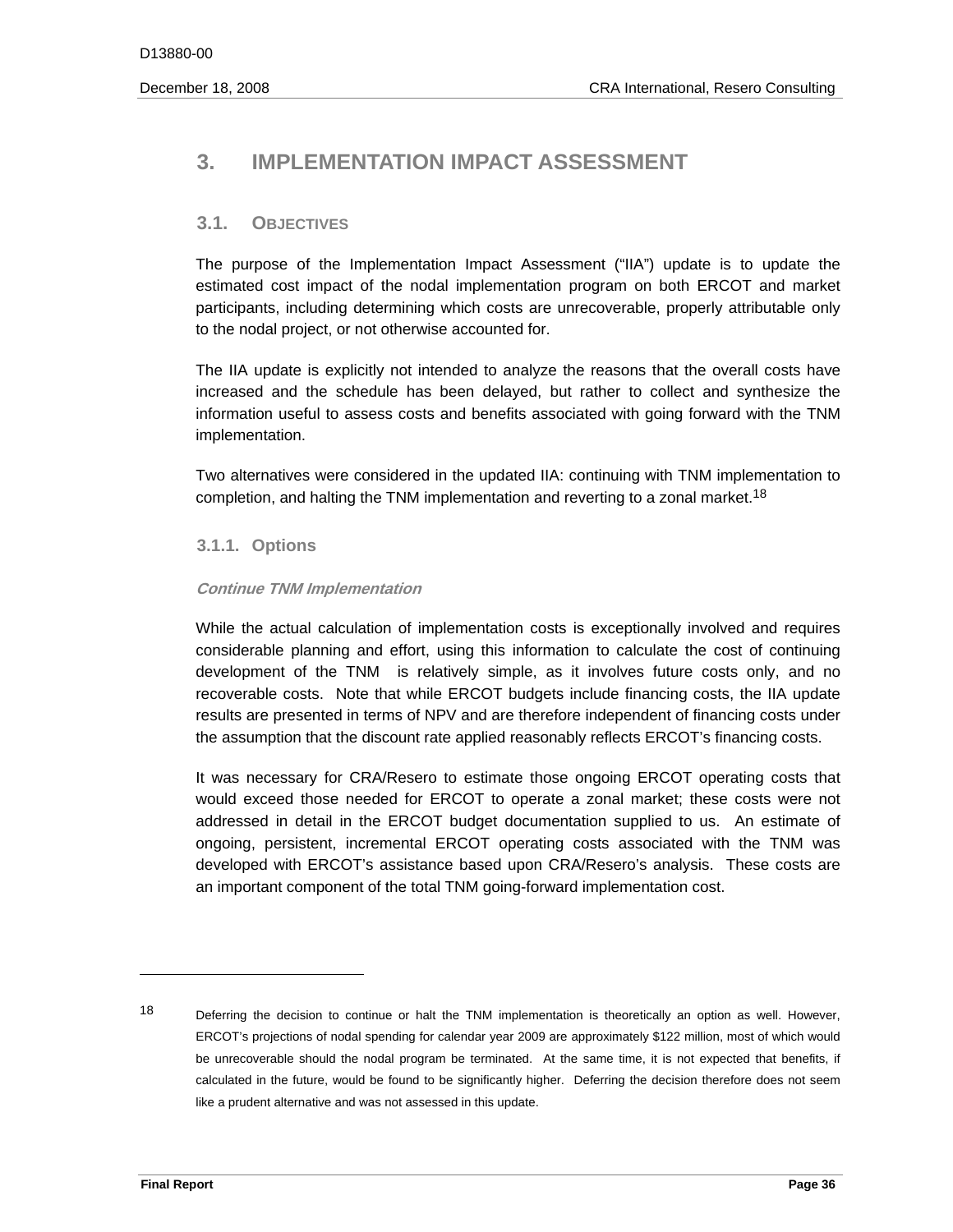# 3. IMPLEMENTATION IMPACT ASSESSMENT

## 3.1. OBJECTIVES

The purpose of the Implementation Impact Assessment ("IIA") update is to update the estimated cost impact of the nodal implementation program on both ERCOT and market participants, including determining which costs are unrecoverable, properly attributable only to the nodal project, or not otherwise accounted for.

The IIA update is explicitly not intended to analyze the reasons that the overall costs have increased and the schedule has been delayed, but rather to collect and synthesize the information useful to assess costs and benefits associated with going forward with the TNM implementation.

Two alternatives were considered in the updated IIA: continuing with TNM implementation to completion, and halting the TNM implementation and reverting to a zonal market.[18]

### 3.1.1. Options

***Continue TNM Implementation***

While the actual calculation of implementation costs is exceptionally involved and requires considerable planning and effort, using this information to calculate the cost of continuing development of the TNM is relatively simple, as it involves future costs only, and no recoverable costs. Note that while ERCOT budgets include financing costs, the IIA update results are presented in terms of NPV and are therefore independent of financing costs under the assumption that the discount rate applied reasonably reflects ERCOT's financing costs.

It was necessary for CRA/Resero to estimate those ongoing ERCOT operating costs that would exceed those needed for ERCOT to operate a zonal market; these costs were not addressed in detail in the ERCOT budget documentation supplied to us. An estimate of ongoing, persistent, incremental ERCOT operating costs associated with the TNM was developed with ERCOT's assistance based upon CRA/Resero's analysis. These costs are an important component of the total TNM going-forward implementation cost.

---

[18] Deferring the decision to continue or halt the TNM implementation is theoretically an option as well. However, ERCOT's projections of nodal spending for calendar year 2009 are approximately $122 million, most of which would be unrecoverable should the nodal program be terminated. At the same time, it is not expected that benefits, if calculated in the future, would be found to be significantly higher. Deferring the decision therefore does not seem like a prudent alternative and was not assessed in this update.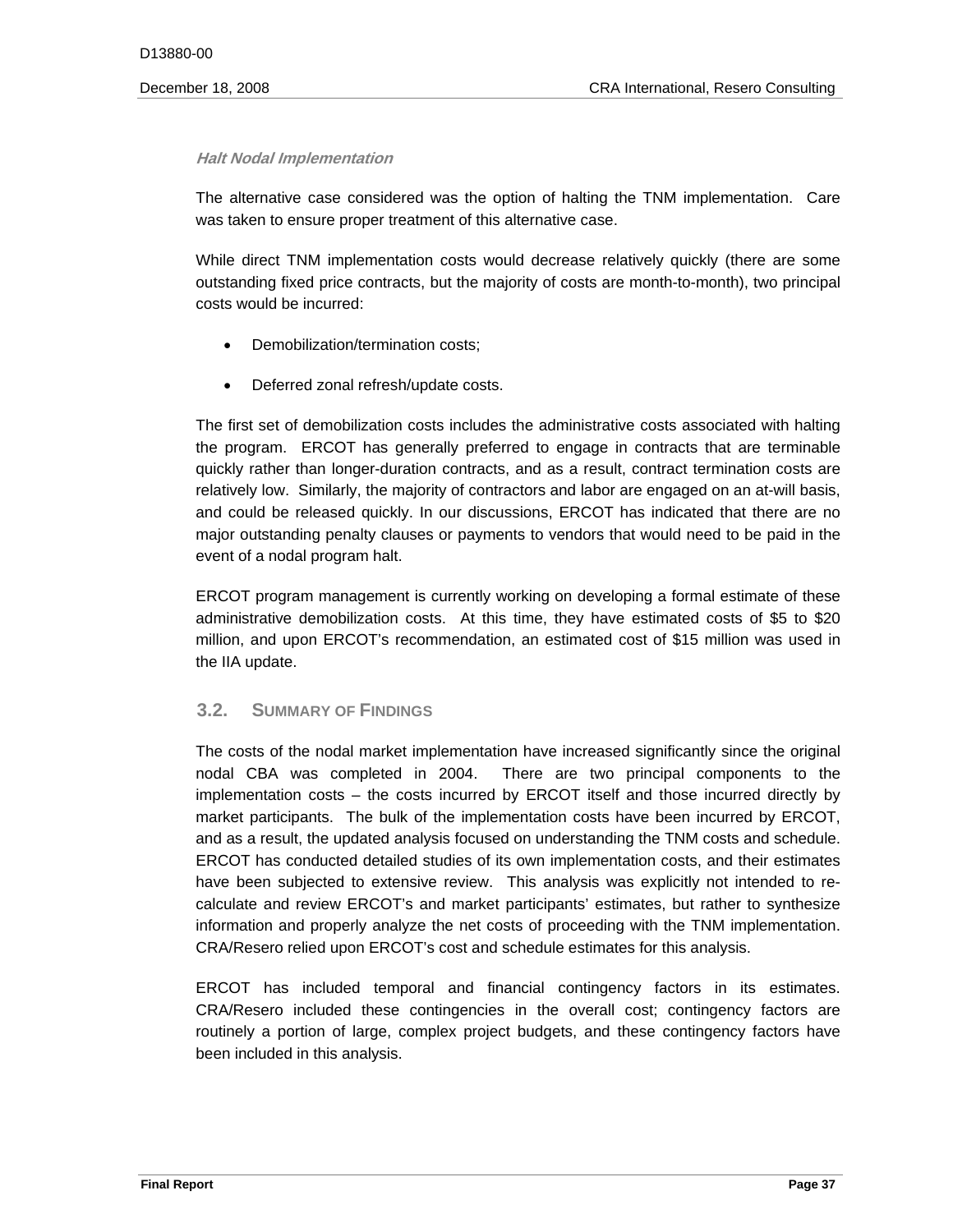***Halt Nodal Implementation***

The alternative case considered was the option of halting the TNM implementation. Care was taken to ensure proper treatment of this alternative case.

While direct TNM implementation costs would decrease relatively quickly (there are some outstanding fixed price contracts, but the majority of costs are month-to-month), two principal costs would be incurred:

- Demobilization/termination costs;
- Deferred zonal refresh/update costs.

The first set of demobilization costs includes the administrative costs associated with halting the program. ERCOT has generally preferred to engage in contracts that are terminable quickly rather than longer-duration contracts, and as a result, contract termination costs are relatively low. Similarly, the majority of contractors and labor are engaged on an at-will basis, and could be released quickly. In our discussions, ERCOT has indicated that there are no major outstanding penalty clauses or payments to vendors that would need to be paid in the event of a nodal program halt.

ERCOT program management is currently working on developing a formal estimate of these administrative demobilization costs. At this time, they have estimated costs of $5 to $20 million, and upon ERCOT's recommendation, an estimated cost of $15 million was used in the IIA update.

## 3.2. SUMMARY OF FINDINGS

The costs of the nodal market implementation have increased significantly since the original nodal CBA was completed in 2004. There are two principal components to the implementation costs – the costs incurred by ERCOT itself and those incurred directly by market participants. The bulk of the implementation costs have been incurred by ERCOT, and as a result, the updated analysis focused on understanding the TNM costs and schedule. ERCOT has conducted detailed studies of its own implementation costs, and their estimates have been subjected to extensive review. This analysis was explicitly not intended to re-calculate and review ERCOT's and market participants' estimates, but rather to synthesize information and properly analyze the net costs of proceeding with the TNM implementation. CRA/Resero relied upon ERCOT's cost and schedule estimates for this analysis.

ERCOT has included temporal and financial contingency factors in its estimates. CRA/Resero included these contingencies in the overall cost; contingency factors are routinely a portion of large, complex project budgets, and these contingency factors have been included in this analysis.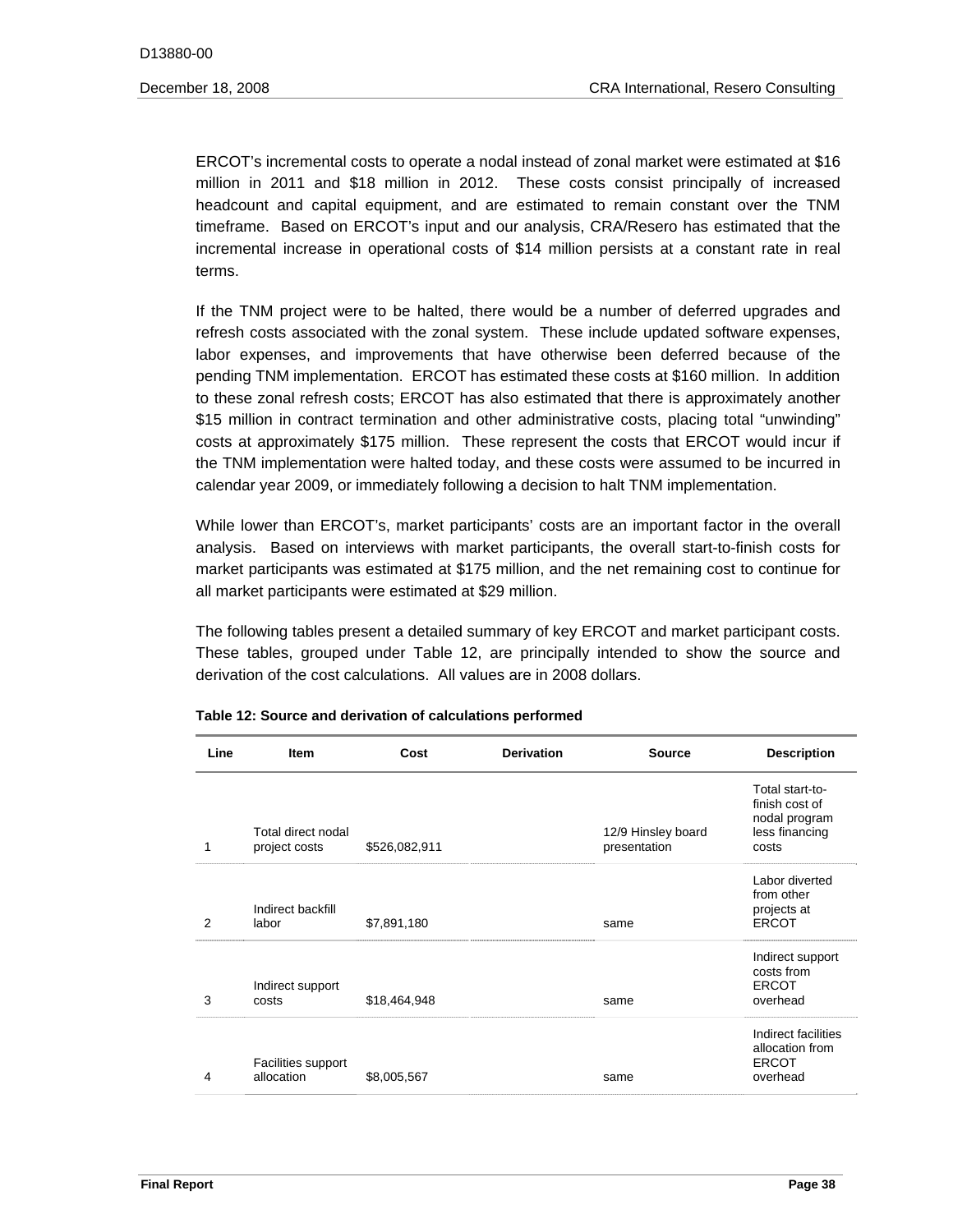ERCOT's incremental costs to operate a nodal instead of zonal market were estimated at $16 million in 2011 and $18 million in 2012. These costs consist principally of increased headcount and capital equipment, and are estimated to remain constant over the TNM timeframe. Based on ERCOT's input and our analysis, CRA/Resero has estimated that the incremental increase in operational costs of $14 million persists at a constant rate in real terms.

If the TNM project were to be halted, there would be a number of deferred upgrades and refresh costs associated with the zonal system. These include updated software expenses, labor expenses, and improvements that have otherwise been deferred because of the pending TNM implementation. ERCOT has estimated these costs at $160 million. In addition to these zonal refresh costs; ERCOT has also estimated that there is approximately another $15 million in contract termination and other administrative costs, placing total "unwinding" costs at approximately $175 million. These represent the costs that ERCOT would incur if the TNM implementation were halted today, and these costs were assumed to be incurred in calendar year 2009, or immediately following a decision to halt TNM implementation.

While lower than ERCOT's, market participants' costs are an important factor in the overall analysis. Based on interviews with market participants, the overall start-to-finish costs for market participants was estimated at $175 million, and the net remaining cost to continue for all market participants were estimated at $29 million.

The following tables present a detailed summary of key ERCOT and market participant costs. These tables, grouped under Table 12, are principally intended to show the source and derivation of the cost calculations. All values are in 2008 dollars.

**Table 12: Source and derivation of calculations performed**

| Line | Item | Cost | Derivation | Source | Description |
|---|---|---|---|---|---|
| 1 | Total direct nodal project costs | $526,082,911 | | 12/9 Hinsley board presentation | Total start-to-finish cost of nodal program less financing costs |
| 2 | Indirect backfill labor | $7,891,180 | | same | Labor diverted from other projects at ERCOT |
| 3 | Indirect support costs | $18,464,948 | | same | Indirect support costs from ERCOT overhead |
| 4 | Facilities support allocation | $8,005,567 | | same | Indirect facilities allocation from ERCOT overhead |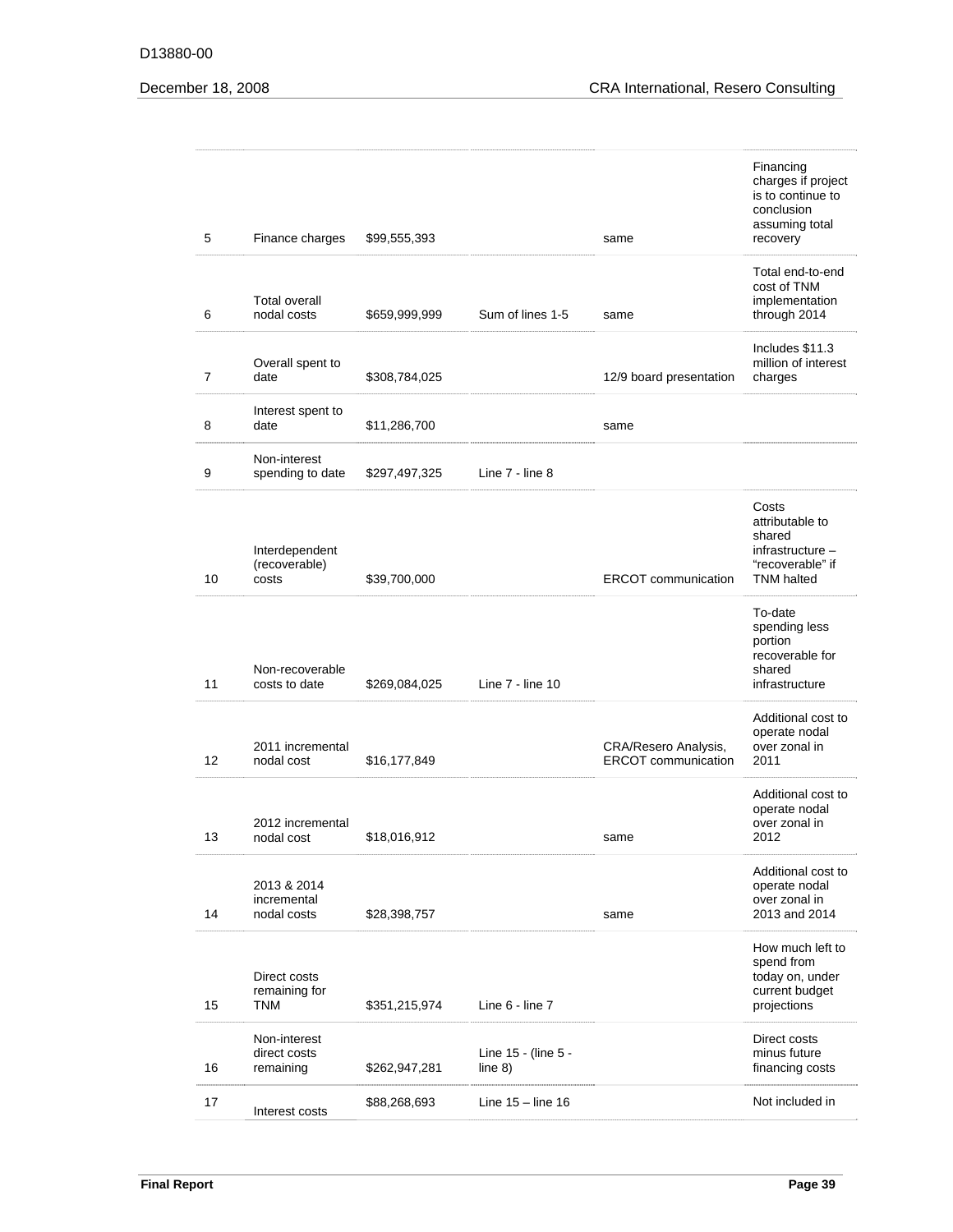| | | | | | |
|---|---|---|---|---|---|
| 5 | Finance charges | $99,555,393 | | same | Financing charges if project is to continue to conclusion assuming total recovery |
| 6 | Total overall nodal costs | $659,999,999 | Sum of lines 1-5 | same | Total end-to-end cost of TNM implementation through 2014 |
| 7 | Overall spent to date | $308,784,025 | | 12/9 board presentation | Includes $11.3 million of interest charges |
| 8 | Interest spent to date | $11,286,700 | | same | |
| 9 | Non-interest spending to date | $297,497,325 | Line 7 - line 8 | | |
| 10 | Interdependent (recoverable) costs | $39,700,000 | | ERCOT communication | Costs attributable to shared infrastructure – "recoverable" if TNM halted |
| 11 | Non-recoverable costs to date | $269,084,025 | Line 7 - line 10 | | To-date spending less portion recoverable for shared infrastructure |
| 12 | 2011 incremental nodal cost | $16,177,849 | | CRA/Resero Analysis, ERCOT communication | Additional cost to operate nodal over zonal in 2011 |
| 13 | 2012 incremental nodal cost | $18,016,912 | | same | Additional cost to operate nodal over zonal in 2012 |
| 14 | 2013 & 2014 incremental nodal costs | $28,398,757 | | same | Additional cost to operate nodal over zonal in 2013 and 2014 |
| 15 | Direct costs remaining for TNM | $351,215,974 | Line 6 - line 7 | | How much left to spend from today on, under current budget projections |
| 16 | Non-interest direct costs remaining | $262,947,281 | Line 15 - (line 5 - line 8) | | Direct costs minus future financing costs |
| 17 | Interest costs | $88,268,693 | Line 15 – line 16 | | Not included in |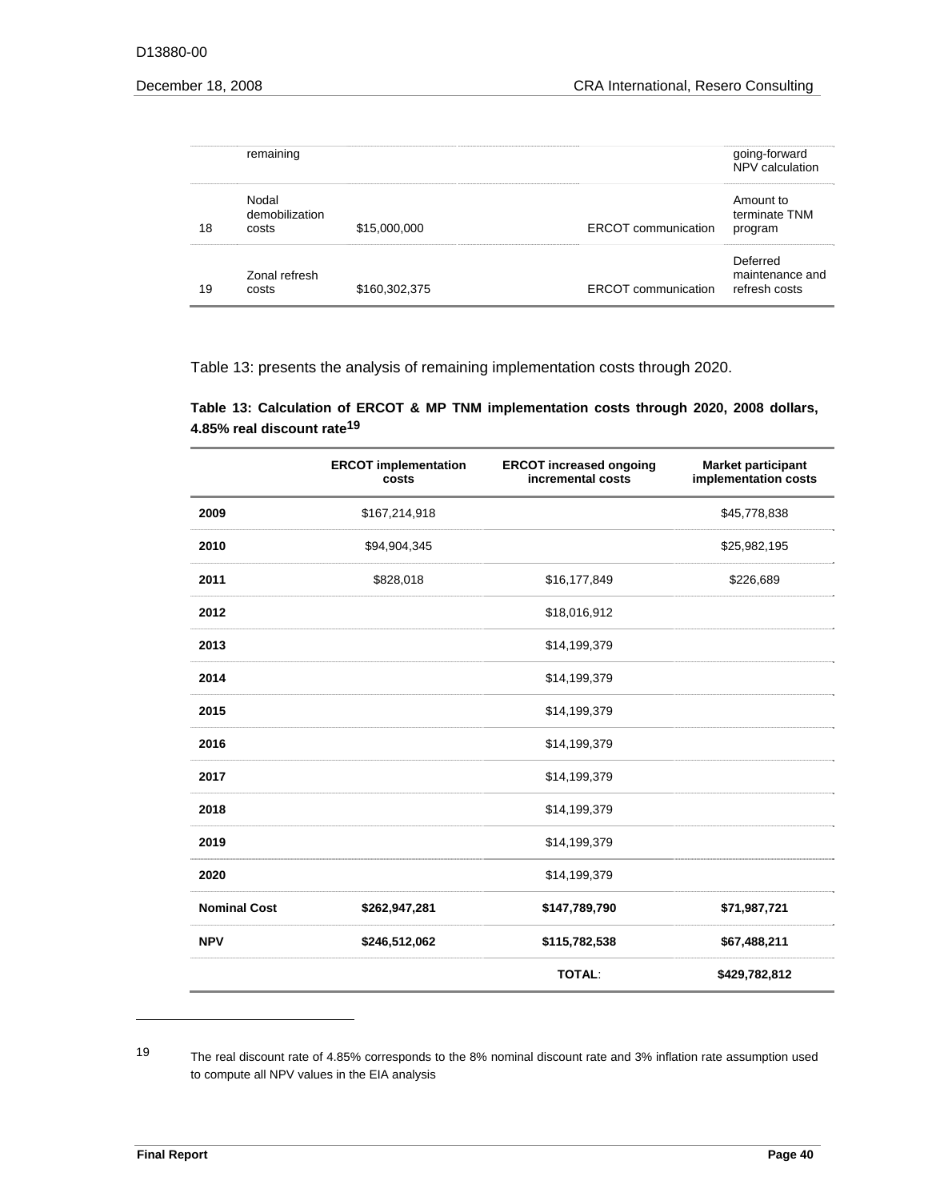| | remaining | | | | going-forward NPV calculation |
|---|---|---|---|---|---|
| 18 | Nodal demobilization costs | $15,000,000 | | ERCOT communication | Amount to terminate TNM program |
| 19 | Zonal refresh costs | $160,302,375 | | ERCOT communication | Deferred maintenance and refresh costs |

Table 13: presents the analysis of remaining implementation costs through 2020.

**Table 13: Calculation of ERCOT & MP TNM implementation costs through 2020, 2008 dollars, 4.85% real discount rate[19]**

| | ERCOT implementation costs | ERCOT increased ongoing incremental costs | Market participant implementation costs |
|---|---|---|---|
| **2009** | $167,214,918 | | $45,778,838 |
| **2010** | $94,904,345 | | $25,982,195 |
| **2011** | $828,018 | $16,177,849 | $226,689 |
| **2012** | | $18,016,912 | |
| **2013** | | $14,199,379 | |
| **2014** | | $14,199,379 | |
| **2015** | | $14,199,379 | |
| **2016** | | $14,199,379 | |
| **2017** | | $14,199,379 | |
| **2018** | | $14,199,379 | |
| **2019** | | $14,199,379 | |
| **2020** | | $14,199,379 | |
| **Nominal Cost** | **$262,947,281** | **$147,789,790** | **$71,987,721** |
| **NPV** | **$246,512,062** | **$115,782,538** | **$67,488,211** |
| | | **TOTAL**: | **$429,782,812** |

19 The real discount rate of 4.85% corresponds to the 8% nominal discount rate and 3% inflation rate assumption used to compute all NPV values in the EIA analysis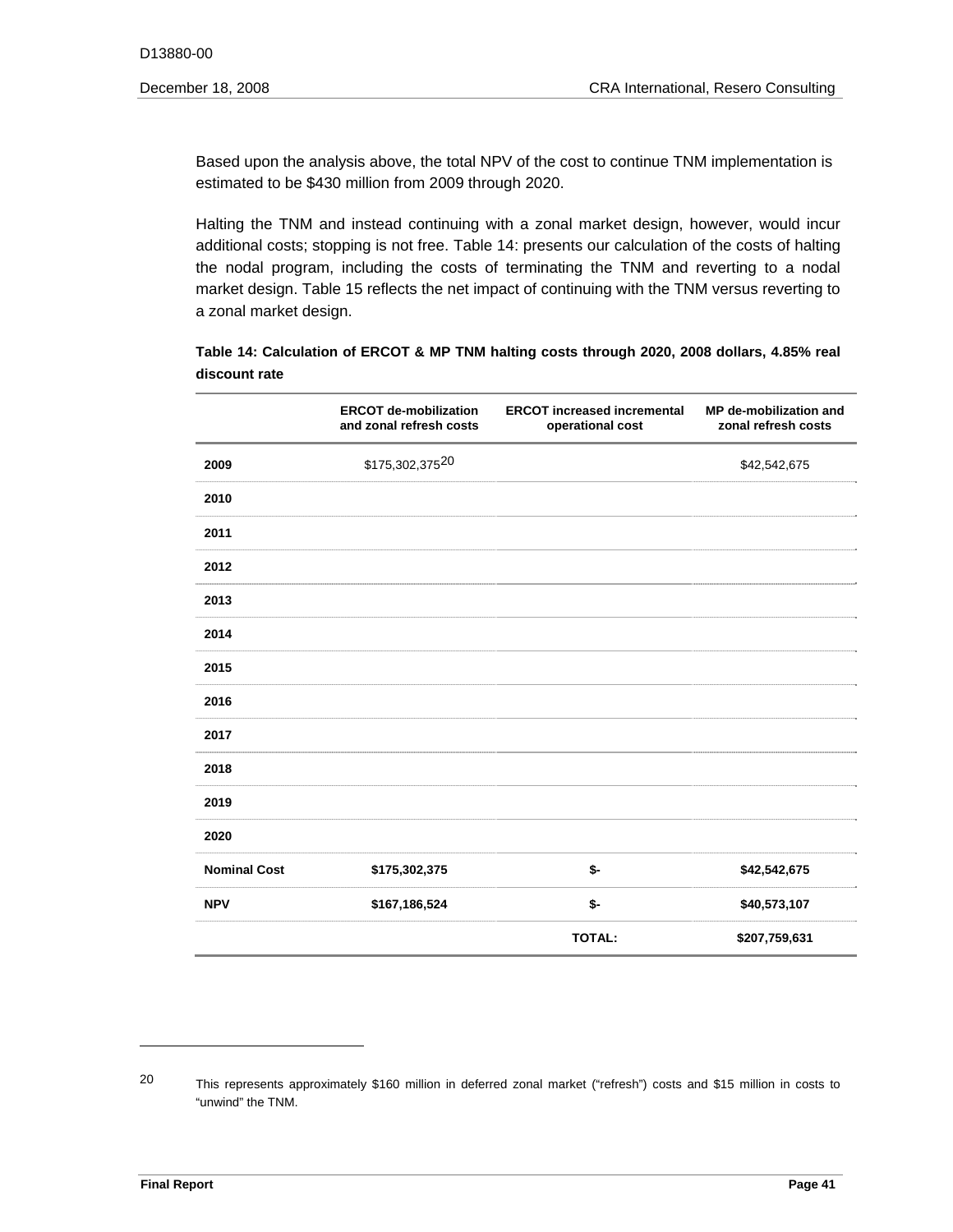Based upon the analysis above, the total NPV of the cost to continue TNM implementation is estimated to be $430 million from 2009 through 2020.

Halting the TNM and instead continuing with a zonal market design, however, would incur additional costs; stopping is not free. Table 14: presents our calculation of the costs of halting the nodal program, including the costs of terminating the TNM and reverting to a nodal market design. Table 15 reflects the net impact of continuing with the TNM versus reverting to a zonal market design.

**Table 14: Calculation of ERCOT & MP TNM halting costs through 2020, 2008 dollars, 4.85% real discount rate**

| | ERCOT de-mobilization and zonal refresh costs | ERCOT increased incremental operational cost | MP de-mobilization and zonal refresh costs |
|---|---|---|---|
| **2009** | $175,302,375[20] | | $42,542,675 |
| **2010** | | | |
| **2011** | | | |
| **2012** | | | |
| **2013** | | | |
| **2014** | | | |
| **2015** | | | |
| **2016** | | | |
| **2017** | | | |
| **2018** | | | |
| **2019** | | | |
| **2020** | | | |
| **Nominal Cost** | **$175,302,375** | **$-** | **$42,542,675** |
| **NPV** | **$167,186,524** | **$-** | **$40,573,107** |
| | | **TOTAL:** | **$207,759,631** |

---

[20] This represents approximately $160 million in deferred zonal market ("refresh") costs and $15 million in costs to "unwind" the TNM.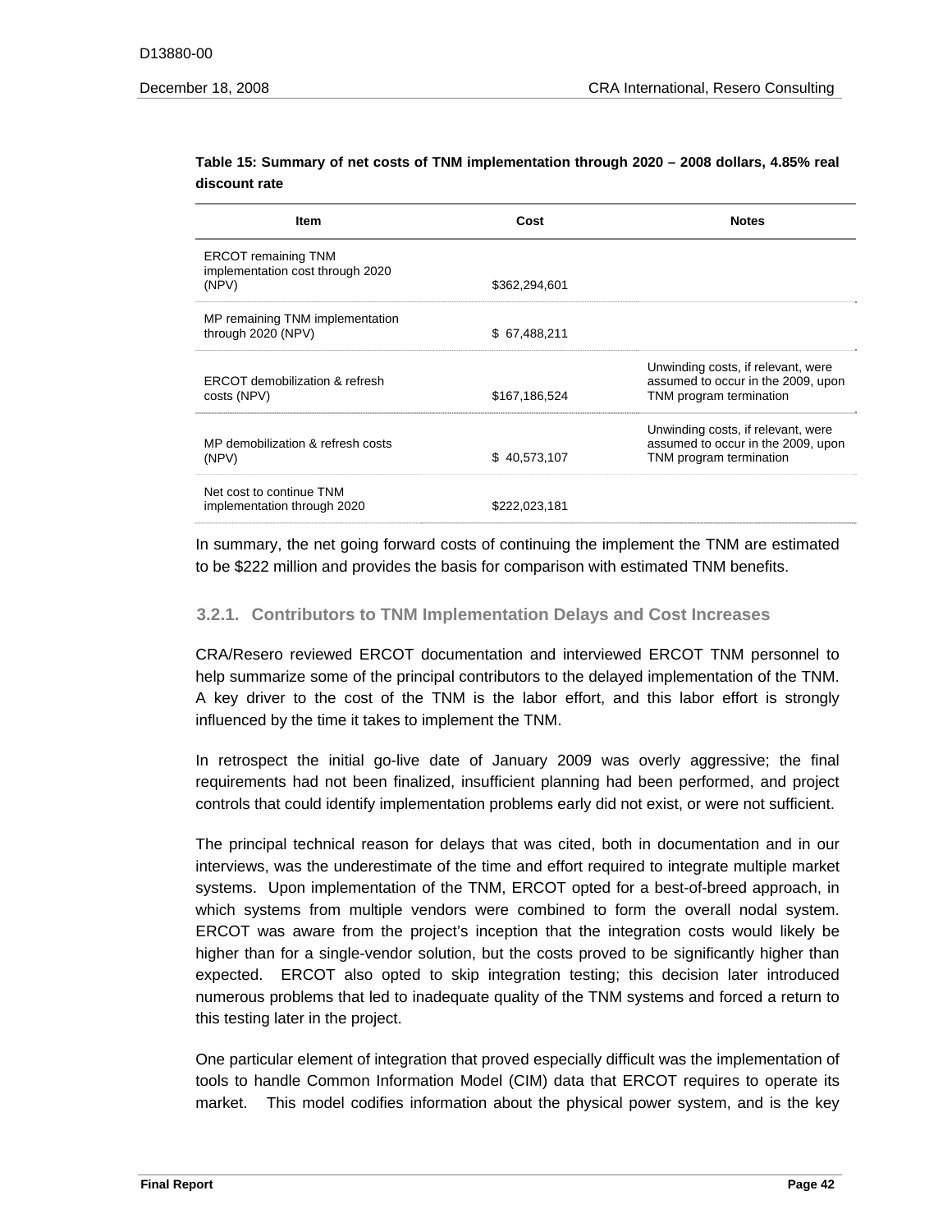**Table 15: Summary of net costs of TNM implementation through 2020 – 2008 dollars, 4.85% real discount rate**

| Item | Cost | Notes |
|---|---|---|
| ERCOT remaining TNM implementation cost through 2020 (NPV) | $362,294,601 | |
| MP remaining TNM implementation through 2020 (NPV) | $ 67,488,211 | |
| ERCOT demobilization & refresh costs (NPV) | $167,186,524 | Unwinding costs, if relevant, were assumed to occur in the 2009, upon TNM program termination |
| MP demobilization & refresh costs (NPV) | $ 40,573,107 | Unwinding costs, if relevant, were assumed to occur in the 2009, upon TNM program termination |
| Net cost to continue TNM implementation through 2020 | $222,023,181 | |

In summary, the net going forward costs of continuing the implement the TNM are estimated to be $222 million and provides the basis for comparison with estimated TNM benefits.

### 3.2.1. Contributors to TNM Implementation Delays and Cost Increases

CRA/Resero reviewed ERCOT documentation and interviewed ERCOT TNM personnel to help summarize some of the principal contributors to the delayed implementation of the TNM. A key driver to the cost of the TNM is the labor effort, and this labor effort is strongly influenced by the time it takes to implement the TNM.

In retrospect the initial go-live date of January 2009 was overly aggressive; the final requirements had not been finalized, insufficient planning had been performed, and project controls that could identify implementation problems early did not exist, or were not sufficient.

The principal technical reason for delays that was cited, both in documentation and in our interviews, was the underestimate of the time and effort required to integrate multiple market systems. Upon implementation of the TNM, ERCOT opted for a best-of-breed approach, in which systems from multiple vendors were combined to form the overall nodal system. ERCOT was aware from the project's inception that the integration costs would likely be higher than for a single-vendor solution, but the costs proved to be significantly higher than expected. ERCOT also opted to skip integration testing; this decision later introduced numerous problems that led to inadequate quality of the TNM systems and forced a return to this testing later in the project.

One particular element of integration that proved especially difficult was the implementation of tools to handle Common Information Model (CIM) data that ERCOT requires to operate its market. This model codifies information about the physical power system, and is the key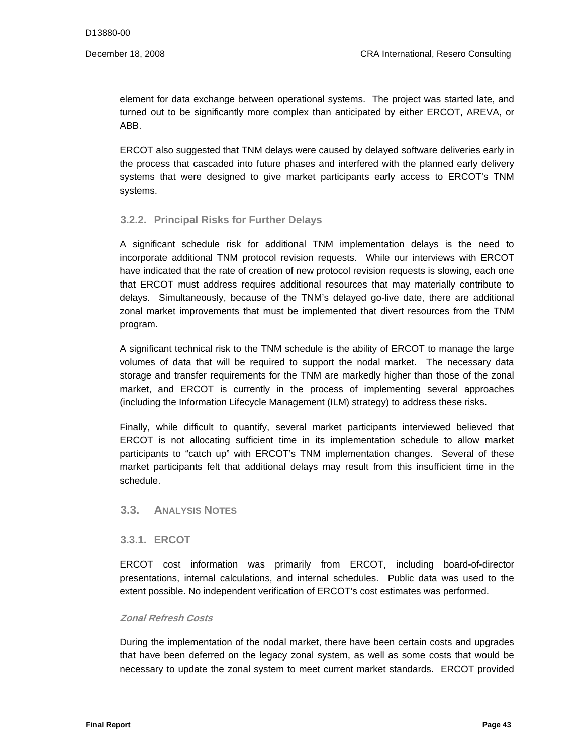element for data exchange between operational systems. The project was started late, and turned out to be significantly more complex than anticipated by either ERCOT, AREVA, or ABB.

ERCOT also suggested that TNM delays were caused by delayed software deliveries early in the process that cascaded into future phases and interfered with the planned early delivery systems that were designed to give market participants early access to ERCOT's TNM systems.

### 3.2.2. Principal Risks for Further Delays

A significant schedule risk for additional TNM implementation delays is the need to incorporate additional TNM protocol revision requests. While our interviews with ERCOT have indicated that the rate of creation of new protocol revision requests is slowing, each one that ERCOT must address requires additional resources that may materially contribute to delays. Simultaneously, because of the TNM's delayed go-live date, there are additional zonal market improvements that must be implemented that divert resources from the TNM program.

A significant technical risk to the TNM schedule is the ability of ERCOT to manage the large volumes of data that will be required to support the nodal market. The necessary data storage and transfer requirements for the TNM are markedly higher than those of the zonal market, and ERCOT is currently in the process of implementing several approaches (including the Information Lifecycle Management (ILM) strategy) to address these risks.

Finally, while difficult to quantify, several market participants interviewed believed that ERCOT is not allocating sufficient time in its implementation schedule to allow market participants to "catch up" with ERCOT's TNM implementation changes. Several of these market participants felt that additional delays may result from this insufficient time in the schedule.

## 3.3. Analysis Notes

### 3.3.1. ERCOT

ERCOT cost information was primarily from ERCOT, including board-of-director presentations, internal calculations, and internal schedules. Public data was used to the extent possible. No independent verification of ERCOT's cost estimates was performed.

#### *Zonal Refresh Costs*

During the implementation of the nodal market, there have been certain costs and upgrades that have been deferred on the legacy zonal system, as well as some costs that would be necessary to update the zonal system to meet current market standards. ERCOT provided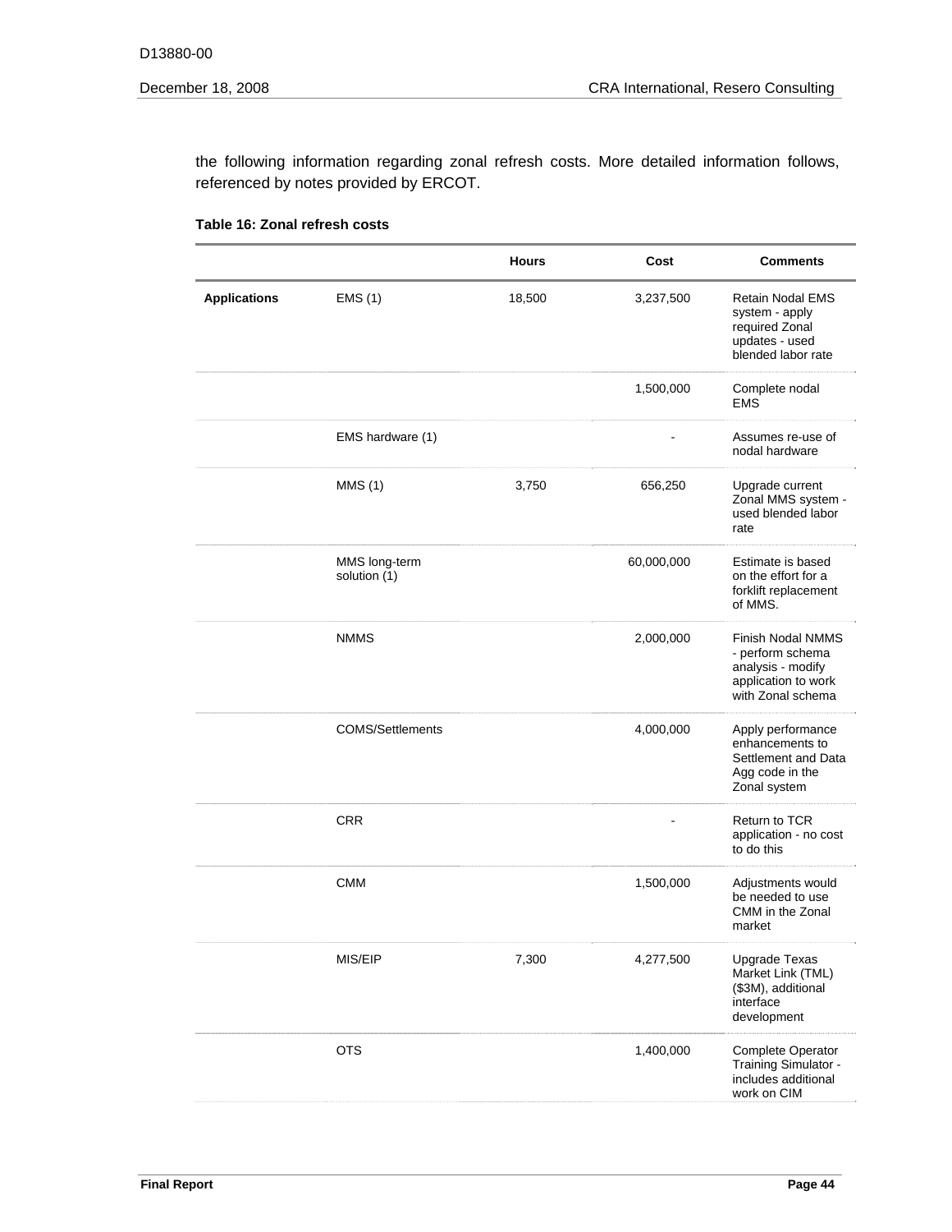the following information regarding zonal refresh costs. More detailed information follows, referenced by notes provided by ERCOT.

**Table 16: Zonal refresh costs**

| | | Hours | Cost | Comments |
|---|---|---|---|---|
| **Applications** | EMS (1) | 18,500 | 3,237,500 | Retain Nodal EMS system - apply required Zonal updates - used blended labor rate |
| | | | 1,500,000 | Complete nodal EMS |
| | EMS hardware (1) | | - | Assumes re-use of nodal hardware |
| | MMS (1) | 3,750 | 656,250 | Upgrade current Zonal MMS system - used blended labor rate |
| | MMS long-term solution (1) | | 60,000,000 | Estimate is based on the effort for a forklift replacement of MMS. |
| | NMMS | | 2,000,000 | Finish Nodal NMMS - perform schema analysis - modify application to work with Zonal schema |
| | COMS/Settlements | | 4,000,000 | Apply performance enhancements to Settlement and Data Agg code in the Zonal system |
| | CRR | | - | Return to TCR application - no cost to do this |
| | CMM | | 1,500,000 | Adjustments would be needed to use CMM in the Zonal market |
| | MIS/EIP | 7,300 | 4,277,500 | Upgrade Texas Market Link (TML) ($3M), additional interface development |
| | OTS | | 1,400,000 | Complete Operator Training Simulator - includes additional work on CIM |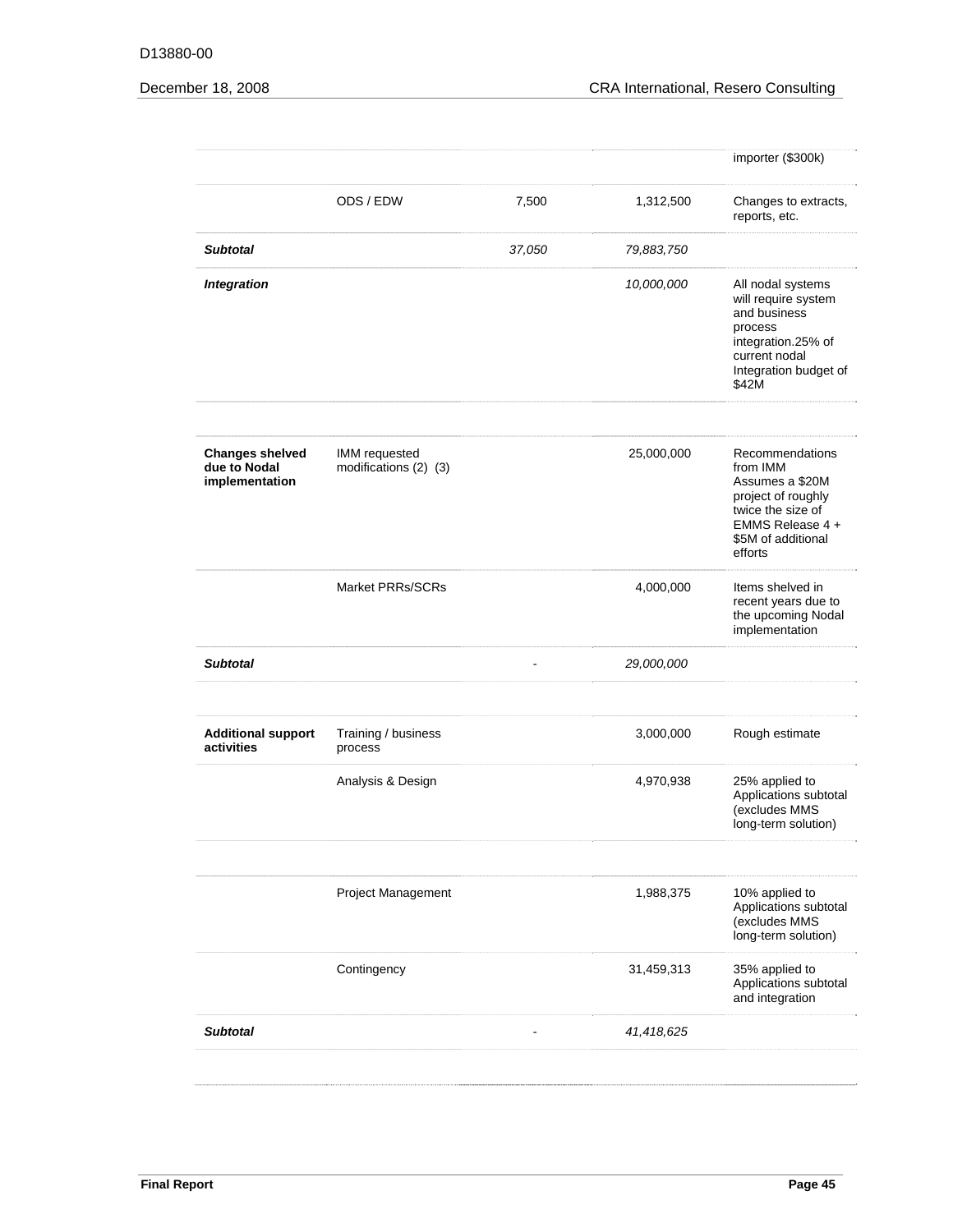| | | | | |
|---|---|---|---|---|
| | | | | importer ($300k) |
| | ODS / EDW | 7,500 | 1,312,500 | Changes to extracts, reports, etc. |
| ***Subtotal*** | | *37,050* | *79,883,750* | |
| ***Integration*** | | | *10,000,000* | All nodal systems will require system and business process integration.25% of current nodal Integration budget of $42M |
| | | | | |
| **Changes shelved due to Nodal implementation** | IMM requested modifications (2) (3) | | 25,000,000 | Recommendations from IMM Assumes a $20M project of roughly twice the size of EMMS Release 4 + $5M of additional efforts |
| | Market PRRs/SCRs | | 4,000,000 | Items shelved in recent years due to the upcoming Nodal implementation |
| ***Subtotal*** | | - | *29,000,000* | |
| | | | | |
| **Additional support activities** | Training / business process | | 3,000,000 | Rough estimate |
| | Analysis & Design | | 4,970,938 | 25% applied to Applications subtotal (excludes MMS long-term solution) |
| | | | | |
| | Project Management | | 1,988,375 | 10% applied to Applications subtotal (excludes MMS long-term solution) |
| | Contingency | | 31,459,313 | 35% applied to Applications subtotal and integration |
| ***Subtotal*** | | - | *41,418,625* | |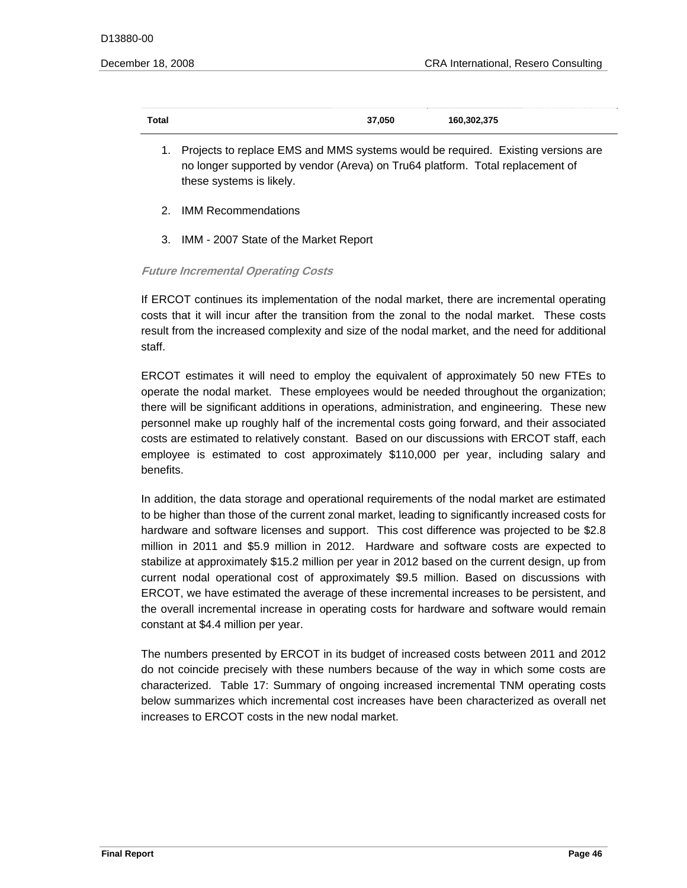| Total | | 37,050 | 160,302,375 |
|---|---|---|---|

1. Projects to replace EMS and MMS systems would be required. Existing versions are no longer supported by vendor (Areva) on Tru64 platform. Total replacement of these systems is likely.

2. IMM Recommendations

3. IMM - 2007 State of the Market Report

***Future Incremental Operating Costs***

If ERCOT continues its implementation of the nodal market, there are incremental operating costs that it will incur after the transition from the zonal to the nodal market. These costs result from the increased complexity and size of the nodal market, and the need for additional staff.

ERCOT estimates it will need to employ the equivalent of approximately 50 new FTEs to operate the nodal market. These employees would be needed throughout the organization; there will be significant additions in operations, administration, and engineering. These new personnel make up roughly half of the incremental costs going forward, and their associated costs are estimated to relatively constant. Based on our discussions with ERCOT staff, each employee is estimated to cost approximately $110,000 per year, including salary and benefits.

In addition, the data storage and operational requirements of the nodal market are estimated to be higher than those of the current zonal market, leading to significantly increased costs for hardware and software licenses and support. This cost difference was projected to be $2.8 million in 2011 and $5.9 million in 2012. Hardware and software costs are expected to stabilize at approximately $15.2 million per year in 2012 based on the current design, up from current nodal operational cost of approximately $9.5 million. Based on discussions with ERCOT, we have estimated the average of these incremental increases to be persistent, and the overall incremental increase in operating costs for hardware and software would remain constant at $4.4 million per year.

The numbers presented by ERCOT in its budget of increased costs between 2011 and 2012 do not coincide precisely with these numbers because of the way in which some costs are characterized. Table 17: Summary of ongoing increased incremental TNM operating costs below summarizes which incremental cost increases have been characterized as overall net increases to ERCOT costs in the new nodal market.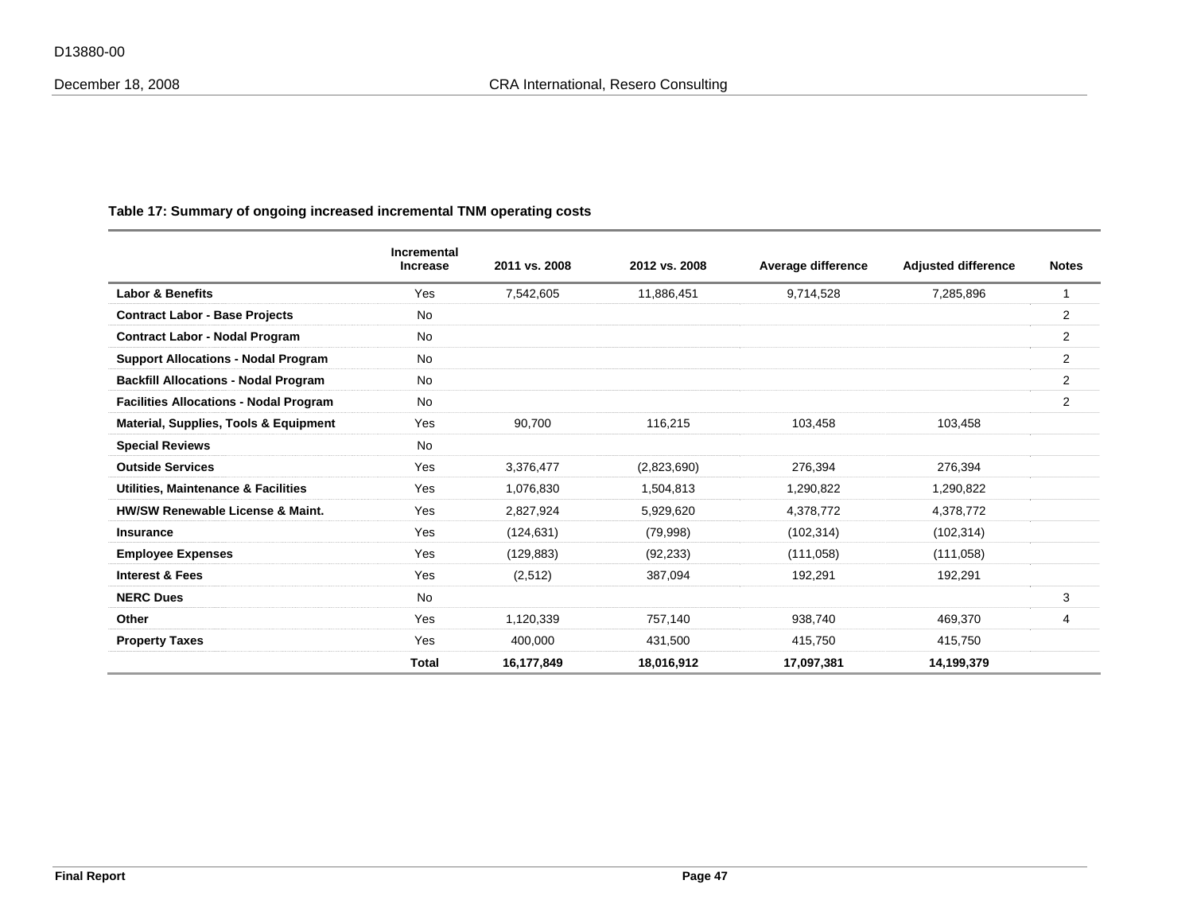**Table 17: Summary of ongoing increased incremental TNM operating costs**

| | Incremental Increase | 2011 vs. 2008 | 2012 vs. 2008 | Average difference | Adjusted difference | Notes |
|---|---|---|---|---|---|---|
| **Labor & Benefits** | Yes | 7,542,605 | 11,886,451 | 9,714,528 | 7,285,896 | 1 |
| **Contract Labor - Base Projects** | No | | | | | 2 |
| **Contract Labor - Nodal Program** | No | | | | | 2 |
| **Support Allocations - Nodal Program** | No | | | | | 2 |
| **Backfill Allocations - Nodal Program** | No | | | | | 2 |
| **Facilities Allocations - Nodal Program** | No | | | | | 2 |
| **Material, Supplies, Tools & Equipment** | Yes | 90,700 | 116,215 | 103,458 | 103,458 | |
| **Special Reviews** | No | | | | | |
| **Outside Services** | Yes | 3,376,477 | (2,823,690) | 276,394 | 276,394 | |
| **Utilities, Maintenance & Facilities** | Yes | 1,076,830 | 1,504,813 | 1,290,822 | 1,290,822 | |
| **HW/SW Renewable License & Maint.** | Yes | 2,827,924 | 5,929,620 | 4,378,772 | 4,378,772 | |
| **Insurance** | Yes | (124,631) | (79,998) | (102,314) | (102,314) | |
| **Employee Expenses** | Yes | (129,883) | (92,233) | (111,058) | (111,058) | |
| **Interest & Fees** | Yes | (2,512) | 387,094 | 192,291 | 192,291 | |
| **NERC Dues** | No | | | | | 3 |
| **Other** | Yes | 1,120,339 | 757,140 | 938,740 | 469,370 | 4 |
| **Property Taxes** | Yes | 400,000 | 431,500 | 415,750 | 415,750 | |
| | **Total** | **16,177,849** | **18,016,912** | **17,097,381** | **14,199,379** | |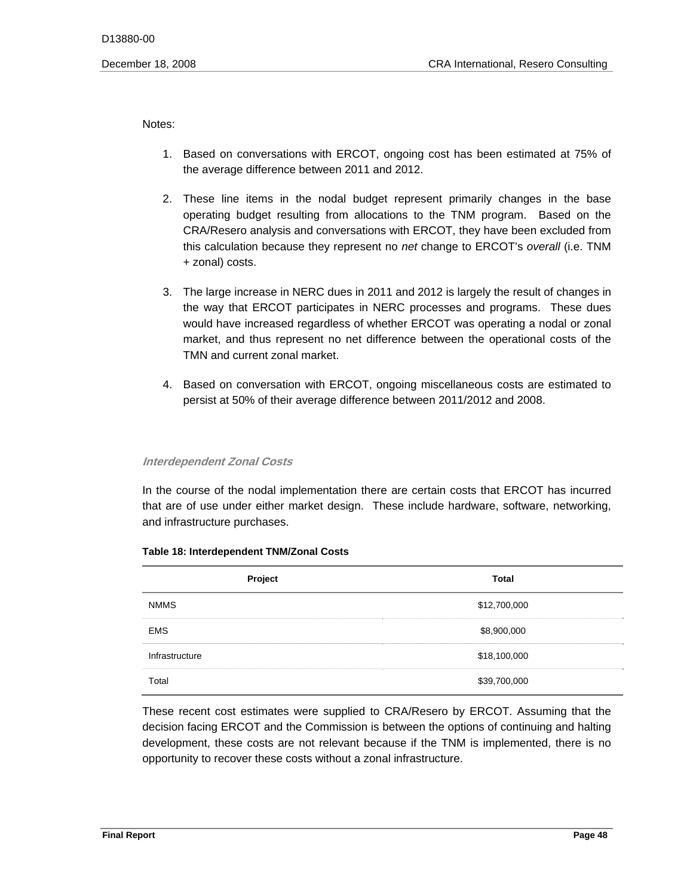Notes:

1. Based on conversations with ERCOT, ongoing cost has been estimated at 75% of the average difference between 2011 and 2012.

2. These line items in the nodal budget represent primarily changes in the base operating budget resulting from allocations to the TNM program. Based on the CRA/Resero analysis and conversations with ERCOT, they have been excluded from this calculation because they represent no *net* change to ERCOT's *overall* (i.e. TNM + zonal) costs.

3. The large increase in NERC dues in 2011 and 2012 is largely the result of changes in the way that ERCOT participates in NERC processes and programs. These dues would have increased regardless of whether ERCOT was operating a nodal or zonal market, and thus represent no net difference between the operational costs of the TMN and current zonal market.

4. Based on conversation with ERCOT, ongoing miscellaneous costs are estimated to persist at 50% of their average difference between 2011/2012 and 2008.

### *Interdependent Zonal Costs*

In the course of the nodal implementation there are certain costs that ERCOT has incurred that are of use under either market design. These include hardware, software, networking, and infrastructure purchases.

**Table 18: Interdependent TNM/Zonal Costs**

| Project | Total |
|---|---|
| NMMS | $12,700,000 |
| EMS | $8,900,000 |
| Infrastructure | $18,100,000 |
| Total | $39,700,000 |

These recent cost estimates were supplied to CRA/Resero by ERCOT. Assuming that the decision facing ERCOT and the Commission is between the options of continuing and halting development, these costs are not relevant because if the TNM is implemented, there is no opportunity to recover these costs without a zonal infrastructure.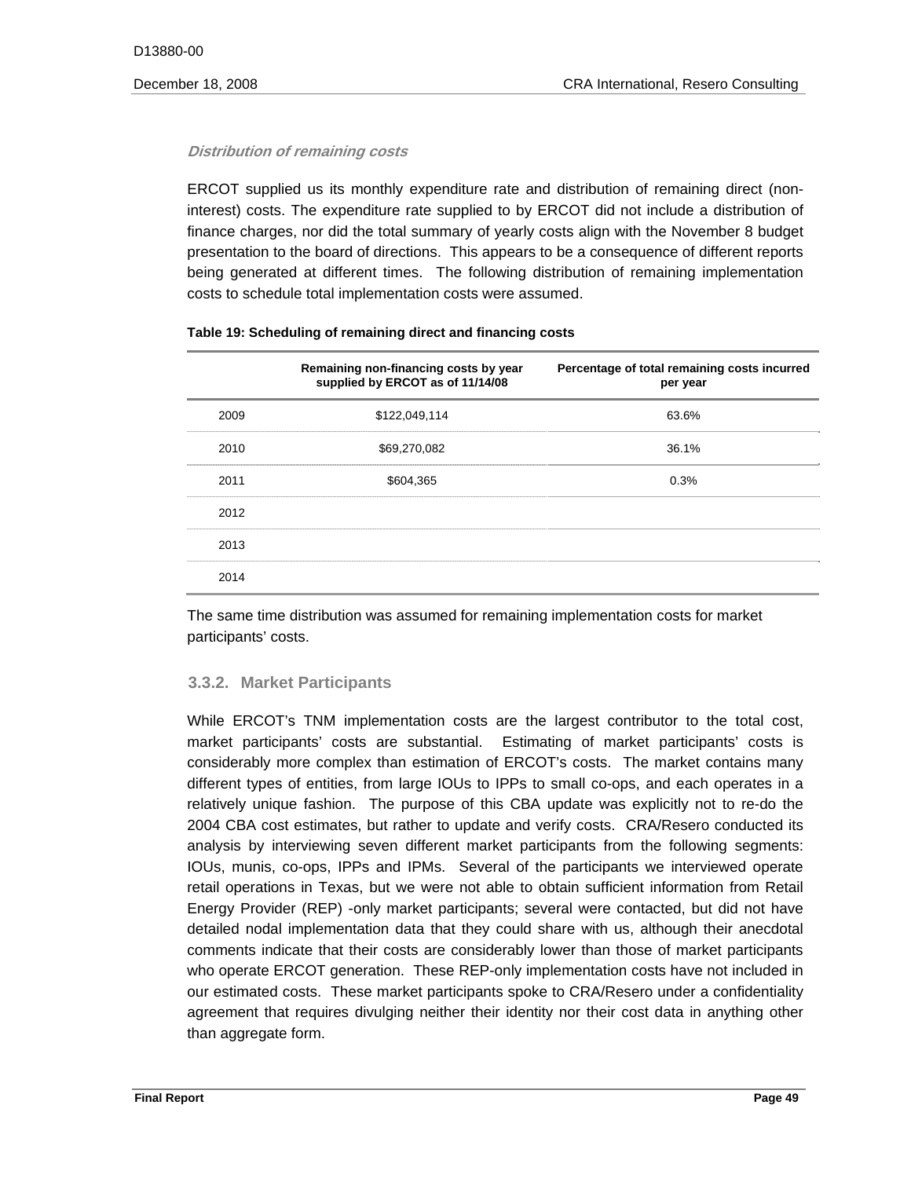*Distribution of remaining costs*

ERCOT supplied us its monthly expenditure rate and distribution of remaining direct (non-interest) costs. The expenditure rate supplied to by ERCOT did not include a distribution of finance charges, nor did the total summary of yearly costs align with the November 8 budget presentation to the board of directions. This appears to be a consequence of different reports being generated at different times. The following distribution of remaining implementation costs to schedule total implementation costs were assumed.

**Table 19: Scheduling of remaining direct and financing costs**

| | Remaining non-financing costs by year supplied by ERCOT as of 11/14/08 | Percentage of total remaining costs incurred per year |
|---|---|---|
| 2009 | $122,049,114 | 63.6% |
| 2010 | $69,270,082 | 36.1% |
| 2011 | $604,365 | 0.3% |
| 2012 | | |
| 2013 | | |
| 2014 | | |

The same time distribution was assumed for remaining implementation costs for market participants' costs.

### 3.3.2. Market Participants

While ERCOT's TNM implementation costs are the largest contributor to the total cost, market participants' costs are substantial. Estimating of market participants' costs is considerably more complex than estimation of ERCOT's costs. The market contains many different types of entities, from large IOUs to IPPs to small co-ops, and each operates in a relatively unique fashion. The purpose of this CBA update was explicitly not to re-do the 2004 CBA cost estimates, but rather to update and verify costs. CRA/Resero conducted its analysis by interviewing seven different market participants from the following segments: IOUs, munis, co-ops, IPPs and IPMs. Several of the participants we interviewed operate retail operations in Texas, but we were not able to obtain sufficient information from Retail Energy Provider (REP) -only market participants; several were contacted, but did not have detailed nodal implementation data that they could share with us, although their anecdotal comments indicate that their costs are considerably lower than those of market participants who operate ERCOT generation. These REP-only implementation costs have not included in our estimated costs. These market participants spoke to CRA/Resero under a confidentiality agreement that requires divulging neither their identity nor their cost data in anything other than aggregate form.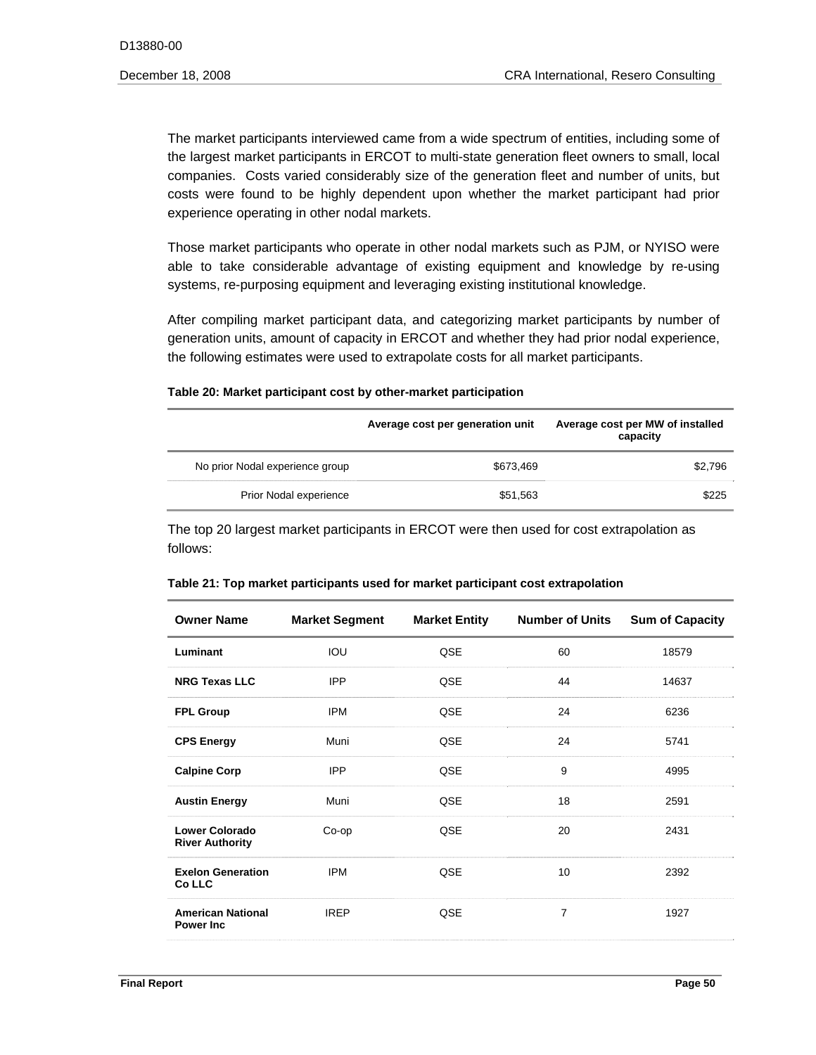The market participants interviewed came from a wide spectrum of entities, including some of the largest market participants in ERCOT to multi-state generation fleet owners to small, local companies. Costs varied considerably size of the generation fleet and number of units, but costs were found to be highly dependent upon whether the market participant had prior experience operating in other nodal markets.

Those market participants who operate in other nodal markets such as PJM, or NYISO were able to take considerable advantage of existing equipment and knowledge by re-using systems, re-purposing equipment and leveraging existing institutional knowledge.

After compiling market participant data, and categorizing market participants by number of generation units, amount of capacity in ERCOT and whether they had prior nodal experience, the following estimates were used to extrapolate costs for all market participants.

**Table 20: Market participant cost by other-market participation**

| | Average cost per generation unit | Average cost per MW of installed capacity |
|---|---|---|
| No prior Nodal experience group | $673,469 | $2,796 |
| Prior Nodal experience | $51,563 | $225 |

The top 20 largest market participants in ERCOT were then used for cost extrapolation as follows:

**Table 21: Top market participants used for market participant cost extrapolation**

| Owner Name | Market Segment | Market Entity | Number of Units | Sum of Capacity |
|---|---|---|---|---|
| **Luminant** | IOU | QSE | 60 | 18579 |
| **NRG Texas LLC** | IPP | QSE | 44 | 14637 |
| **FPL Group** | IPM | QSE | 24 | 6236 |
| **CPS Energy** | Muni | QSE | 24 | 5741 |
| **Calpine Corp** | IPP | QSE | 9 | 4995 |
| **Austin Energy** | Muni | QSE | 18 | 2591 |
| **Lower Colorado River Authority** | Co-op | QSE | 20 | 2431 |
| **Exelon Generation Co LLC** | IPM | QSE | 10 | 2392 |
| **American National Power Inc** | IREP | QSE | 7 | 1927 |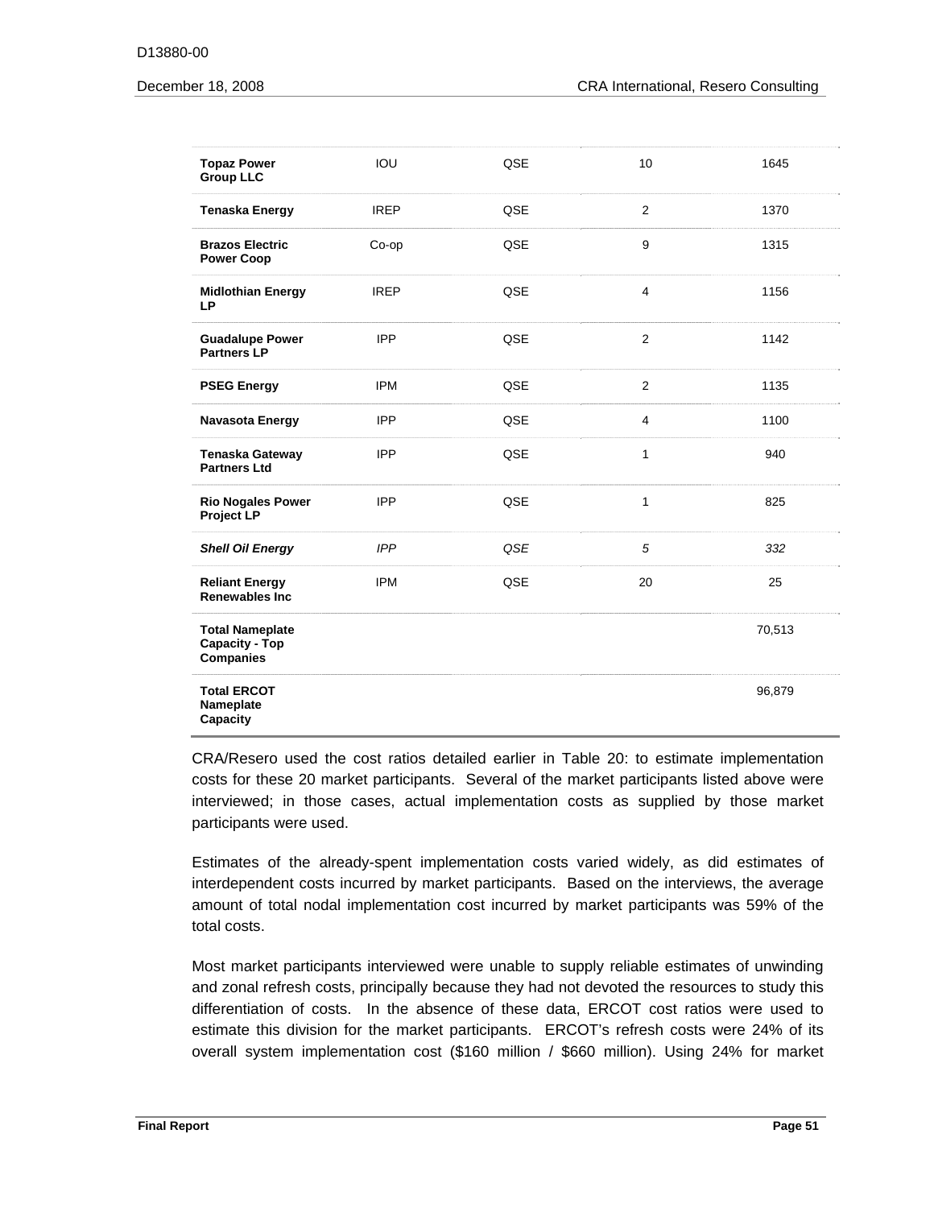| | | | | |
|---|---|---|---|---|
| **Topaz Power Group LLC** | IOU | QSE | 10 | 1645 |
| **Tenaska Energy** | IREP | QSE | 2 | 1370 |
| **Brazos Electric Power Coop** | Co-op | QSE | 9 | 1315 |
| **Midlothian Energy LP** | IREP | QSE | 4 | 1156 |
| **Guadalupe Power Partners LP** | IPP | QSE | 2 | 1142 |
| **PSEG Energy** | IPM | QSE | 2 | 1135 |
| **Navasota Energy** | IPP | QSE | 4 | 1100 |
| **Tenaska Gateway Partners Ltd** | IPP | QSE | 1 | 940 |
| **Rio Nogales Power Project LP** | IPP | QSE | 1 | 825 |
| ***Shell Oil Energy*** | *IPP* | *QSE* | *5* | *332* |
| **Reliant Energy Renewables Inc** | IPM | QSE | 20 | 25 |
| **Total Nameplate Capacity - Top Companies** | | | | 70,513 |
| **Total ERCOT Nameplate Capacity** | | | | 96,879 |

CRA/Resero used the cost ratios detailed earlier in Table 20: to estimate implementation costs for these 20 market participants. Several of the market participants listed above were interviewed; in those cases, actual implementation costs as supplied by those market participants were used.

Estimates of the already-spent implementation costs varied widely, as did estimates of interdependent costs incurred by market participants. Based on the interviews, the average amount of total nodal implementation cost incurred by market participants was 59% of the total costs.

Most market participants interviewed were unable to supply reliable estimates of unwinding and zonal refresh costs, principally because they had not devoted the resources to study this differentiation of costs. In the absence of these data, ERCOT cost ratios were used to estimate this division for the market participants. ERCOT's refresh costs were 24% of its overall system implementation cost ($160 million / $660 million). Using 24% for market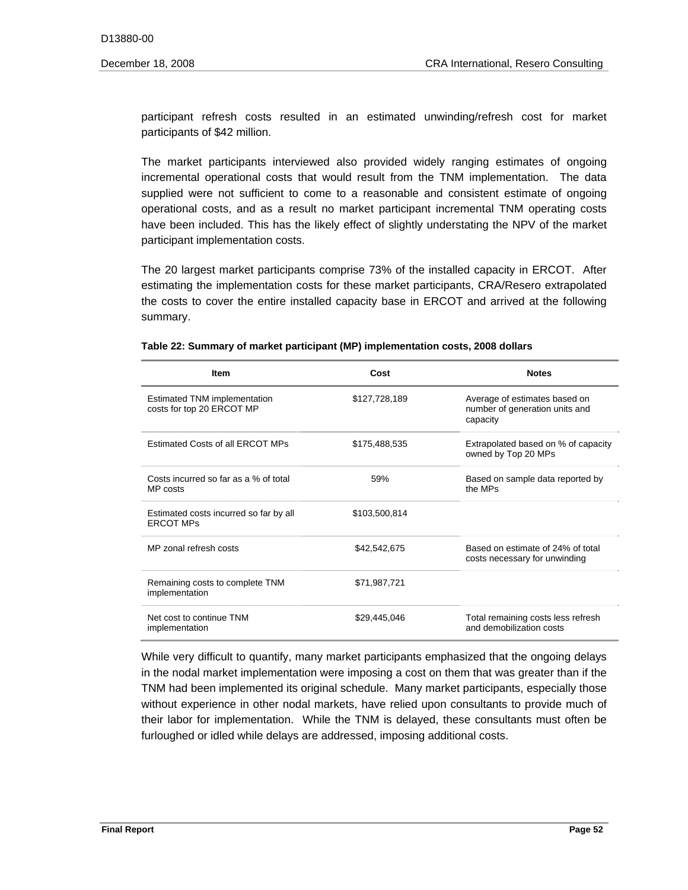participant refresh costs resulted in an estimated unwinding/refresh cost for market participants of $42 million.

The market participants interviewed also provided widely ranging estimates of ongoing incremental operational costs that would result from the TNM implementation. The data supplied were not sufficient to come to a reasonable and consistent estimate of ongoing operational costs, and as a result no market participant incremental TNM operating costs have been included. This has the likely effect of slightly understating the NPV of the market participant implementation costs.

The 20 largest market participants comprise 73% of the installed capacity in ERCOT. After estimating the implementation costs for these market participants, CRA/Resero extrapolated the costs to cover the entire installed capacity base in ERCOT and arrived at the following summary.

**Table 22: Summary of market participant (MP) implementation costs, 2008 dollars**

| Item | Cost | Notes |
|---|---|---|
| Estimated TNM implementation costs for top 20 ERCOT MP | $127,728,189 | Average of estimates based on number of generation units and capacity |
| Estimated Costs of all ERCOT MPs | $175,488,535 | Extrapolated based on % of capacity owned by Top 20 MPs |
| Costs incurred so far as a % of total MP costs | 59% | Based on sample data reported by the MPs |
| Estimated costs incurred so far by all ERCOT MPs | $103,500,814 | |
| MP zonal refresh costs | $42,542,675 | Based on estimate of 24% of total costs necessary for unwinding |
| Remaining costs to complete TNM implementation | $71,987,721 | |
| Net cost to continue TNM implementation | $29,445,046 | Total remaining costs less refresh and demobilization costs |

While very difficult to quantify, many market participants emphasized that the ongoing delays in the nodal market implementation were imposing a cost on them that was greater than if the TNM had been implemented its original schedule. Many market participants, especially those without experience in other nodal markets, have relied upon consultants to provide much of their labor for implementation. While the TNM is delayed, these consultants must often be furloughed or idled while delays are addressed, imposing additional costs.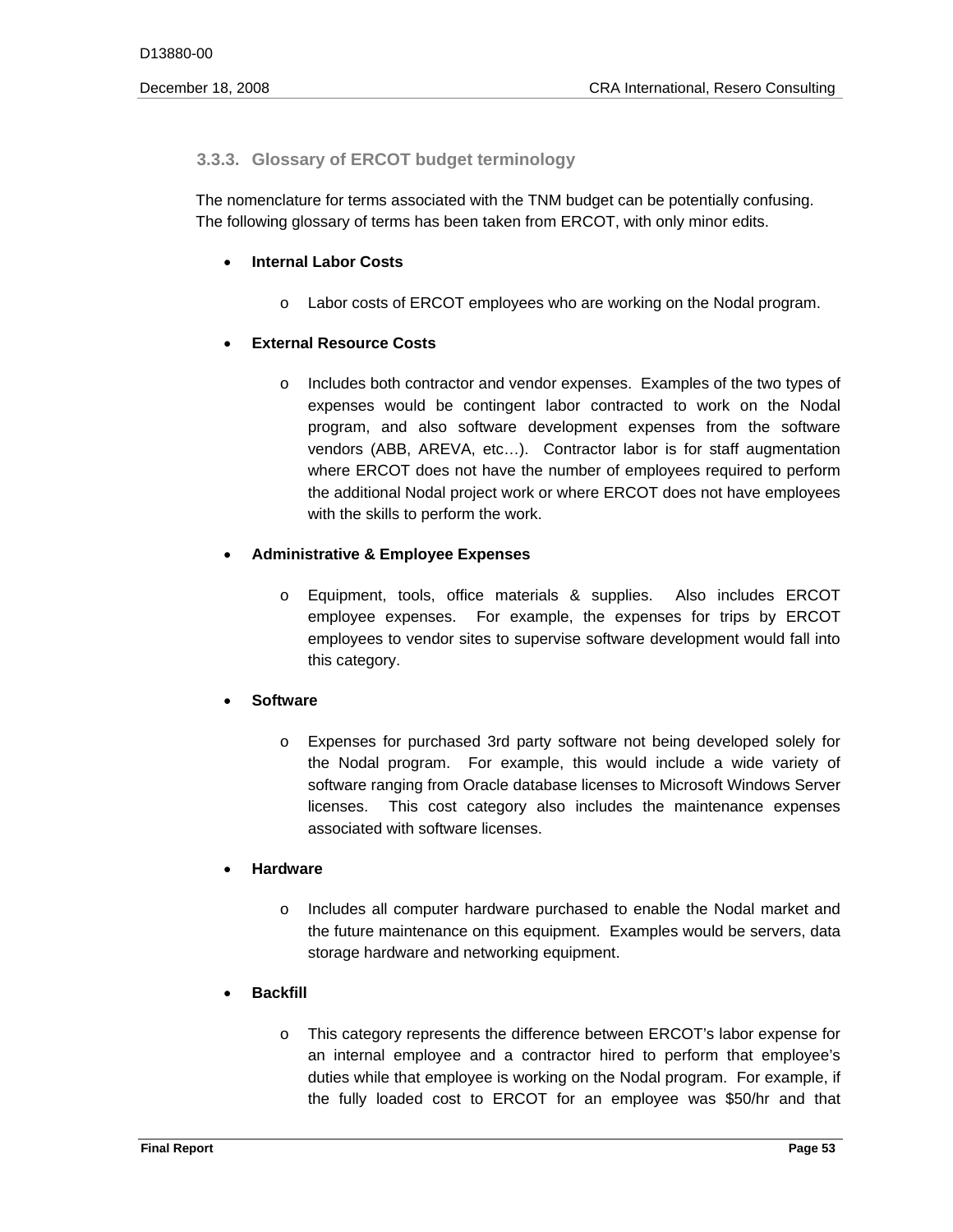### 3.3.3. Glossary of ERCOT budget terminology

The nomenclature for terms associated with the TNM budget can be potentially confusing. The following glossary of terms has been taken from ERCOT, with only minor edits.

- **Internal Labor Costs**
  - Labor costs of ERCOT employees who are working on the Nodal program.
- **External Resource Costs**
  - Includes both contractor and vendor expenses. Examples of the two types of expenses would be contingent labor contracted to work on the Nodal program, and also software development expenses from the software vendors (ABB, AREVA, etc…). Contractor labor is for staff augmentation where ERCOT does not have the number of employees required to perform the additional Nodal project work or where ERCOT does not have employees with the skills to perform the work.
- **Administrative & Employee Expenses**
  - Equipment, tools, office materials & supplies. Also includes ERCOT employee expenses. For example, the expenses for trips by ERCOT employees to vendor sites to supervise software development would fall into this category.
- **Software**
  - Expenses for purchased 3rd party software not being developed solely for the Nodal program. For example, this would include a wide variety of software ranging from Oracle database licenses to Microsoft Windows Server licenses. This cost category also includes the maintenance expenses associated with software licenses.
- **Hardware**
  - Includes all computer hardware purchased to enable the Nodal market and the future maintenance on this equipment. Examples would be servers, data storage hardware and networking equipment.
- **Backfill**
  - This category represents the difference between ERCOT's labor expense for an internal employee and a contractor hired to perform that employee's duties while that employee is working on the Nodal program. For example, if the fully loaded cost to ERCOT for an employee was $50/hr and that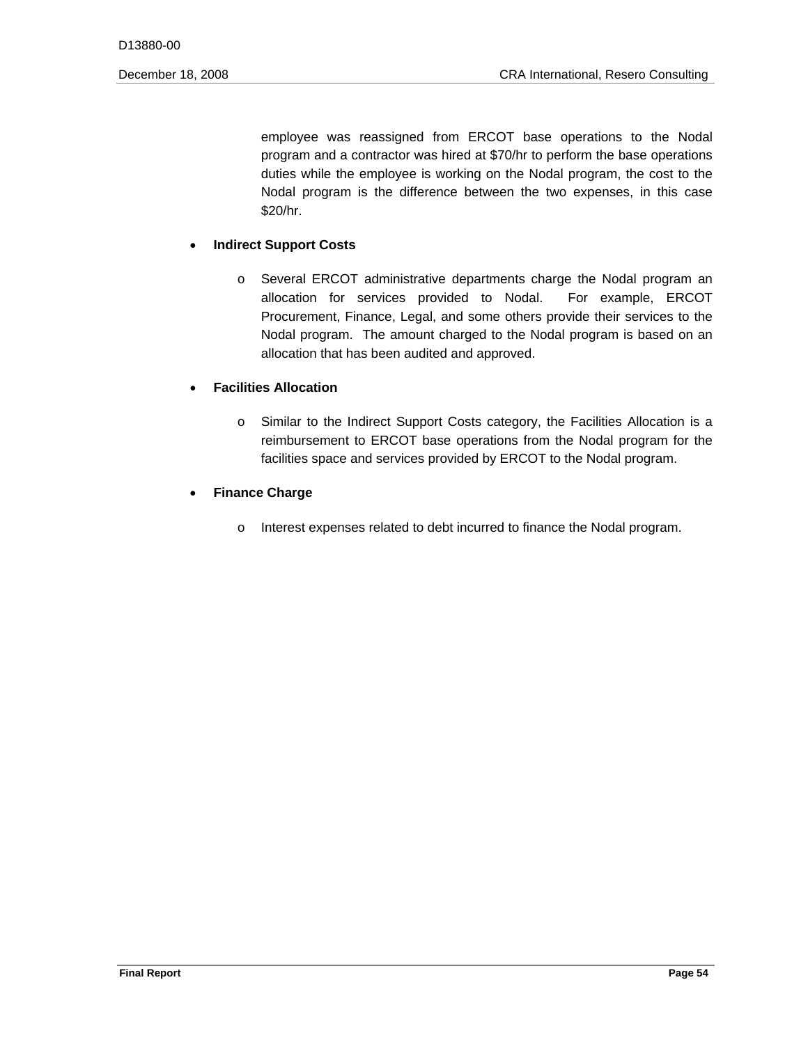employee was reassigned from ERCOT base operations to the Nodal program and a contractor was hired at $70/hr to perform the base operations duties while the employee is working on the Nodal program, the cost to the Nodal program is the difference between the two expenses, in this case $20/hr.

- **Indirect Support Costs**
  - Several ERCOT administrative departments charge the Nodal program an allocation for services provided to Nodal. For example, ERCOT Procurement, Finance, Legal, and some others provide their services to the Nodal program. The amount charged to the Nodal program is based on an allocation that has been audited and approved.

- **Facilities Allocation**
  - Similar to the Indirect Support Costs category, the Facilities Allocation is a reimbursement to ERCOT base operations from the Nodal program for the facilities space and services provided by ERCOT to the Nodal program.

- **Finance Charge**
  - Interest expenses related to debt incurred to finance the Nodal program.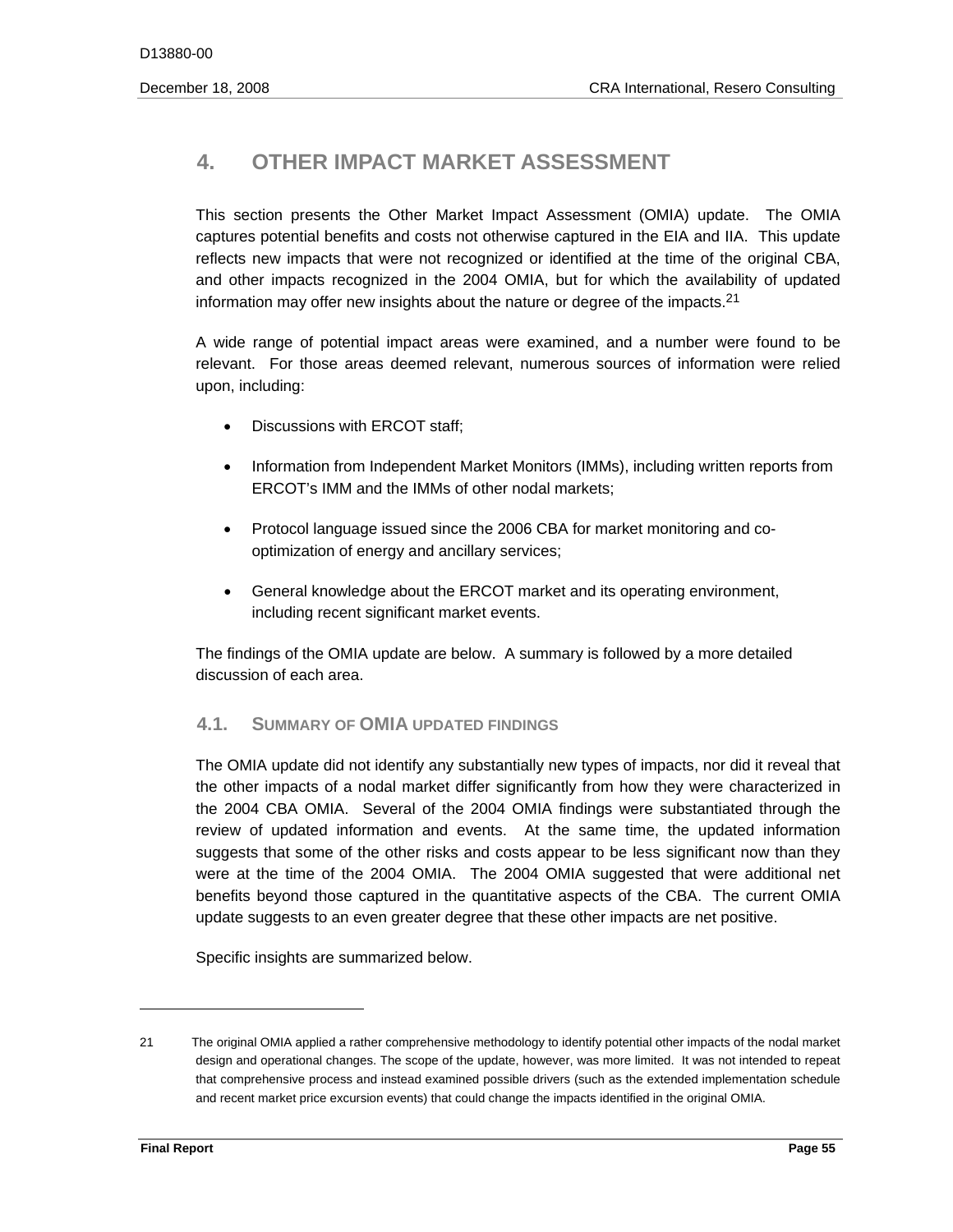# 4. OTHER IMPACT MARKET ASSESSMENT

This section presents the Other Market Impact Assessment (OMIA) update. The OMIA captures potential benefits and costs not otherwise captured in the EIA and IIA. This update reflects new impacts that were not recognized or identified at the time of the original CBA, and other impacts recognized in the 2004 OMIA, but for which the availability of updated information may offer new insights about the nature or degree of the impacts.[21]

A wide range of potential impact areas were examined, and a number were found to be relevant. For those areas deemed relevant, numerous sources of information were relied upon, including:

- Discussions with ERCOT staff;
- Information from Independent Market Monitors (IMMs), including written reports from ERCOT's IMM and the IMMs of other nodal markets;
- Protocol language issued since the 2006 CBA for market monitoring and co-optimization of energy and ancillary services;
- General knowledge about the ERCOT market and its operating environment, including recent significant market events.

The findings of the OMIA update are below. A summary is followed by a more detailed discussion of each area.

## 4.1. SUMMARY OF OMIA UPDATED FINDINGS

The OMIA update did not identify any substantially new types of impacts, nor did it reveal that the other impacts of a nodal market differ significantly from how they were characterized in the 2004 CBA OMIA. Several of the 2004 OMIA findings were substantiated through the review of updated information and events. At the same time, the updated information suggests that some of the other risks and costs appear to be less significant now than they were at the time of the 2004 OMIA. The 2004 OMIA suggested that were additional net benefits beyond those captured in the quantitative aspects of the CBA. The current OMIA update suggests to an even greater degree that these other impacts are net positive.

Specific insights are summarized below.

---

21 The original OMIA applied a rather comprehensive methodology to identify potential other impacts of the nodal market design and operational changes. The scope of the update, however, was more limited. It was not intended to repeat that comprehensive process and instead examined possible drivers (such as the extended implementation schedule and recent market price excursion events) that could change the impacts identified in the original OMIA.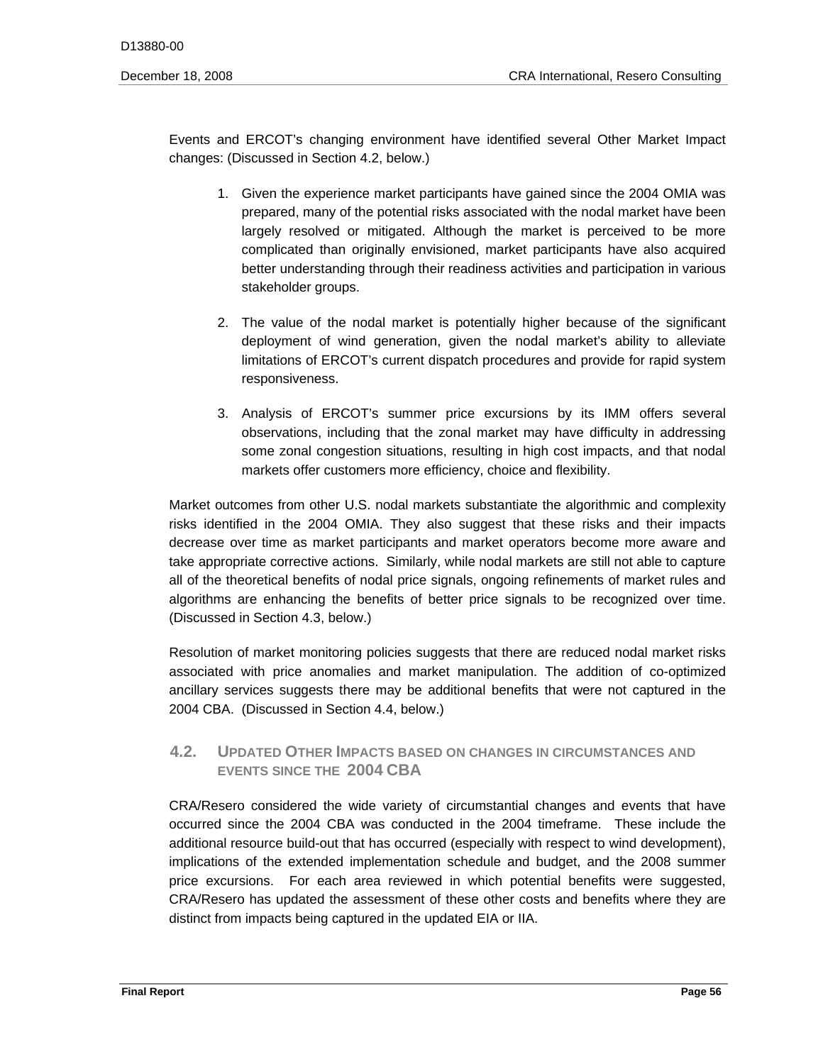Events and ERCOT's changing environment have identified several Other Market Impact changes: (Discussed in Section 4.2, below.)

1. Given the experience market participants have gained since the 2004 OMIA was prepared, many of the potential risks associated with the nodal market have been largely resolved or mitigated. Although the market is perceived to be more complicated than originally envisioned, market participants have also acquired better understanding through their readiness activities and participation in various stakeholder groups.

2. The value of the nodal market is potentially higher because of the significant deployment of wind generation, given the nodal market's ability to alleviate limitations of ERCOT's current dispatch procedures and provide for rapid system responsiveness.

3. Analysis of ERCOT's summer price excursions by its IMM offers several observations, including that the zonal market may have difficulty in addressing some zonal congestion situations, resulting in high cost impacts, and that nodal markets offer customers more efficiency, choice and flexibility.

Market outcomes from other U.S. nodal markets substantiate the algorithmic and complexity risks identified in the 2004 OMIA. They also suggest that these risks and their impacts decrease over time as market participants and market operators become more aware and take appropriate corrective actions. Similarly, while nodal markets are still not able to capture all of the theoretical benefits of nodal price signals, ongoing refinements of market rules and algorithms are enhancing the benefits of better price signals to be recognized over time. (Discussed in Section 4.3, below.)

Resolution of market monitoring policies suggests that there are reduced nodal market risks associated with price anomalies and market manipulation. The addition of co-optimized ancillary services suggests there may be additional benefits that were not captured in the 2004 CBA. (Discussed in Section 4.4, below.)

## 4.2. UPDATED OTHER IMPACTS BASED ON CHANGES IN CIRCUMSTANCES AND EVENTS SINCE THE 2004 CBA

CRA/Resero considered the wide variety of circumstantial changes and events that have occurred since the 2004 CBA was conducted in the 2004 timeframe. These include the additional resource build-out that has occurred (especially with respect to wind development), implications of the extended implementation schedule and budget, and the 2008 summer price excursions. For each area reviewed in which potential benefits were suggested, CRA/Resero has updated the assessment of these other costs and benefits where they are distinct from impacts being captured in the updated EIA or IIA.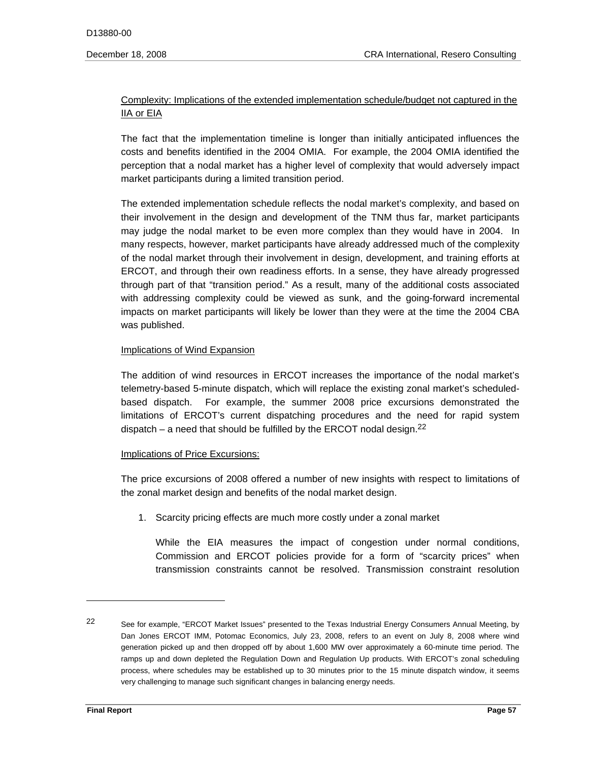Complexity: Implications of the extended implementation schedule/budget not captured in the IIA or EIA

The fact that the implementation timeline is longer than initially anticipated influences the costs and benefits identified in the 2004 OMIA. For example, the 2004 OMIA identified the perception that a nodal market has a higher level of complexity that would adversely impact market participants during a limited transition period.

The extended implementation schedule reflects the nodal market's complexity, and based on their involvement in the design and development of the TNM thus far, market participants may judge the nodal market to be even more complex than they would have in 2004. In many respects, however, market participants have already addressed much of the complexity of the nodal market through their involvement in design, development, and training efforts at ERCOT, and through their own readiness efforts. In a sense, they have already progressed through part of that "transition period." As a result, many of the additional costs associated with addressing complexity could be viewed as sunk, and the going-forward incremental impacts on market participants will likely be lower than they were at the time the 2004 CBA was published.

Implications of Wind Expansion

The addition of wind resources in ERCOT increases the importance of the nodal market's telemetry-based 5-minute dispatch, which will replace the existing zonal market's scheduled-based dispatch. For example, the summer 2008 price excursions demonstrated the limitations of ERCOT's current dispatching procedures and the need for rapid system dispatch – a need that should be fulfilled by the ERCOT nodal design.[22]

Implications of Price Excursions:

The price excursions of 2008 offered a number of new insights with respect to limitations of the zonal market design and benefits of the nodal market design.

1. Scarcity pricing effects are much more costly under a zonal market

   While the EIA measures the impact of congestion under normal conditions, Commission and ERCOT policies provide for a form of "scarcity prices" when transmission constraints cannot be resolved. Transmission constraint resolution

[22] See for example, "ERCOT Market Issues" presented to the Texas Industrial Energy Consumers Annual Meeting, by Dan Jones ERCOT IMM, Potomac Economics, July 23, 2008, refers to an event on July 8, 2008 where wind generation picked up and then dropped off by about 1,600 MW over approximately a 60-minute time period. The ramps up and down depleted the Regulation Down and Regulation Up products. With ERCOT's zonal scheduling process, where schedules may be established up to 30 minutes prior to the 15 minute dispatch window, it seems very challenging to manage such significant changes in balancing energy needs.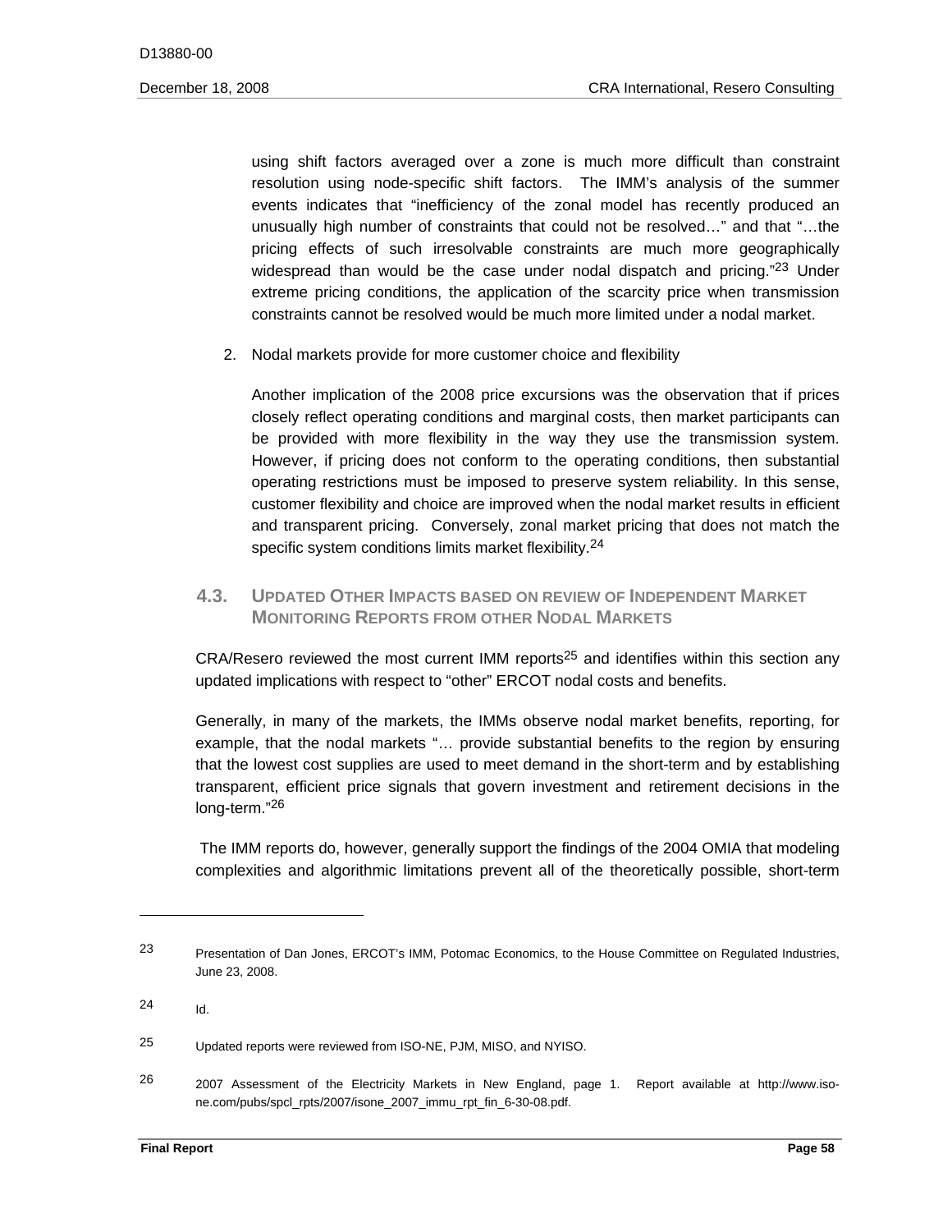using shift factors averaged over a zone is much more difficult than constraint resolution using node-specific shift factors. The IMM's analysis of the summer events indicates that "inefficiency of the zonal model has recently produced an unusually high number of constraints that could not be resolved…" and that "…the pricing effects of such irresolvable constraints are much more geographically widespread than would be the case under nodal dispatch and pricing."[23] Under extreme pricing conditions, the application of the scarcity price when transmission constraints cannot be resolved would be much more limited under a nodal market.

2. Nodal markets provide for more customer choice and flexibility

   Another implication of the 2008 price excursions was the observation that if prices closely reflect operating conditions and marginal costs, then market participants can be provided with more flexibility in the way they use the transmission system. However, if pricing does not conform to the operating conditions, then substantial operating restrictions must be imposed to preserve system reliability. In this sense, customer flexibility and choice are improved when the nodal market results in efficient and transparent pricing. Conversely, zonal market pricing that does not match the specific system conditions limits market flexibility.[24]

## 4.3. UPDATED OTHER IMPACTS BASED ON REVIEW OF INDEPENDENT MARKET MONITORING REPORTS FROM OTHER NODAL MARKETS

CRA/Resero reviewed the most current IMM reports[25] and identifies within this section any updated implications with respect to "other" ERCOT nodal costs and benefits.

Generally, in many of the markets, the IMMs observe nodal market benefits, reporting, for example, that the nodal markets "… provide substantial benefits to the region by ensuring that the lowest cost supplies are used to meet demand in the short-term and by establishing transparent, efficient price signals that govern investment and retirement decisions in the long-term."[26]

The IMM reports do, however, generally support the findings of the 2004 OMIA that modeling complexities and algorithmic limitations prevent all of the theoretically possible, short-term

---

[23] Presentation of Dan Jones, ERCOT's IMM, Potomac Economics, to the House Committee on Regulated Industries, June 23, 2008.

[24] Id.

[25] Updated reports were reviewed from ISO-NE, PJM, MISO, and NYISO.

[26] 2007 Assessment of the Electricity Markets in New England, page 1. Report available at http://www.iso-ne.com/pubs/spcl_rpts/2007/isone_2007_immu_rpt_fin_6-30-08.pdf.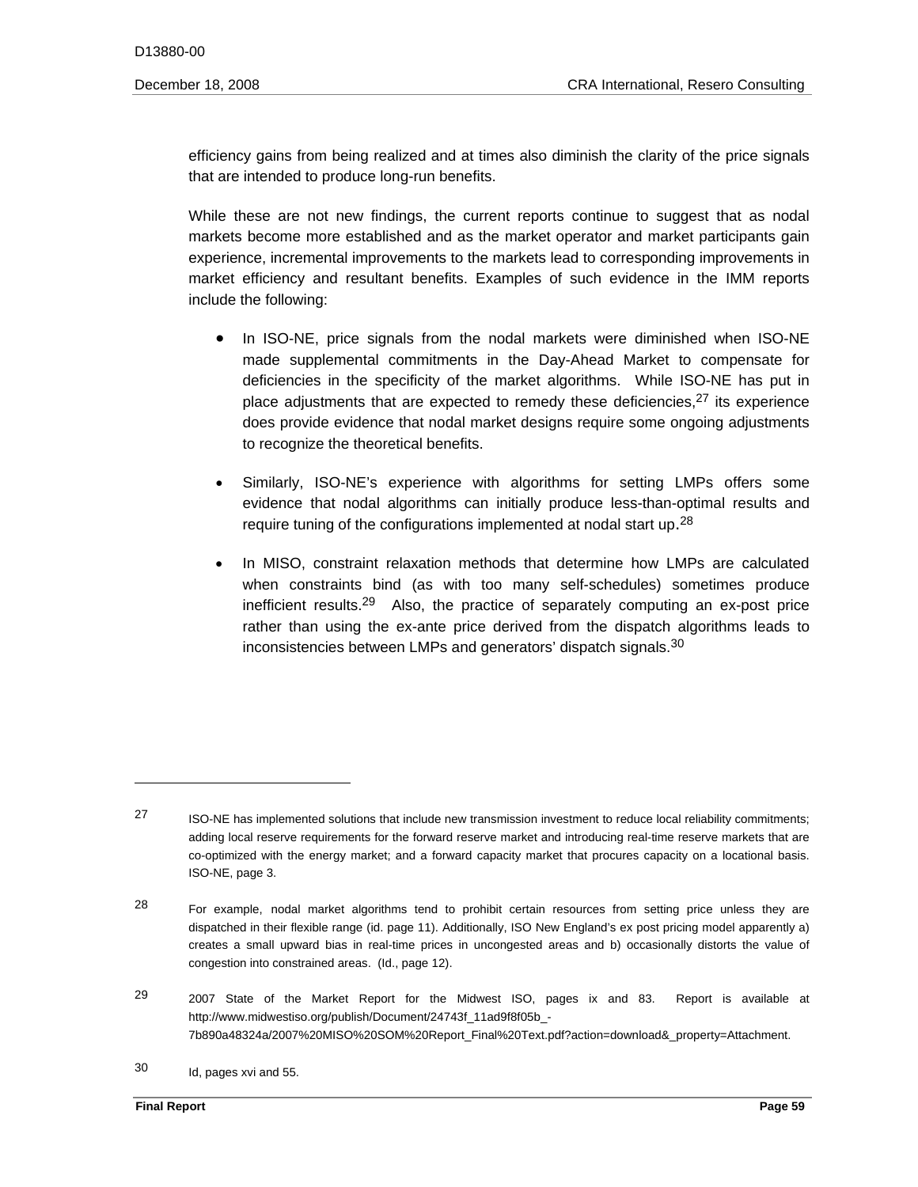efficiency gains from being realized and at times also diminish the clarity of the price signals that are intended to produce long-run benefits.

While these are not new findings, the current reports continue to suggest that as nodal markets become more established and as the market operator and market participants gain experience, incremental improvements to the markets lead to corresponding improvements in market efficiency and resultant benefits. Examples of such evidence in the IMM reports include the following:

- In ISO-NE, price signals from the nodal markets were diminished when ISO-NE made supplemental commitments in the Day-Ahead Market to compensate for deficiencies in the specificity of the market algorithms. While ISO-NE has put in place adjustments that are expected to remedy these deficiencies,[27] its experience does provide evidence that nodal market designs require some ongoing adjustments to recognize the theoretical benefits.
- Similarly, ISO-NE's experience with algorithms for setting LMPs offers some evidence that nodal algorithms can initially produce less-than-optimal results and require tuning of the configurations implemented at nodal start up.[28]
- In MISO, constraint relaxation methods that determine how LMPs are calculated when constraints bind (as with too many self-schedules) sometimes produce inefficient results.[29] Also, the practice of separately computing an ex-post price rather than using the ex-ante price derived from the dispatch algorithms leads to inconsistencies between LMPs and generators' dispatch signals.[30]

---

[27] ISO-NE has implemented solutions that include new transmission investment to reduce local reliability commitments; adding local reserve requirements for the forward reserve market and introducing real-time reserve markets that are co-optimized with the energy market; and a forward capacity market that procures capacity on a locational basis. ISO-NE, page 3.

[28] For example, nodal market algorithms tend to prohibit certain resources from setting price unless they are dispatched in their flexible range (id. page 11). Additionally, ISO New England's ex post pricing model apparently a) creates a small upward bias in real-time prices in uncongested areas and b) occasionally distorts the value of congestion into constrained areas. (Id., page 12).

[29] 2007 State of the Market Report for the Midwest ISO, pages ix and 83. Report is available at http://www.midwestiso.org/publish/Document/24743f_11ad9f8f05b_-7b890a48324a/2007%20MISO%20SOM%20Report_Final%20Text.pdf?action=download&_property=Attachment.

[30] Id, pages xvi and 55.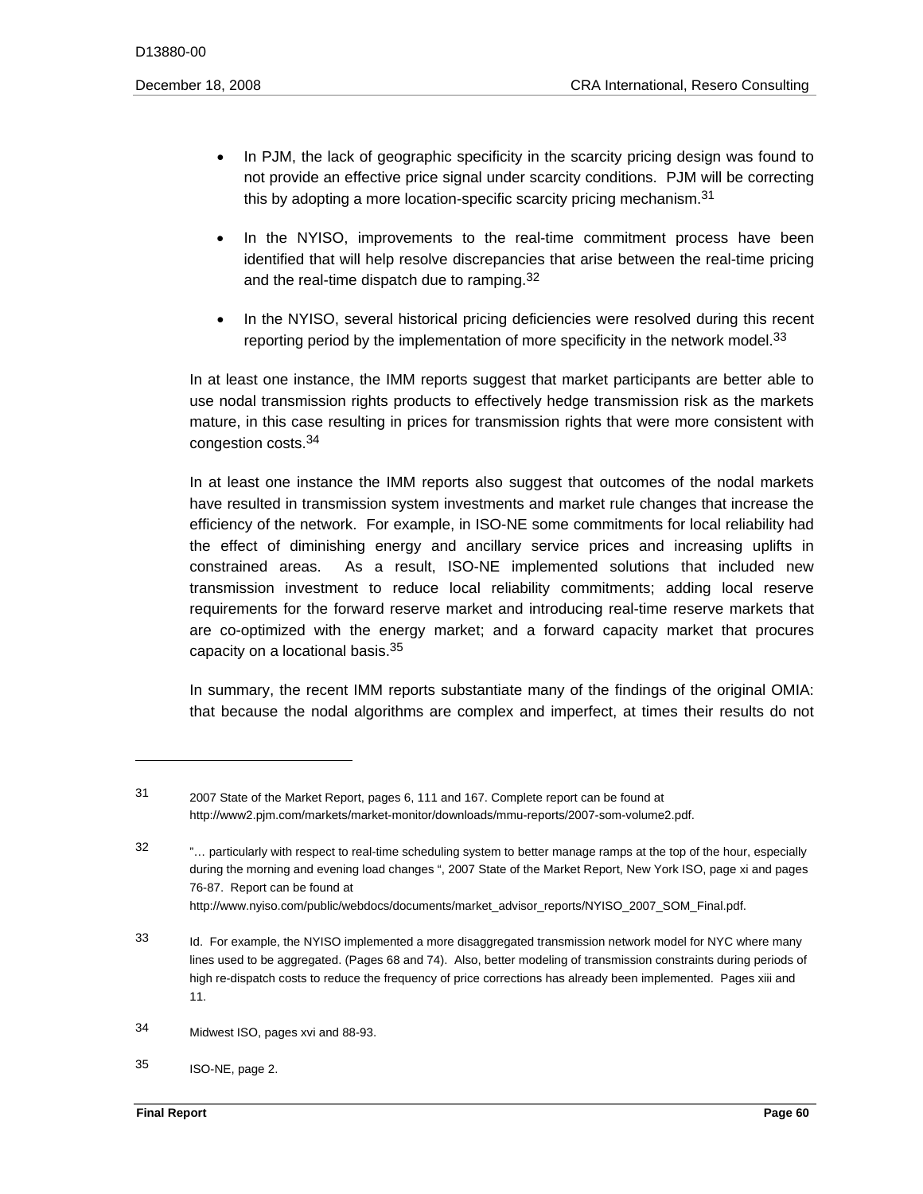- In PJM, the lack of geographic specificity in the scarcity pricing design was found to not provide an effective price signal under scarcity conditions. PJM will be correcting this by adopting a more location-specific scarcity pricing mechanism.[31]

- In the NYISO, improvements to the real-time commitment process have been identified that will help resolve discrepancies that arise between the real-time pricing and the real-time dispatch due to ramping.[32]

- In the NYISO, several historical pricing deficiencies were resolved during this recent reporting period by the implementation of more specificity in the network model.[33]

In at least one instance, the IMM reports suggest that market participants are better able to use nodal transmission rights products to effectively hedge transmission risk as the markets mature, in this case resulting in prices for transmission rights that were more consistent with congestion costs.[34]

In at least one instance the IMM reports also suggest that outcomes of the nodal markets have resulted in transmission system investments and market rule changes that increase the efficiency of the network. For example, in ISO-NE some commitments for local reliability had the effect of diminishing energy and ancillary service prices and increasing uplifts in constrained areas. As a result, ISO-NE implemented solutions that included new transmission investment to reduce local reliability commitments; adding local reserve requirements for the forward reserve market and introducing real-time reserve markets that are co-optimized with the energy market; and a forward capacity market that procures capacity on a locational basis.[35]

In summary, the recent IMM reports substantiate many of the findings of the original OMIA: that because the nodal algorithms are complex and imperfect, at times their results do not

---

31 2007 State of the Market Report, pages 6, 111 and 167. Complete report can be found at http://www2.pjm.com/markets/market-monitor/downloads/mmu-reports/2007-som-volume2.pdf.

32 "… particularly with respect to real-time scheduling system to better manage ramps at the top of the hour, especially during the morning and evening load changes ", 2007 State of the Market Report, New York ISO, page xi and pages 76-87. Report can be found at http://www.nyiso.com/public/webdocs/documents/market_advisor_reports/NYISO_2007_SOM_Final.pdf.

33 Id. For example, the NYISO implemented a more disaggregated transmission network model for NYC where many lines used to be aggregated. (Pages 68 and 74). Also, better modeling of transmission constraints during periods of high re-dispatch costs to reduce the frequency of price corrections has already been implemented. Pages xiii and 11.

34 Midwest ISO, pages xvi and 88-93.

35 ISO-NE, page 2.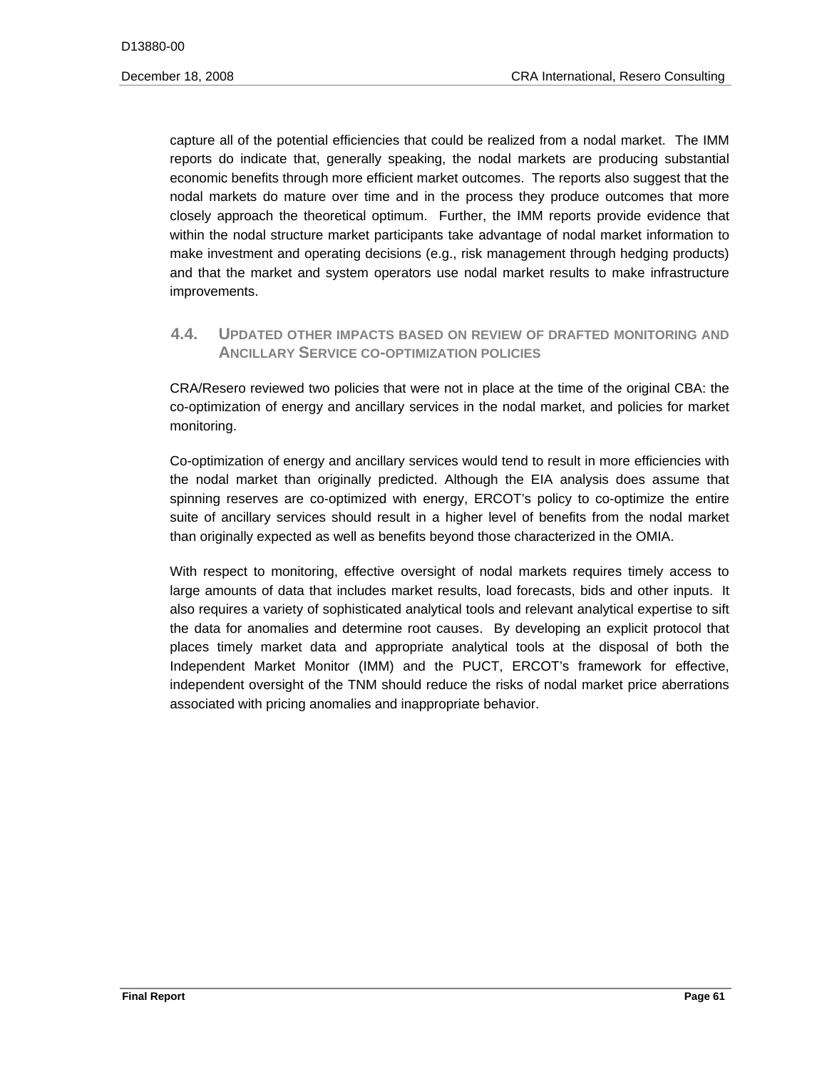capture all of the potential efficiencies that could be realized from a nodal market. The IMM reports do indicate that, generally speaking, the nodal markets are producing substantial economic benefits through more efficient market outcomes. The reports also suggest that the nodal markets do mature over time and in the process they produce outcomes that more closely approach the theoretical optimum. Further, the IMM reports provide evidence that within the nodal structure market participants take advantage of nodal market information to make investment and operating decisions (e.g., risk management through hedging products) and that the market and system operators use nodal market results to make infrastructure improvements.

## 4.4. Updated other impacts based on review of drafted monitoring and Ancillary Service co-optimization policies

CRA/Resero reviewed two policies that were not in place at the time of the original CBA: the co-optimization of energy and ancillary services in the nodal market, and policies for market monitoring.

Co-optimization of energy and ancillary services would tend to result in more efficiencies with the nodal market than originally predicted. Although the EIA analysis does assume that spinning reserves are co-optimized with energy, ERCOT's policy to co-optimize the entire suite of ancillary services should result in a higher level of benefits from the nodal market than originally expected as well as benefits beyond those characterized in the OMIA.

With respect to monitoring, effective oversight of nodal markets requires timely access to large amounts of data that includes market results, load forecasts, bids and other inputs. It also requires a variety of sophisticated analytical tools and relevant analytical expertise to sift the data for anomalies and determine root causes. By developing an explicit protocol that places timely market data and appropriate analytical tools at the disposal of both the Independent Market Monitor (IMM) and the PUCT, ERCOT's framework for effective, independent oversight of the TNM should reduce the risks of nodal market price aberrations associated with pricing anomalies and inappropriate behavior.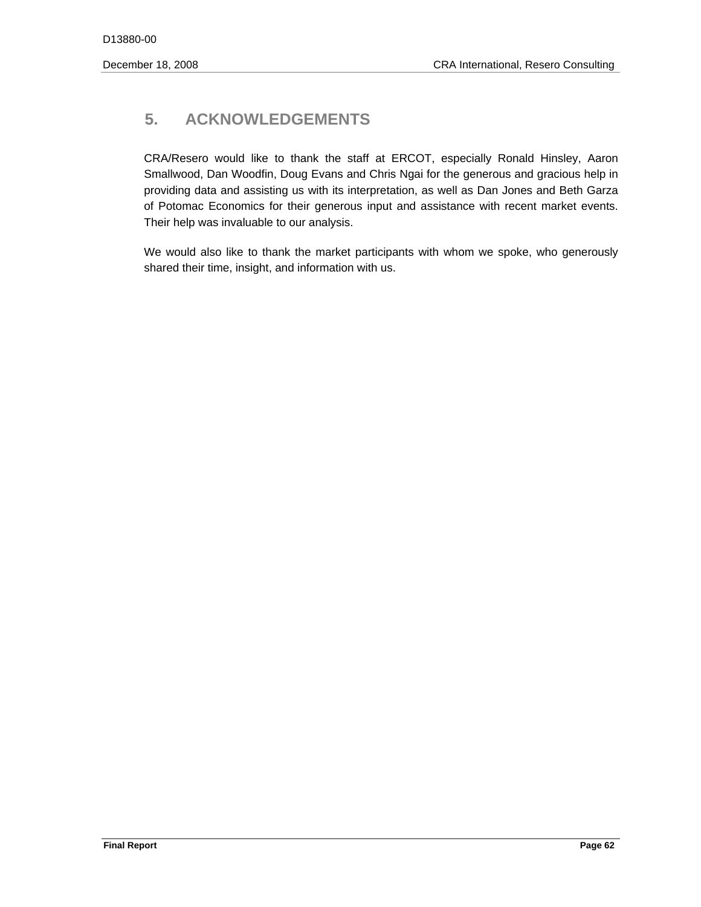# 5. ACKNOWLEDGEMENTS

CRA/Resero would like to thank the staff at ERCOT, especially Ronald Hinsley, Aaron Smallwood, Dan Woodfin, Doug Evans and Chris Ngai for the generous and gracious help in providing data and assisting us with its interpretation, as well as Dan Jones and Beth Garza of Potomac Economics for their generous input and assistance with recent market events. Their help was invaluable to our analysis.

We would also like to thank the market participants with whom we spoke, who generously shared their time, insight, and information with us.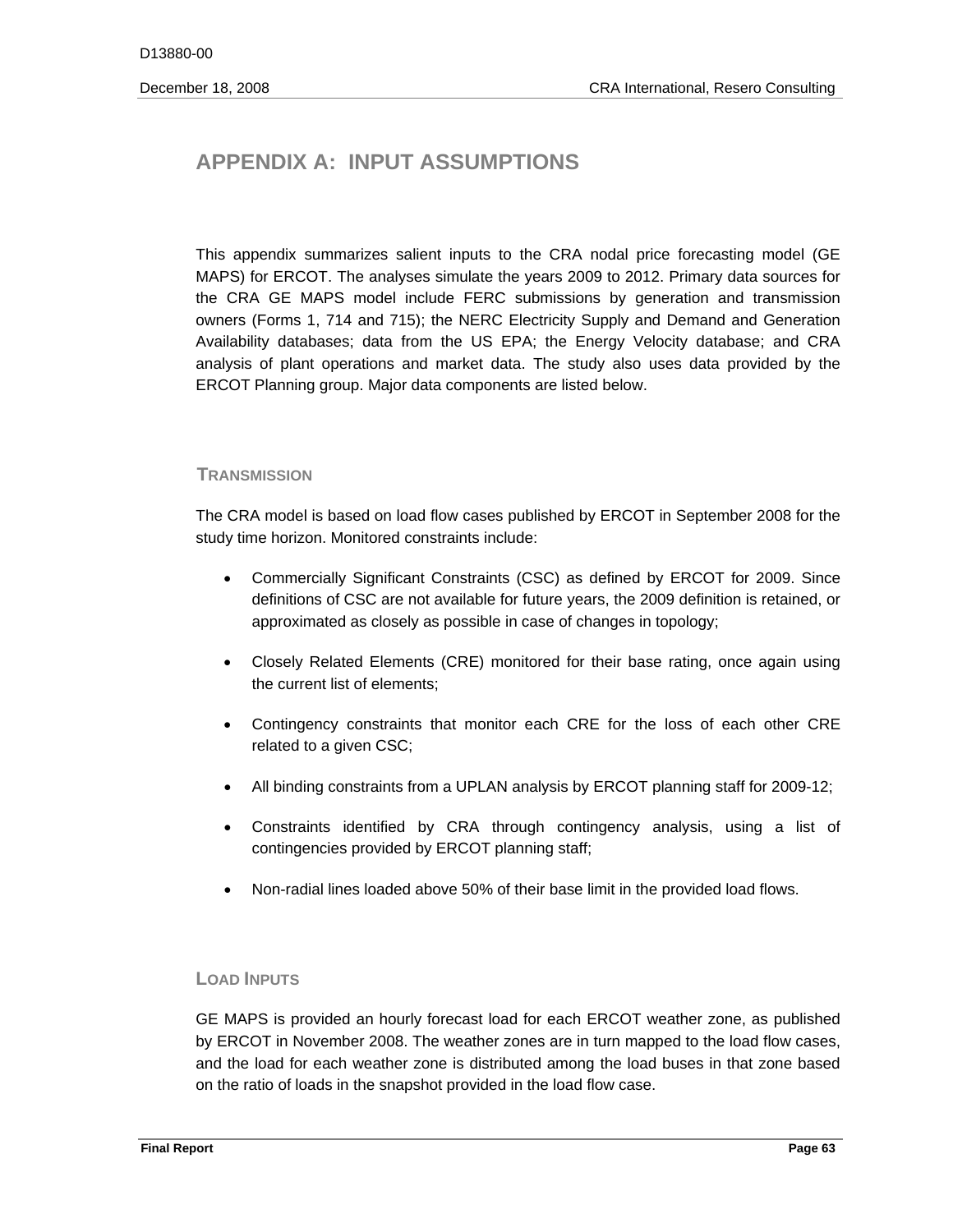# APPENDIX A: INPUT ASSUMPTIONS

This appendix summarizes salient inputs to the CRA nodal price forecasting model (GE MAPS) for ERCOT. The analyses simulate the years 2009 to 2012. Primary data sources for the CRA GE MAPS model include FERC submissions by generation and transmission owners (Forms 1, 714 and 715); the NERC Electricity Supply and Demand and Generation Availability databases; data from the US EPA; the Energy Velocity database; and CRA analysis of plant operations and market data. The study also uses data provided by the ERCOT Planning group. Major data components are listed below.

## TRANSMISSION

The CRA model is based on load flow cases published by ERCOT in September 2008 for the study time horizon. Monitored constraints include:

- Commercially Significant Constraints (CSC) as defined by ERCOT for 2009. Since definitions of CSC are not available for future years, the 2009 definition is retained, or approximated as closely as possible in case of changes in topology;
- Closely Related Elements (CRE) monitored for their base rating, once again using the current list of elements;
- Contingency constraints that monitor each CRE for the loss of each other CRE related to a given CSC;
- All binding constraints from a UPLAN analysis by ERCOT planning staff for 2009-12;
- Constraints identified by CRA through contingency analysis, using a list of contingencies provided by ERCOT planning staff;
- Non-radial lines loaded above 50% of their base limit in the provided load flows.

## LOAD INPUTS

GE MAPS is provided an hourly forecast load for each ERCOT weather zone, as published by ERCOT in November 2008. The weather zones are in turn mapped to the load flow cases, and the load for each weather zone is distributed among the load buses in that zone based on the ratio of loads in the snapshot provided in the load flow case.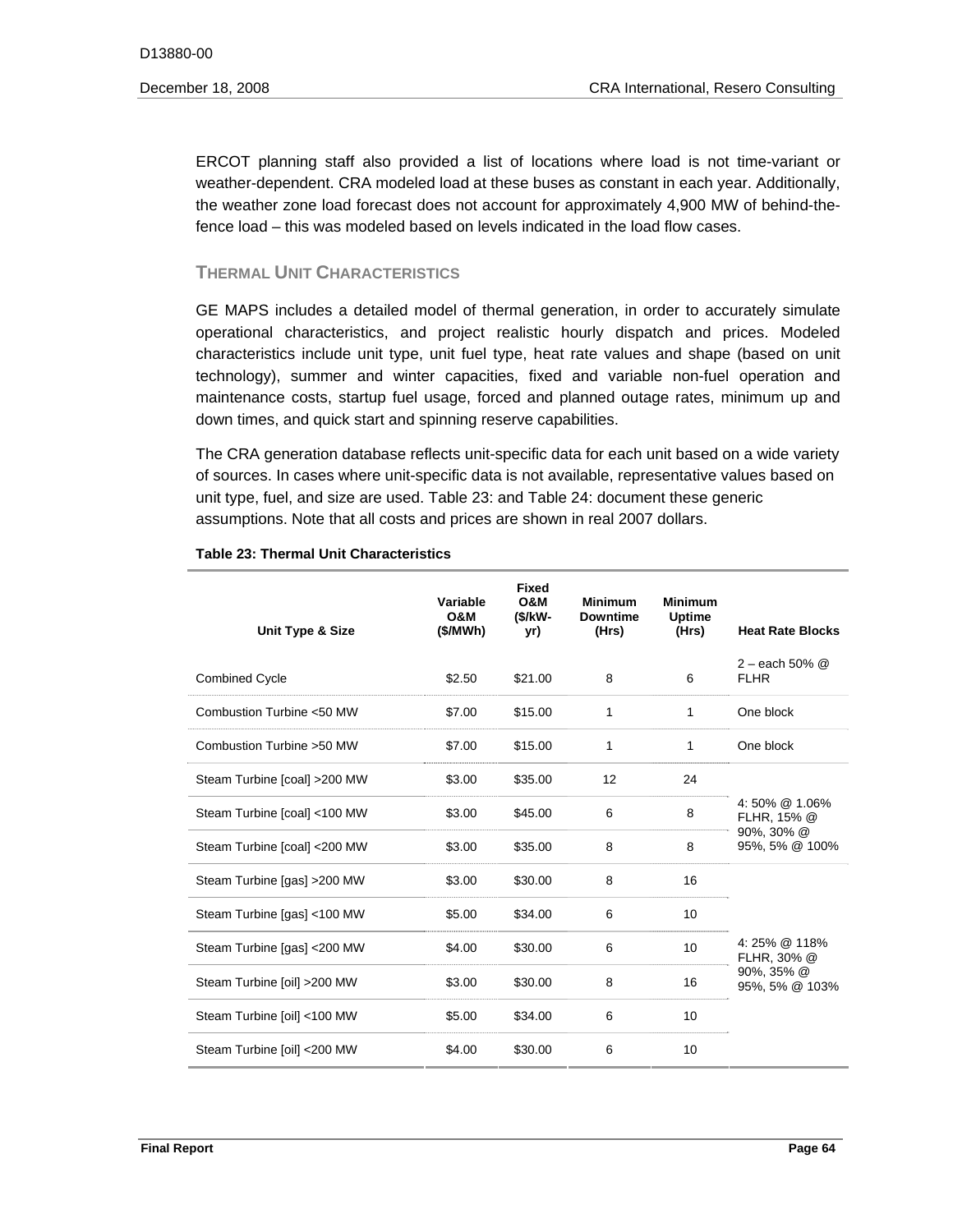ERCOT planning staff also provided a list of locations where load is not time-variant or weather-dependent. CRA modeled load at these buses as constant in each year. Additionally, the weather zone load forecast does not account for approximately 4,900 MW of behind-the-fence load – this was modeled based on levels indicated in the load flow cases.

### THERMAL UNIT CHARACTERISTICS

GE MAPS includes a detailed model of thermal generation, in order to accurately simulate operational characteristics, and project realistic hourly dispatch and prices. Modeled characteristics include unit type, unit fuel type, heat rate values and shape (based on unit technology), summer and winter capacities, fixed and variable non-fuel operation and maintenance costs, startup fuel usage, forced and planned outage rates, minimum up and down times, and quick start and spinning reserve capabilities.

The CRA generation database reflects unit-specific data for each unit based on a wide variety of sources. In cases where unit-specific data is not available, representative values based on unit type, fuel, and size are used. Table 23: and Table 24: document these generic assumptions. Note that all costs and prices are shown in real 2007 dollars.

**Table 23: Thermal Unit Characteristics**

| Unit Type & Size | Variable O&M ($/MWh) | Fixed O&M ($/kW-yr) | Minimum Downtime (Hrs) | Minimum Uptime (Hrs) | Heat Rate Blocks |
|---|---|---|---|---|---|
| Combined Cycle | $2.50 | $21.00 | 8 | 6 | 2 – each 50% @ FLHR |
| Combustion Turbine <50 MW | $7.00 | $15.00 | 1 | 1 | One block |
| Combustion Turbine >50 MW | $7.00 | $15.00 | 1 | 1 | One block |
| Steam Turbine [coal] >200 MW | $3.00 | $35.00 | 12 | 24 | 4: 50% @ 1.06% FLHR, 15% @ 90%, 30% @ 95%, 5% @ 100% |
| Steam Turbine [coal] <100 MW | $3.00 | $45.00 | 6 | 8 | |
| Steam Turbine [coal] <200 MW | $3.00 | $35.00 | 8 | 8 | |
| Steam Turbine [gas] >200 MW | $3.00 | $30.00 | 8 | 16 | 4: 25% @ 118% FLHR, 30% @ 90%, 35% @ 95%, 5% @ 103% |
| Steam Turbine [gas] <100 MW | $5.00 | $34.00 | 6 | 10 | |
| Steam Turbine [gas] <200 MW | $4.00 | $30.00 | 6 | 10 | |
| Steam Turbine [oil] >200 MW | $3.00 | $30.00 | 8 | 16 | |
| Steam Turbine [oil] <100 MW | $5.00 | $34.00 | 6 | 10 | |
| Steam Turbine [oil] <200 MW | $4.00 | $30.00 | 6 | 10 | |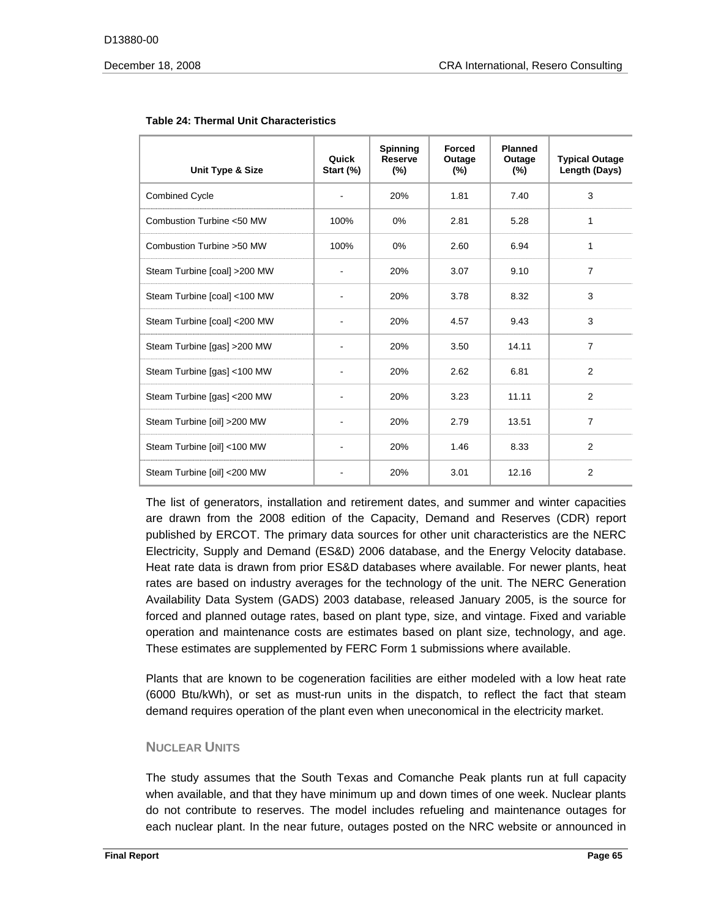**Table 24: Thermal Unit Characteristics**

| Unit Type & Size | Quick Start (%) | Spinning Reserve (%) | Forced Outage (%) | Planned Outage (%) | Typical Outage Length (Days) |
|---|---|---|---|---|---|
| Combined Cycle | - | 20% | 1.81 | 7.40 | 3 |
| Combustion Turbine <50 MW | 100% | 0% | 2.81 | 5.28 | 1 |
| Combustion Turbine >50 MW | 100% | 0% | 2.60 | 6.94 | 1 |
| Steam Turbine [coal] >200 MW | - | 20% | 3.07 | 9.10 | 7 |
| Steam Turbine [coal] <100 MW | - | 20% | 3.78 | 8.32 | 3 |
| Steam Turbine [coal] <200 MW | - | 20% | 4.57 | 9.43 | 3 |
| Steam Turbine [gas] >200 MW | - | 20% | 3.50 | 14.11 | 7 |
| Steam Turbine [gas] <100 MW | - | 20% | 2.62 | 6.81 | 2 |
| Steam Turbine [gas] <200 MW | - | 20% | 3.23 | 11.11 | 2 |
| Steam Turbine [oil] >200 MW | - | 20% | 2.79 | 13.51 | 7 |
| Steam Turbine [oil] <100 MW | - | 20% | 1.46 | 8.33 | 2 |
| Steam Turbine [oil] <200 MW | - | 20% | 3.01 | 12.16 | 2 |

The list of generators, installation and retirement dates, and summer and winter capacities are drawn from the 2008 edition of the Capacity, Demand and Reserves (CDR) report published by ERCOT. The primary data sources for other unit characteristics are the NERC Electricity, Supply and Demand (ES&D) 2006 database, and the Energy Velocity database. Heat rate data is drawn from prior ES&D databases where available. For newer plants, heat rates are based on industry averages for the technology of the unit. The NERC Generation Availability Data System (GADS) 2003 database, released January 2005, is the source for forced and planned outage rates, based on plant type, size, and vintage. Fixed and variable operation and maintenance costs are estimates based on plant size, technology, and age. These estimates are supplemented by FERC Form 1 submissions where available.

Plants that are known to be cogeneration facilities are either modeled with a low heat rate (6000 Btu/kWh), or set as must-run units in the dispatch, to reflect the fact that steam demand requires operation of the plant even when uneconomical in the electricity market.

### Nuclear Units

The study assumes that the South Texas and Comanche Peak plants run at full capacity when available, and that they have minimum up and down times of one week. Nuclear plants do not contribute to reserves. The model includes refueling and maintenance outages for each nuclear plant. In the near future, outages posted on the NRC website or announced in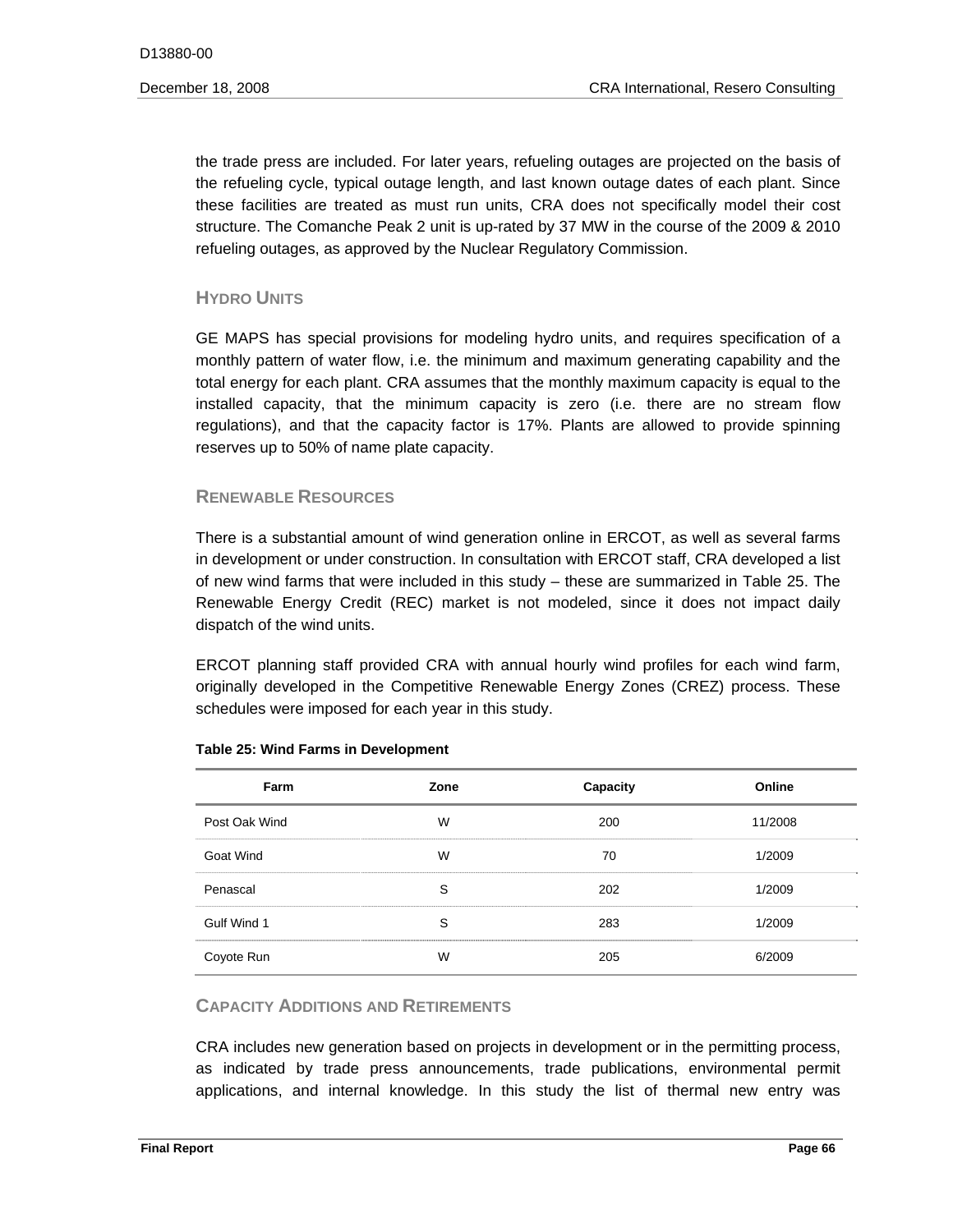the trade press are included. For later years, refueling outages are projected on the basis of the refueling cycle, typical outage length, and last known outage dates of each plant. Since these facilities are treated as must run units, CRA does not specifically model their cost structure. The Comanche Peak 2 unit is up-rated by 37 MW in the course of the 2009 & 2010 refueling outages, as approved by the Nuclear Regulatory Commission.

### Hydro Units

GE MAPS has special provisions for modeling hydro units, and requires specification of a monthly pattern of water flow, i.e. the minimum and maximum generating capability and the total energy for each plant. CRA assumes that the monthly maximum capacity is equal to the installed capacity, that the minimum capacity is zero (i.e. there are no stream flow regulations), and that the capacity factor is 17%. Plants are allowed to provide spinning reserves up to 50% of name plate capacity.

### Renewable Resources

There is a substantial amount of wind generation online in ERCOT, as well as several farms in development or under construction. In consultation with ERCOT staff, CRA developed a list of new wind farms that were included in this study – these are summarized in Table 25. The Renewable Energy Credit (REC) market is not modeled, since it does not impact daily dispatch of the wind units.

ERCOT planning staff provided CRA with annual hourly wind profiles for each wind farm, originally developed in the Competitive Renewable Energy Zones (CREZ) process. These schedules were imposed for each year in this study.

**Table 25: Wind Farms in Development**

| Farm | Zone | Capacity | Online |
|---|---|---|---|
| Post Oak Wind | W | 200 | 11/2008 |
| Goat Wind | W | 70 | 1/2009 |
| Penascal | S | 202 | 1/2009 |
| Gulf Wind 1 | S | 283 | 1/2009 |
| Coyote Run | W | 205 | 6/2009 |

### Capacity Additions and Retirements

CRA includes new generation based on projects in development or in the permitting process, as indicated by trade press announcements, trade publications, environmental permit applications, and internal knowledge. In this study the list of thermal new entry was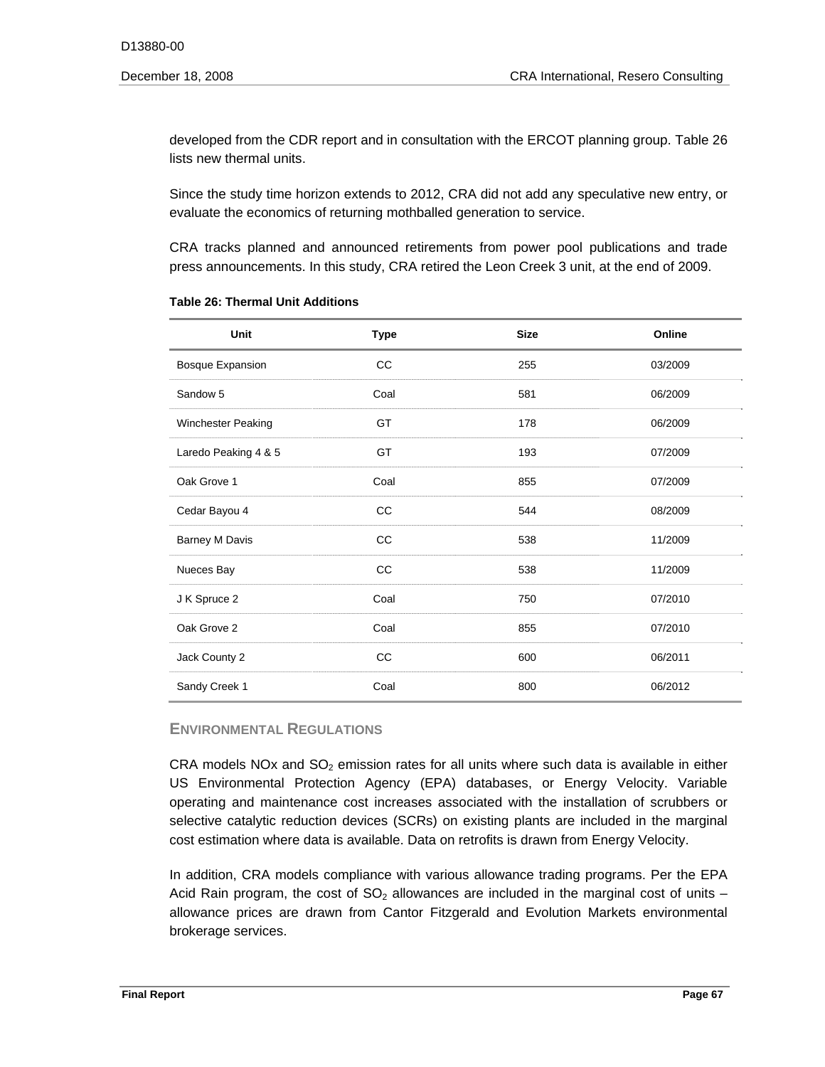developed from the CDR report and in consultation with the ERCOT planning group. Table 26 lists new thermal units.

Since the study time horizon extends to 2012, CRA did not add any speculative new entry, or evaluate the economics of returning mothballed generation to service.

CRA tracks planned and announced retirements from power pool publications and trade press announcements. In this study, CRA retired the Leon Creek 3 unit, at the end of 2009.

**Table 26: Thermal Unit Additions**

| Unit | Type | Size | Online |
| --- | --- | --- | --- |
| Bosque Expansion | CC | 255 | 03/2009 |
| Sandow 5 | Coal | 581 | 06/2009 |
| Winchester Peaking | GT | 178 | 06/2009 |
| Laredo Peaking 4 & 5 | GT | 193 | 07/2009 |
| Oak Grove 1 | Coal | 855 | 07/2009 |
| Cedar Bayou 4 | CC | 544 | 08/2009 |
| Barney M Davis | CC | 538 | 11/2009 |
| Nueces Bay | CC | 538 | 11/2009 |
| J K Spruce 2 | Coal | 750 | 07/2010 |
| Oak Grove 2 | Coal | 855 | 07/2010 |
| Jack County 2 | CC | 600 | 06/2011 |
| Sandy Creek 1 | Coal | 800 | 06/2012 |

## ENVIRONMENTAL REGULATIONS

CRA models NOx and $SO_2$ emission rates for all units where such data is available in either US Environmental Protection Agency (EPA) databases, or Energy Velocity. Variable operating and maintenance cost increases associated with the installation of scrubbers or selective catalytic reduction devices (SCRs) on existing plants are included in the marginal cost estimation where data is available. Data on retrofits is drawn from Energy Velocity.

In addition, CRA models compliance with various allowance trading programs. Per the EPA Acid Rain program, the cost of $SO_2$ allowances are included in the marginal cost of units – allowance prices are drawn from Cantor Fitzgerald and Evolution Markets environmental brokerage services.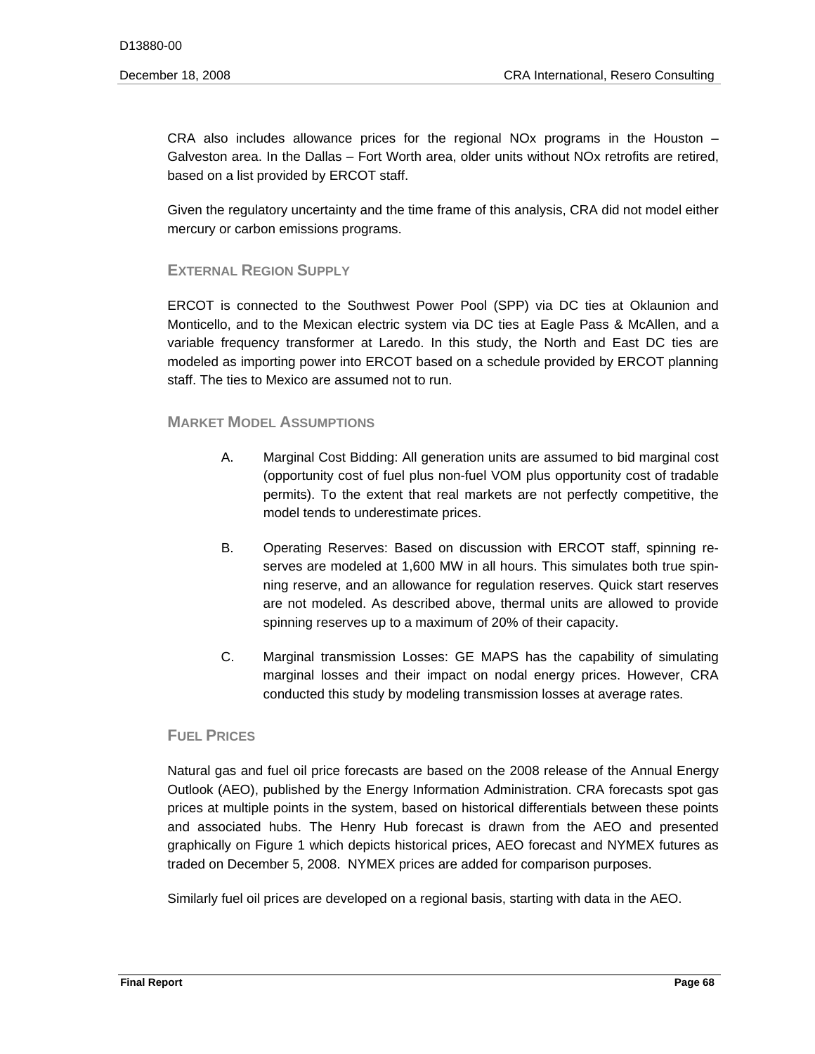CRA also includes allowance prices for the regional NOx programs in the Houston – Galveston area. In the Dallas – Fort Worth area, older units without NOx retrofits are retired, based on a list provided by ERCOT staff.

Given the regulatory uncertainty and the time frame of this analysis, CRA did not model either mercury or carbon emissions programs.

### External Region Supply

ERCOT is connected to the Southwest Power Pool (SPP) via DC ties at Oklaunion and Monticello, and to the Mexican electric system via DC ties at Eagle Pass & McAllen, and a variable frequency transformer at Laredo. In this study, the North and East DC ties are modeled as importing power into ERCOT based on a schedule provided by ERCOT planning staff. The ties to Mexico are assumed not to run.

### Market Model Assumptions

A. Marginal Cost Bidding: All generation units are assumed to bid marginal cost (opportunity cost of fuel plus non-fuel VOM plus opportunity cost of tradable permits). To the extent that real markets are not perfectly competitive, the model tends to underestimate prices.

B. Operating Reserves: Based on discussion with ERCOT staff, spinning reserves are modeled at 1,600 MW in all hours. This simulates both true spinning reserve, and an allowance for regulation reserves. Quick start reserves are not modeled. As described above, thermal units are allowed to provide spinning reserves up to a maximum of 20% of their capacity.

C. Marginal transmission Losses: GE MAPS has the capability of simulating marginal losses and their impact on nodal energy prices. However, CRA conducted this study by modeling transmission losses at average rates.

### Fuel Prices

Natural gas and fuel oil price forecasts are based on the 2008 release of the Annual Energy Outlook (AEO), published by the Energy Information Administration. CRA forecasts spot gas prices at multiple points in the system, based on historical differentials between these points and associated hubs. The Henry Hub forecast is drawn from the AEO and presented graphically on Figure 1 which depicts historical prices, AEO forecast and NYMEX futures as traded on December 5, 2008. NYMEX prices are added for comparison purposes.

Similarly fuel oil prices are developed on a regional basis, starting with data in the AEO.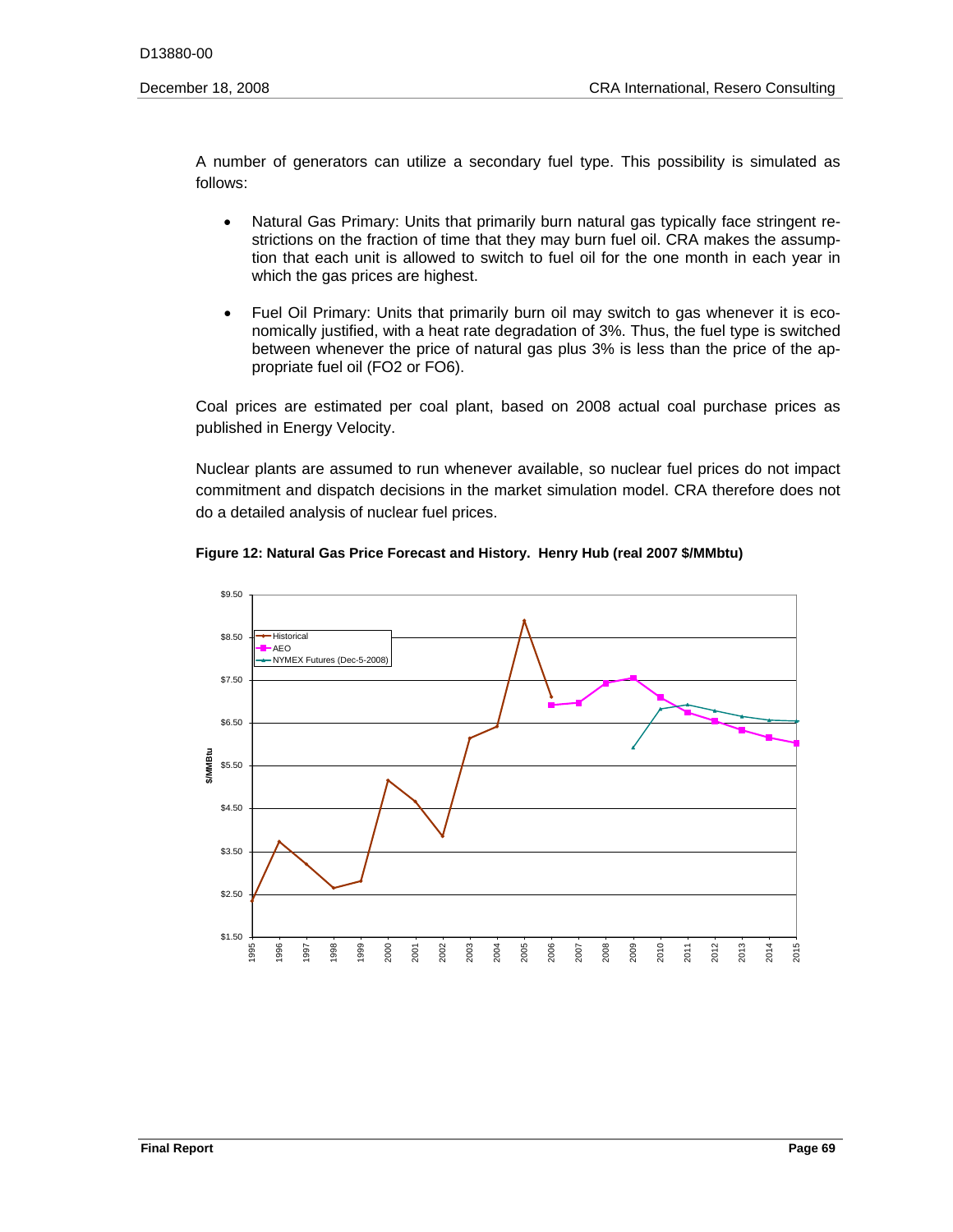A number of generators can utilize a secondary fuel type. This possibility is simulated as follows:

- Natural Gas Primary: Units that primarily burn natural gas typically face stringent restrictions on the fraction of time that they may burn fuel oil. CRA makes the assumption that each unit is allowed to switch to fuel oil for the one month in each year in which the gas prices are highest.

- Fuel Oil Primary: Units that primarily burn oil may switch to gas whenever it is economically justified, with a heat rate degradation of 3%. Thus, the fuel type is switched between whenever the price of natural gas plus 3% is less than the price of the appropriate fuel oil (FO2 or FO6).

Coal prices are estimated per coal plant, based on 2008 actual coal purchase prices as published in Energy Velocity.

Nuclear plants are assumed to run whenever available, so nuclear fuel prices do not impact commitment and dispatch decisions in the market simulation model. CRA therefore does not do a detailed analysis of nuclear fuel prices.

**Figure 12: Natural Gas Price Forecast and History. Henry Hub (real 2007 $/MMbtu)**

$/MMBtu

$9.50
$8.50
$7.50
$6.50
$5.50
$4.50
$3.50
$2.50
$1.50

1995 1996 1997 1998 1999 2000 2001 2002 2003 2004 2005 2006 2007 2008 2009 2010 2011 2012 2013 2014 2015

Historical
AEO
NYMEX Futures (Dec-5-2008)